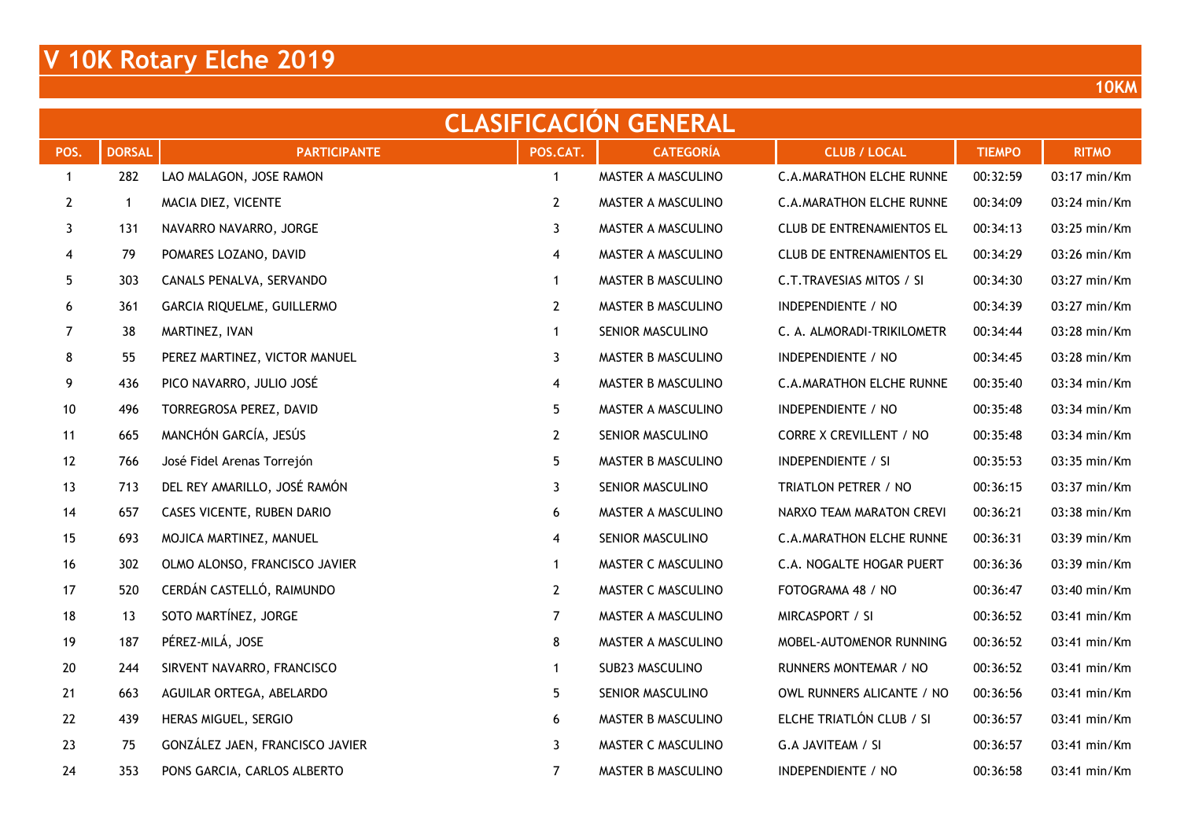# V 10K Rotary Elche 2019

**10KM**

## CLASIFICACIÓN GENERAL

| POS. | DORSAL | PARTICIPANTE | POS.CAT. | CATEGORÍA | CLUB / LOCAL | TIEMPO | RITMO |
|---|---|---|---|---|---|---|---|
| 1 | 282 | LAO MALAGON, JOSE RAMON | 1 | MASTER A MASCULINO | C.A.MARATHON ELCHE RUNNE | 00:32:59 | 03:17 min/Km |
| 2 | 1 | MACIA DIEZ, VICENTE | 2 | MASTER A MASCULINO | C.A.MARATHON ELCHE RUNNE | 00:34:09 | 03:24 min/Km |
| 3 | 131 | NAVARRO NAVARRO, JORGE | 3 | MASTER A MASCULINO | CLUB DE ENTRENAMIENTOS EL | 00:34:13 | 03:25 min/Km |
| 4 | 79 | POMARES LOZANO, DAVID | 4 | MASTER A MASCULINO | CLUB DE ENTRENAMIENTOS EL | 00:34:29 | 03:26 min/Km |
| 5 | 303 | CANALS PENALVA, SERVANDO | 1 | MASTER B MASCULINO | C.T.TRAVESIAS MITOS / SI | 00:34:30 | 03:27 min/Km |
| 6 | 361 | GARCIA RIQUELME, GUILLERMO | 2 | MASTER B MASCULINO | INDEPENDIENTE / NO | 00:34:39 | 03:27 min/Km |
| 7 | 38 | MARTINEZ, IVAN | 1 | SENIOR MASCULINO | C. A. ALMORADI-TRIKILOMETR | 00:34:44 | 03:28 min/Km |
| 8 | 55 | PEREZ MARTINEZ, VICTOR MANUEL | 3 | MASTER B MASCULINO | INDEPENDIENTE / NO | 00:34:45 | 03:28 min/Km |
| 9 | 436 | PICO NAVARRO, JULIO JOSÉ | 4 | MASTER B MASCULINO | C.A.MARATHON ELCHE RUNNE | 00:35:40 | 03:34 min/Km |
| 10 | 496 | TORREGROSA PEREZ, DAVID | 5 | MASTER A MASCULINO | INDEPENDIENTE / NO | 00:35:48 | 03:34 min/Km |
| 11 | 665 | MANCHÓN GARCÍA, JESÚS | 2 | SENIOR MASCULINO | CORRE X CREVILLENT / NO | 00:35:48 | 03:34 min/Km |
| 12 | 766 | José Fidel Arenas Torrejón | 5 | MASTER B MASCULINO | INDEPENDIENTE / SI | 00:35:53 | 03:35 min/Km |
| 13 | 713 | DEL REY AMARILLO, JOSÉ RAMÓN | 3 | SENIOR MASCULINO | TRIATLON PETRER / NO | 00:36:15 | 03:37 min/Km |
| 14 | 657 | CASES VICENTE, RUBEN DARIO | 6 | MASTER A MASCULINO | NARXO TEAM MARATON CREVI | 00:36:21 | 03:38 min/Km |
| 15 | 693 | MOJICA MARTINEZ, MANUEL | 4 | SENIOR MASCULINO | C.A.MARATHON ELCHE RUNNE | 00:36:31 | 03:39 min/Km |
| 16 | 302 | OLMO ALONSO, FRANCISCO JAVIER | 1 | MASTER C MASCULINO | C.A. NOGALTE HOGAR PUERT | 00:36:36 | 03:39 min/Km |
| 17 | 520 | CERDÁN CASTELLÓ, RAIMUNDO | 2 | MASTER C MASCULINO | FOTOGRAMA 48 / NO | 00:36:47 | 03:40 min/Km |
| 18 | 13 | SOTO MARTÍNEZ, JORGE | 7 | MASTER A MASCULINO | MIRCASPORT / SI | 00:36:52 | 03:41 min/Km |
| 19 | 187 | PÉREZ-MILÁ, JOSE | 8 | MASTER A MASCULINO | MOBEL-AUTOMENOR RUNNING | 00:36:52 | 03:41 min/Km |
| 20 | 244 | SIRVENT NAVARRO, FRANCISCO | 1 | SUB23 MASCULINO | RUNNERS MONTEMAR / NO | 00:36:52 | 03:41 min/Km |
| 21 | 663 | AGUILAR ORTEGA, ABELARDO | 5 | SENIOR MASCULINO | OWL RUNNERS ALICANTE / NO | 00:36:56 | 03:41 min/Km |
| 22 | 439 | HERAS MIGUEL, SERGIO | 6 | MASTER B MASCULINO | ELCHE TRIATLÓN CLUB / SI | 00:36:57 | 03:41 min/Km |
| 23 | 75 | GONZÁLEZ JAEN, FRANCISCO JAVIER | 3 | MASTER C MASCULINO | G.A JAVITEAM / SI | 00:36:57 | 03:41 min/Km |
| 24 | 353 | PONS GARCIA, CARLOS ALBERTO | 7 | MASTER B MASCULINO | INDEPENDIENTE / NO | 00:36:58 | 03:41 min/Km |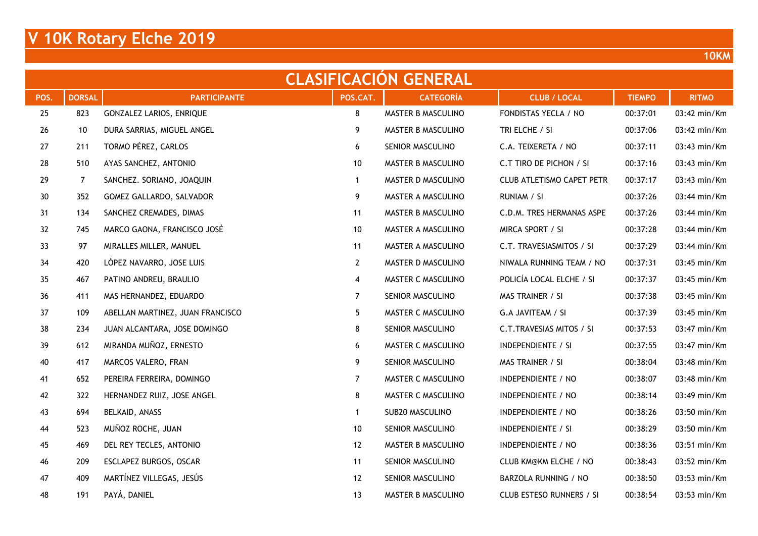# V 10K Rotary Elche 2019

10KM

## CLASIFICACIÓN GENERAL

| POS. | DORSAL | PARTICIPANTE | POS.CAT. | CATEGORÍA | CLUB / LOCAL | TIEMPO | RITMO |
|---|---|---|---|---|---|---|---|
| 25 | 823 | GONZALEZ LARIOS, ENRIQUE | 8 | MASTER B MASCULINO | FONDISTAS YECLA / NO | 00:37:01 | 03:42 min/Km |
| 26 | 10 | DURA SARRIAS, MIGUEL ANGEL | 9 | MASTER B MASCULINO | TRI ELCHE / SI | 00:37:06 | 03:42 min/Km |
| 27 | 211 | TORMO PÉREZ, CARLOS | 6 | SENIOR MASCULINO | C.A. TEIXERETA / NO | 00:37:11 | 03:43 min/Km |
| 28 | 510 | AYAS SANCHEZ, ANTONIO | 10 | MASTER B MASCULINO | C.T TIRO DE PICHON / SI | 00:37:16 | 03:43 min/Km |
| 29 | 7 | SANCHEZ. SORIANO, JOAQUIN | 1 | MASTER D MASCULINO | CLUB ATLETISMO CAPET PETR | 00:37:17 | 03:43 min/Km |
| 30 | 352 | GOMEZ GALLARDO, SALVADOR | 9 | MASTER A MASCULINO | RUNIAM / SI | 00:37:26 | 03:44 min/Km |
| 31 | 134 | SANCHEZ CREMADES, DIMAS | 11 | MASTER B MASCULINO | C.D.M. TRES HERMANAS ASPE | 00:37:26 | 03:44 min/Km |
| 32 | 745 | MARCO GAONA, FRANCISCO JOSÉ | 10 | MASTER A MASCULINO | MIRCA SPORT / SI | 00:37:28 | 03:44 min/Km |
| 33 | 97 | MIRALLES MILLER, MANUEL | 11 | MASTER A MASCULINO | C.T. TRAVESIASMITOS / SI | 00:37:29 | 03:44 min/Km |
| 34 | 420 | LÓPEZ NAVARRO, JOSE LUIS | 2 | MASTER D MASCULINO | NIWALA RUNNING TEAM / NO | 00:37:31 | 03:45 min/Km |
| 35 | 467 | PATINO ANDREU, BRAULIO | 4 | MASTER C MASCULINO | POLICÍA LOCAL ELCHE / SI | 00:37:37 | 03:45 min/Km |
| 36 | 411 | MAS HERNANDEZ, EDUARDO | 7 | SENIOR MASCULINO | MAS TRAINER / SI | 00:37:38 | 03:45 min/Km |
| 37 | 109 | ABELLAN MARTINEZ, JUAN FRANCISCO | 5 | MASTER C MASCULINO | G.A JAVITEAM / SI | 00:37:39 | 03:45 min/Km |
| 38 | 234 | JUAN ALCANTARA, JOSE DOMINGO | 8 | SENIOR MASCULINO | C.T.TRAVESIAS MITOS / SI | 00:37:53 | 03:47 min/Km |
| 39 | 612 | MIRANDA MUÑOZ, ERNESTO | 6 | MASTER C MASCULINO | INDEPENDIENTE / SI | 00:37:55 | 03:47 min/Km |
| 40 | 417 | MARCOS VALERO, FRAN | 9 | SENIOR MASCULINO | MAS TRAINER / SI | 00:38:04 | 03:48 min/Km |
| 41 | 652 | PEREIRA FERREIRA, DOMINGO | 7 | MASTER C MASCULINO | INDEPENDIENTE / NO | 00:38:07 | 03:48 min/Km |
| 42 | 322 | HERNANDEZ RUIZ, JOSE ANGEL | 8 | MASTER C MASCULINO | INDEPENDIENTE / NO | 00:38:14 | 03:49 min/Km |
| 43 | 694 | BELKAID, ANASS | 1 | SUB20 MASCULINO | INDEPENDIENTE / NO | 00:38:26 | 03:50 min/Km |
| 44 | 523 | MUÑOZ ROCHE, JUAN | 10 | SENIOR MASCULINO | INDEPENDIENTE / SI | 00:38:29 | 03:50 min/Km |
| 45 | 469 | DEL REY TECLES, ANTONIO | 12 | MASTER B MASCULINO | INDEPENDIENTE / NO | 00:38:36 | 03:51 min/Km |
| 46 | 209 | ESCLAPEZ BURGOS, OSCAR | 11 | SENIOR MASCULINO | CLUB KM@KM ELCHE / NO | 00:38:43 | 03:52 min/Km |
| 47 | 409 | MARTÍNEZ VILLEGAS, JESÚS | 12 | SENIOR MASCULINO | BARZOLA RUNNING / NO | 00:38:50 | 03:53 min/Km |
| 48 | 191 | PAYÁ, DANIEL | 13 | MASTER B MASCULINO | CLUB ESTESO RUNNERS / SI | 00:38:54 | 03:53 min/Km |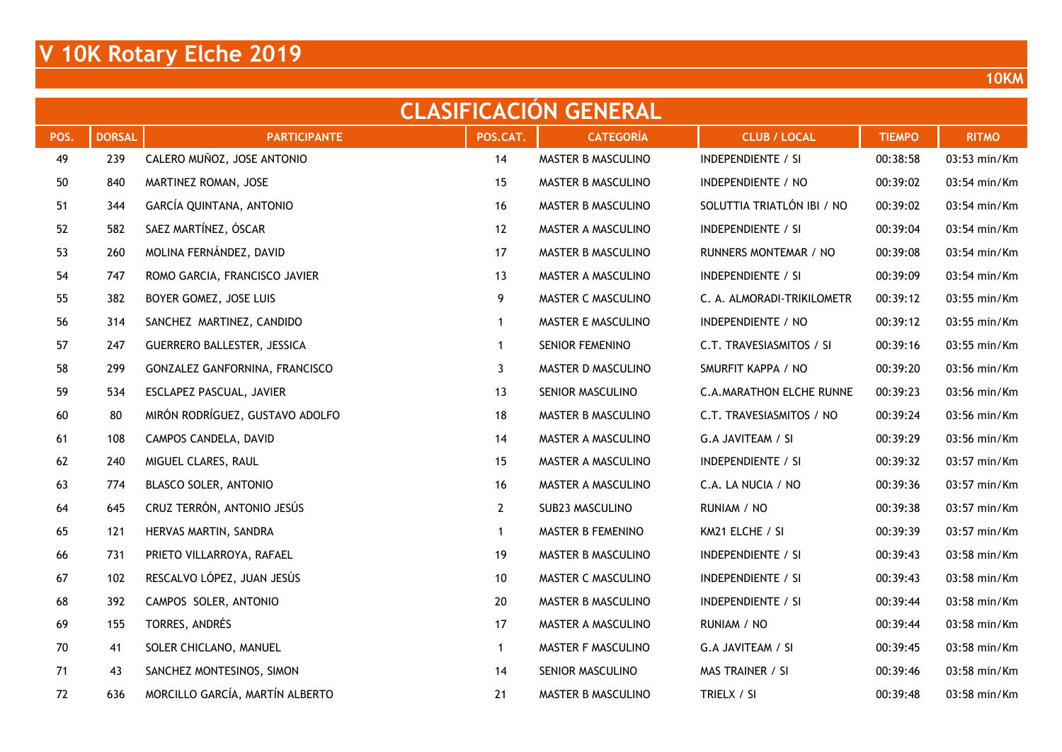# V 10K Rotary Elche 2019

10KM

## CLASIFICACIÓN GENERAL

| POS. | DORSAL | PARTICIPANTE | POS.CAT. | CATEGORÍA | CLUB / LOCAL | TIEMPO | RITMO |
|---|---|---|---|---|---|---|---|
| 49 | 239 | CALERO MUÑOZ, JOSE ANTONIO | 14 | MASTER B MASCULINO | INDEPENDIENTE / SI | 00:38:58 | 03:53 min/Km |
| 50 | 840 | MARTINEZ ROMAN, JOSE | 15 | MASTER B MASCULINO | INDEPENDIENTE / NO | 00:39:02 | 03:54 min/Km |
| 51 | 344 | GARCÍA QUINTANA, ANTONIO | 16 | MASTER B MASCULINO | SOLUTTIA TRIATLÓN IBI / NO | 00:39:02 | 03:54 min/Km |
| 52 | 582 | SAEZ MARTÍNEZ, ÓSCAR | 12 | MASTER A MASCULINO | INDEPENDIENTE / SI | 00:39:04 | 03:54 min/Km |
| 53 | 260 | MOLINA FERNÁNDEZ, DAVID | 17 | MASTER B MASCULINO | RUNNERS MONTEMAR / NO | 00:39:08 | 03:54 min/Km |
| 54 | 747 | ROMO GARCIA, FRANCISCO JAVIER | 13 | MASTER A MASCULINO | INDEPENDIENTE / SI | 00:39:09 | 03:54 min/Km |
| 55 | 382 | BOYER GOMEZ, JOSE LUIS | 9 | MASTER C MASCULINO | C. A. ALMORADI-TRIKILOMETR | 00:39:12 | 03:55 min/Km |
| 56 | 314 | SANCHEZ MARTINEZ, CANDIDO | 1 | MASTER E MASCULINO | INDEPENDIENTE / NO | 00:39:12 | 03:55 min/Km |
| 57 | 247 | GUERRERO BALLESTER, JESSICA | 1 | SENIOR FEMENINO | C.T. TRAVESIASMITOS / SI | 00:39:16 | 03:55 min/Km |
| 58 | 299 | GONZALEZ GANFORNINA, FRANCISCO | 3 | MASTER D MASCULINO | SMURFIT KAPPA / NO | 00:39:20 | 03:56 min/Km |
| 59 | 534 | ESCLAPEZ PASCUAL, JAVIER | 13 | SENIOR MASCULINO | C.A.MARATHON ELCHE RUNNE | 00:39:23 | 03:56 min/Km |
| 60 | 80 | MIRÓN RODRÍGUEZ, GUSTAVO ADOLFO | 18 | MASTER B MASCULINO | C.T. TRAVESIASMITOS / NO | 00:39:24 | 03:56 min/Km |
| 61 | 108 | CAMPOS CANDELA, DAVID | 14 | MASTER A MASCULINO | G.A JAVITEAM / SI | 00:39:29 | 03:56 min/Km |
| 62 | 240 | MIGUEL CLARES, RAUL | 15 | MASTER A MASCULINO | INDEPENDIENTE / SI | 00:39:32 | 03:57 min/Km |
| 63 | 774 | BLASCO SOLER, ANTONIO | 16 | MASTER A MASCULINO | C.A. LA NUCIA / NO | 00:39:36 | 03:57 min/Km |
| 64 | 645 | CRUZ TERRÓN, ANTONIO JESÚS | 2 | SUB23 MASCULINO | RUNIAM / NO | 00:39:38 | 03:57 min/Km |
| 65 | 121 | HERVAS MARTIN, SANDRA | 1 | MASTER B FEMENINO | KM21 ELCHE / SI | 00:39:39 | 03:57 min/Km |
| 66 | 731 | PRIETO VILLARROYA, RAFAEL | 19 | MASTER B MASCULINO | INDEPENDIENTE / SI | 00:39:43 | 03:58 min/Km |
| 67 | 102 | RESCALVO LÓPEZ, JUAN JESÚS | 10 | MASTER C MASCULINO | INDEPENDIENTE / SI | 00:39:43 | 03:58 min/Km |
| 68 | 392 | CAMPOS SOLER, ANTONIO | 20 | MASTER B MASCULINO | INDEPENDIENTE / SI | 00:39:44 | 03:58 min/Km |
| 69 | 155 | TORRES, ANDRÉS | 17 | MASTER A MASCULINO | RUNIAM / NO | 00:39:44 | 03:58 min/Km |
| 70 | 41 | SOLER CHICLANO, MANUEL | 1 | MASTER F MASCULINO | G.A JAVITEAM / SI | 00:39:45 | 03:58 min/Km |
| 71 | 43 | SANCHEZ MONTESINOS, SIMON | 14 | SENIOR MASCULINO | MAS TRAINER / SI | 00:39:46 | 03:58 min/Km |
| 72 | 636 | MORCILLO GARCÍA, MARTÍN ALBERTO | 21 | MASTER B MASCULINO | TRIELX / SI | 00:39:48 | 03:58 min/Km |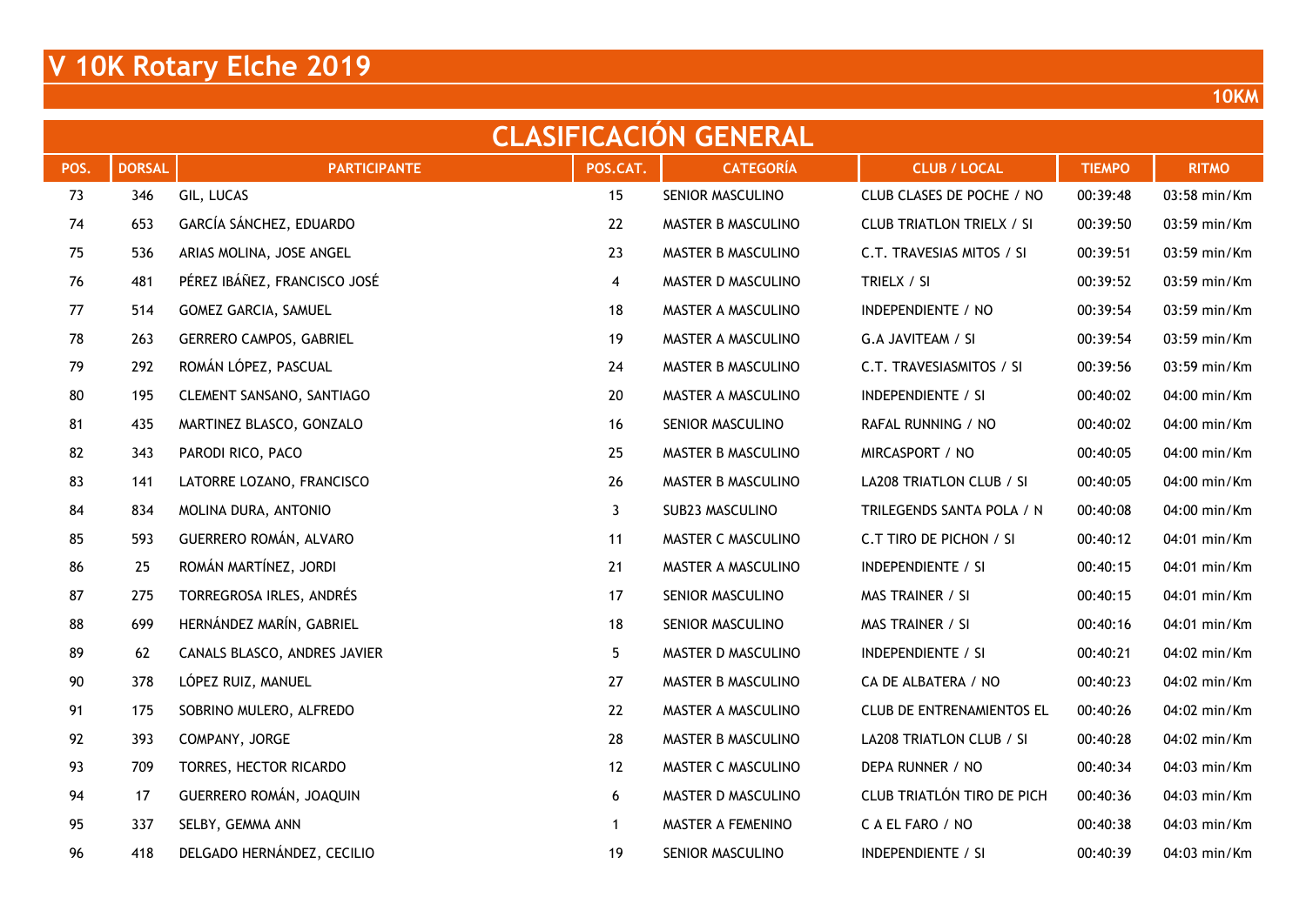# V 10K Rotary Elche 2019

**10KM**

## CLASIFICACIÓN GENERAL

| POS. | DORSAL | PARTICIPANTE | POS.CAT. | CATEGORÍA | CLUB / LOCAL | TIEMPO | RITMO |
|---|---|---|---|---|---|---|---|
| 73 | 346 | GIL, LUCAS | 15 | SENIOR MASCULINO | CLUB CLASES DE POCHE / NO | 00:39:48 | 03:58 min/Km |
| 74 | 653 | GARCÍA SÁNCHEZ, EDUARDO | 22 | MASTER B MASCULINO | CLUB TRIATLON TRIELX / SI | 00:39:50 | 03:59 min/Km |
| 75 | 536 | ARIAS MOLINA, JOSE ANGEL | 23 | MASTER B MASCULINO | C.T. TRAVESIAS MITOS / SI | 00:39:51 | 03:59 min/Km |
| 76 | 481 | PÉREZ IBÁÑEZ, FRANCISCO JOSÉ | 4 | MASTER D MASCULINO | TRIELX / SI | 00:39:52 | 03:59 min/Km |
| 77 | 514 | GOMEZ GARCIA, SAMUEL | 18 | MASTER A MASCULINO | INDEPENDIENTE / NO | 00:39:54 | 03:59 min/Km |
| 78 | 263 | GERRERO CAMPOS, GABRIEL | 19 | MASTER A MASCULINO | G.A JAVITEAM / SI | 00:39:54 | 03:59 min/Km |
| 79 | 292 | ROMÁN LÓPEZ, PASCUAL | 24 | MASTER B MASCULINO | C.T. TRAVESIASMITOS / SI | 00:39:56 | 03:59 min/Km |
| 80 | 195 | CLEMENT SANSANO, SANTIAGO | 20 | MASTER A MASCULINO | INDEPENDIENTE / SI | 00:40:02 | 04:00 min/Km |
| 81 | 435 | MARTINEZ BLASCO, GONZALO | 16 | SENIOR MASCULINO | RAFAL RUNNING / NO | 00:40:02 | 04:00 min/Km |
| 82 | 343 | PARODI RICO, PACO | 25 | MASTER B MASCULINO | MIRCASPORT / NO | 00:40:05 | 04:00 min/Km |
| 83 | 141 | LATORRE LOZANO, FRANCISCO | 26 | MASTER B MASCULINO | LA208 TRIATLON CLUB / SI | 00:40:05 | 04:00 min/Km |
| 84 | 834 | MOLINA DURA, ANTONIO | 3 | SUB23 MASCULINO | TRILEGENDS SANTA POLA / N | 00:40:08 | 04:00 min/Km |
| 85 | 593 | GUERRERO ROMÁN, ALVARO | 11 | MASTER C MASCULINO | C.T TIRO DE PICHON / SI | 00:40:12 | 04:01 min/Km |
| 86 | 25 | ROMÁN MARTÍNEZ, JORDI | 21 | MASTER A MASCULINO | INDEPENDIENTE / SI | 00:40:15 | 04:01 min/Km |
| 87 | 275 | TORREGROSA IRLES, ANDRÉS | 17 | SENIOR MASCULINO | MAS TRAINER / SI | 00:40:15 | 04:01 min/Km |
| 88 | 699 | HERNÁNDEZ MARÍN, GABRIEL | 18 | SENIOR MASCULINO | MAS TRAINER / SI | 00:40:16 | 04:01 min/Km |
| 89 | 62 | CANALS BLASCO, ANDRES JAVIER | 5 | MASTER D MASCULINO | INDEPENDIENTE / SI | 00:40:21 | 04:02 min/Km |
| 90 | 378 | LÓPEZ RUIZ, MANUEL | 27 | MASTER B MASCULINO | CA DE ALBATERA / NO | 00:40:23 | 04:02 min/Km |
| 91 | 175 | SOBRINO MULERO, ALFREDO | 22 | MASTER A MASCULINO | CLUB DE ENTRENAMIENTOS EL | 00:40:26 | 04:02 min/Km |
| 92 | 393 | COMPANY, JORGE | 28 | MASTER B MASCULINO | LA208 TRIATLON CLUB / SI | 00:40:28 | 04:02 min/Km |
| 93 | 709 | TORRES, HECTOR RICARDO | 12 | MASTER C MASCULINO | DEPA RUNNER / NO | 00:40:34 | 04:03 min/Km |
| 94 | 17 | GUERRERO ROMÁN, JOAQUIN | 6 | MASTER D MASCULINO | CLUB TRIATLÓN TIRO DE PICH | 00:40:36 | 04:03 min/Km |
| 95 | 337 | SELBY, GEMMA ANN | 1 | MASTER A FEMENINO | C A EL FARO / NO | 00:40:38 | 04:03 min/Km |
| 96 | 418 | DELGADO HERNÁNDEZ, CECILIO | 19 | SENIOR MASCULINO | INDEPENDIENTE / SI | 00:40:39 | 04:03 min/Km |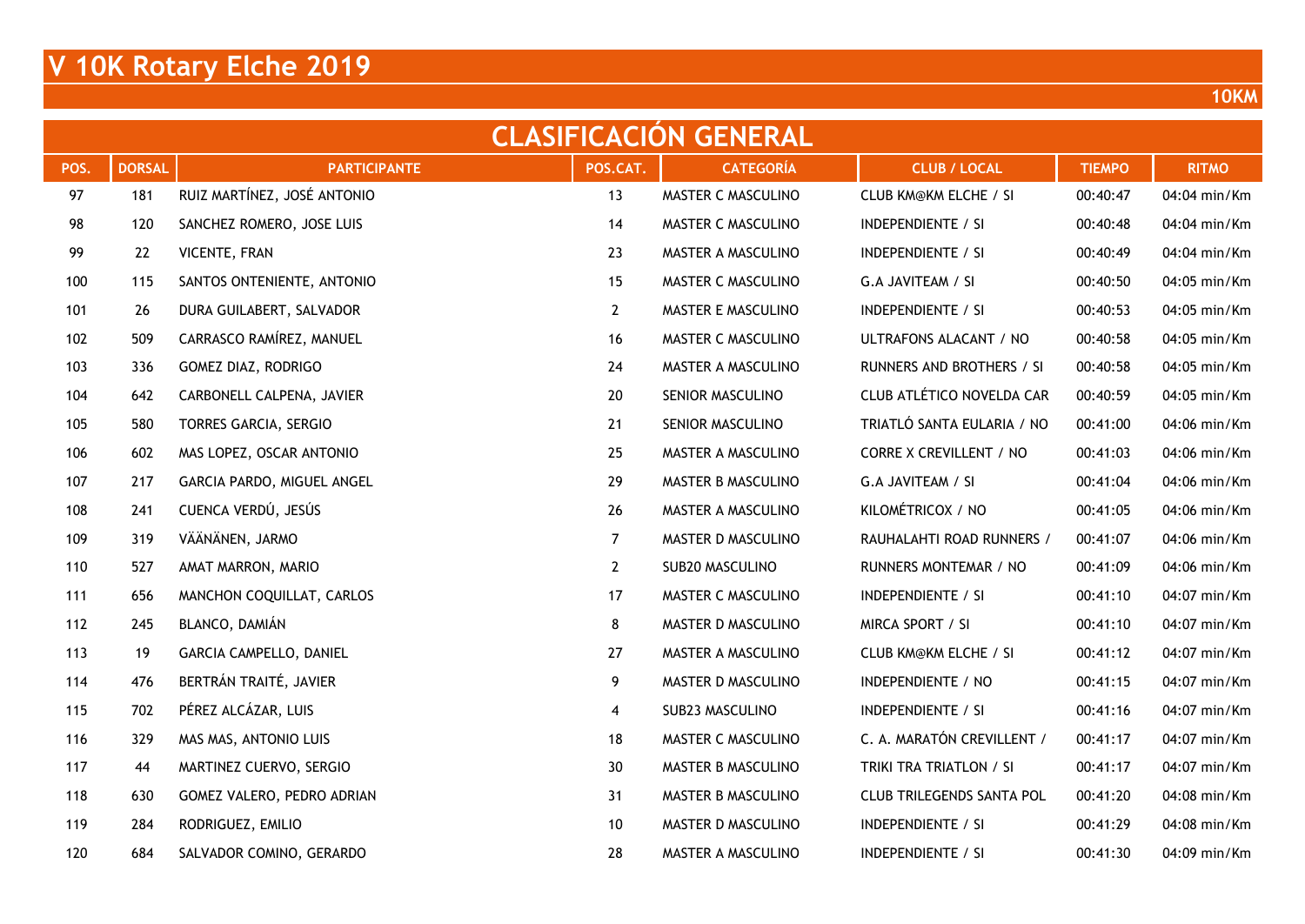# V 10K Rotary Elche 2019

**10KM**

## CLASIFICACIÓN GENERAL

| POS. | DORSAL | PARTICIPANTE | POS.CAT. | CATEGORÍA | CLUB / LOCAL | TIEMPO | RITMO |
|---|---|---|---|---|---|---|---|
| 97 | 181 | RUIZ MARTÍNEZ, JOSÉ ANTONIO | 13 | MASTER C MASCULINO | CLUB KM@KM ELCHE / SI | 00:40:47 | 04:04 min/Km |
| 98 | 120 | SANCHEZ ROMERO, JOSE LUIS | 14 | MASTER C MASCULINO | INDEPENDIENTE / SI | 00:40:48 | 04:04 min/Km |
| 99 | 22 | VICENTE, FRAN | 23 | MASTER A MASCULINO | INDEPENDIENTE / SI | 00:40:49 | 04:04 min/Km |
| 100 | 115 | SANTOS ONTENIENTE, ANTONIO | 15 | MASTER C MASCULINO | G.A JAVITEAM / SI | 00:40:50 | 04:05 min/Km |
| 101 | 26 | DURA GUILABERT, SALVADOR | 2 | MASTER E MASCULINO | INDEPENDIENTE / SI | 00:40:53 | 04:05 min/Km |
| 102 | 509 | CARRASCO RAMÍREZ, MANUEL | 16 | MASTER C MASCULINO | ULTRAFONS ALACANT / NO | 00:40:58 | 04:05 min/Km |
| 103 | 336 | GOMEZ DIAZ, RODRIGO | 24 | MASTER A MASCULINO | RUNNERS AND BROTHERS / SI | 00:40:58 | 04:05 min/Km |
| 104 | 642 | CARBONELL CALPENA, JAVIER | 20 | SENIOR MASCULINO | CLUB ATLÉTICO NOVELDA CAR | 00:40:59 | 04:05 min/Km |
| 105 | 580 | TORRES GARCIA, SERGIO | 21 | SENIOR MASCULINO | TRIATLÓ SANTA EULARIA / NO | 00:41:00 | 04:06 min/Km |
| 106 | 602 | MAS LOPEZ, OSCAR ANTONIO | 25 | MASTER A MASCULINO | CORRE X CREVILLENT / NO | 00:41:03 | 04:06 min/Km |
| 107 | 217 | GARCIA PARDO, MIGUEL ANGEL | 29 | MASTER B MASCULINO | G.A JAVITEAM / SI | 00:41:04 | 04:06 min/Km |
| 108 | 241 | CUENCA VERDÚ, JESÚS | 26 | MASTER A MASCULINO | KILOMÉTRICOX / NO | 00:41:05 | 04:06 min/Km |
| 109 | 319 | VÄÄNÄNEN, JARMO | 7 | MASTER D MASCULINO | RAUHALAHTI ROAD RUNNERS / | 00:41:07 | 04:06 min/Km |
| 110 | 527 | AMAT MARRON, MARIO | 2 | SUB20 MASCULINO | RUNNERS MONTEMAR / NO | 00:41:09 | 04:06 min/Km |
| 111 | 656 | MANCHON COQUILLAT, CARLOS | 17 | MASTER C MASCULINO | INDEPENDIENTE / SI | 00:41:10 | 04:07 min/Km |
| 112 | 245 | BLANCO, DAMIÁN | 8 | MASTER D MASCULINO | MIRCA SPORT / SI | 00:41:10 | 04:07 min/Km |
| 113 | 19 | GARCIA CAMPELLO, DANIEL | 27 | MASTER A MASCULINO | CLUB KM@KM ELCHE / SI | 00:41:12 | 04:07 min/Km |
| 114 | 476 | BERTRÁN TRAITÉ, JAVIER | 9 | MASTER D MASCULINO | INDEPENDIENTE / NO | 00:41:15 | 04:07 min/Km |
| 115 | 702 | PÉREZ ALCÁZAR, LUIS | 4 | SUB23 MASCULINO | INDEPENDIENTE / SI | 00:41:16 | 04:07 min/Km |
| 116 | 329 | MAS MAS, ANTONIO LUIS | 18 | MASTER C MASCULINO | C. A. MARATÓN CREVILLENT / | 00:41:17 | 04:07 min/Km |
| 117 | 44 | MARTINEZ CUERVO, SERGIO | 30 | MASTER B MASCULINO | TRIKI TRA TRIATLON / SI | 00:41:17 | 04:07 min/Km |
| 118 | 630 | GOMEZ VALERO, PEDRO ADRIAN | 31 | MASTER B MASCULINO | CLUB TRILEGENDS SANTA POL | 00:41:20 | 04:08 min/Km |
| 119 | 284 | RODRIGUEZ, EMILIO | 10 | MASTER D MASCULINO | INDEPENDIENTE / SI | 00:41:29 | 04:08 min/Km |
| 120 | 684 | SALVADOR COMINO, GERARDO | 28 | MASTER A MASCULINO | INDEPENDIENTE / SI | 00:41:30 | 04:09 min/Km |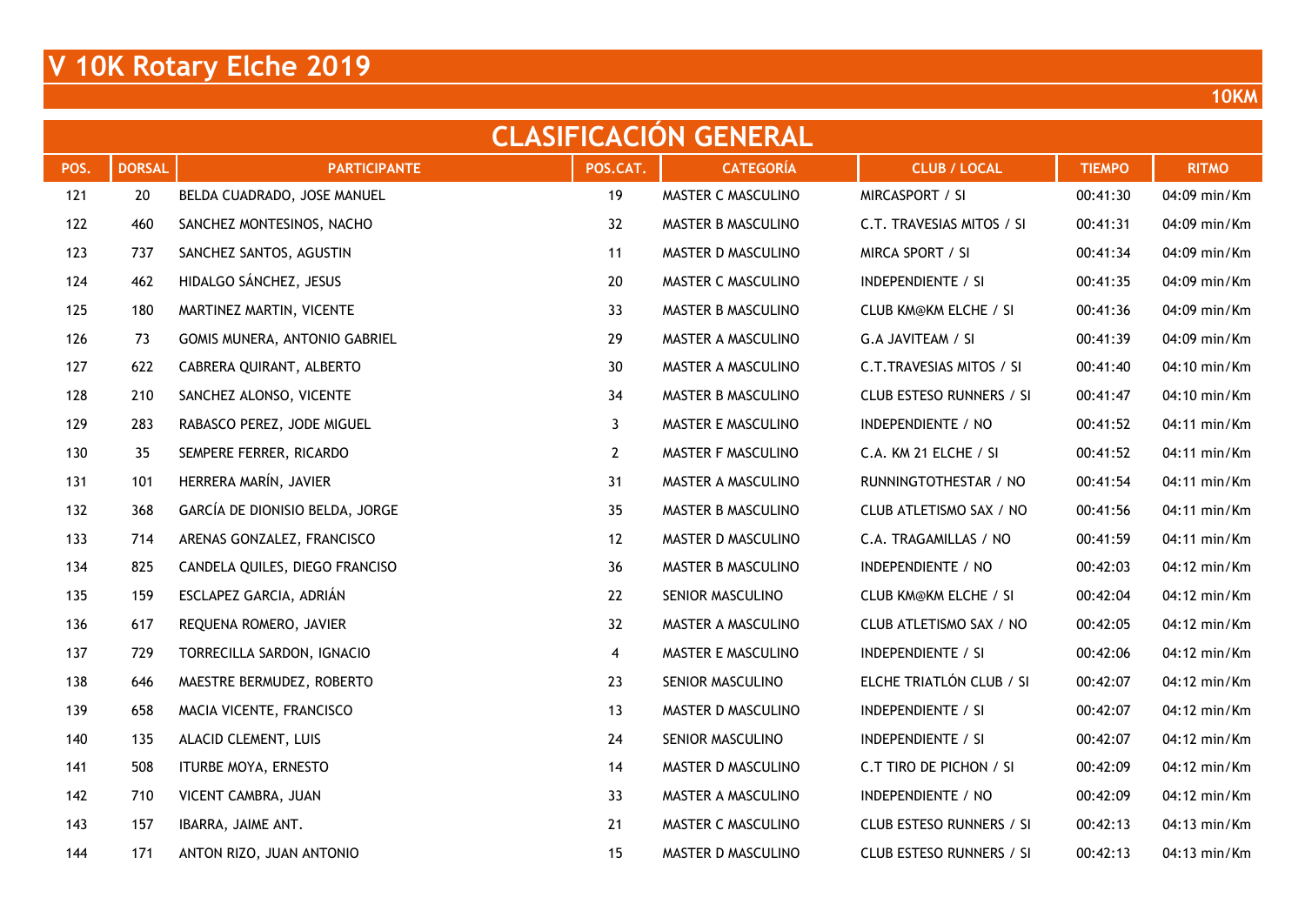# V 10K Rotary Elche 2019

10KM

## CLASIFICACIÓN GENERAL

| POS. | DORSAL | PARTICIPANTE | POS.CAT. | CATEGORÍA | CLUB / LOCAL | TIEMPO | RITMO |
|---|---|---|---|---|---|---|---|
| 121 | 20 | BELDA CUADRADO, JOSE MANUEL | 19 | MASTER C MASCULINO | MIRCASPORT / SI | 00:41:30 | 04:09 min/Km |
| 122 | 460 | SANCHEZ MONTESINOS, NACHO | 32 | MASTER B MASCULINO | C.T. TRAVESIAS MITOS / SI | 00:41:31 | 04:09 min/Km |
| 123 | 737 | SANCHEZ SANTOS, AGUSTIN | 11 | MASTER D MASCULINO | MIRCA SPORT / SI | 00:41:34 | 04:09 min/Km |
| 124 | 462 | HIDALGO SÁNCHEZ, JESUS | 20 | MASTER C MASCULINO | INDEPENDIENTE / SI | 00:41:35 | 04:09 min/Km |
| 125 | 180 | MARTINEZ MARTIN, VICENTE | 33 | MASTER B MASCULINO | CLUB KM@KM ELCHE / SI | 00:41:36 | 04:09 min/Km |
| 126 | 73 | GOMIS MUNERA, ANTONIO GABRIEL | 29 | MASTER A MASCULINO | G.A JAVITEAM / SI | 00:41:39 | 04:09 min/Km |
| 127 | 622 | CABRERA QUIRANT, ALBERTO | 30 | MASTER A MASCULINO | C.T.TRAVESIAS MITOS / SI | 00:41:40 | 04:10 min/Km |
| 128 | 210 | SANCHEZ ALONSO, VICENTE | 34 | MASTER B MASCULINO | CLUB ESTESO RUNNERS / SI | 00:41:47 | 04:10 min/Km |
| 129 | 283 | RABASCO PEREZ, JODE MIGUEL | 3 | MASTER E MASCULINO | INDEPENDIENTE / NO | 00:41:52 | 04:11 min/Km |
| 130 | 35 | SEMPERE FERRER, RICARDO | 2 | MASTER F MASCULINO | C.A. KM 21 ELCHE / SI | 00:41:52 | 04:11 min/Km |
| 131 | 101 | HERRERA MARÍN, JAVIER | 31 | MASTER A MASCULINO | RUNNINGTOTHESTAR / NO | 00:41:54 | 04:11 min/Km |
| 132 | 368 | GARCÍA DE DIONISIO BELDA, JORGE | 35 | MASTER B MASCULINO | CLUB ATLETISMO SAX / NO | 00:41:56 | 04:11 min/Km |
| 133 | 714 | ARENAS GONZALEZ, FRANCISCO | 12 | MASTER D MASCULINO | C.A. TRAGAMILLAS / NO | 00:41:59 | 04:11 min/Km |
| 134 | 825 | CANDELA QUILES, DIEGO FRANCISO | 36 | MASTER B MASCULINO | INDEPENDIENTE / NO | 00:42:03 | 04:12 min/Km |
| 135 | 159 | ESCLAPEZ GARCIA, ADRIÁN | 22 | SENIOR MASCULINO | CLUB KM@KM ELCHE / SI | 00:42:04 | 04:12 min/Km |
| 136 | 617 | REQUENA ROMERO, JAVIER | 32 | MASTER A MASCULINO | CLUB ATLETISMO SAX / NO | 00:42:05 | 04:12 min/Km |
| 137 | 729 | TORRECILLA SARDON, IGNACIO | 4 | MASTER E MASCULINO | INDEPENDIENTE / SI | 00:42:06 | 04:12 min/Km |
| 138 | 646 | MAESTRE BERMUDEZ, ROBERTO | 23 | SENIOR MASCULINO | ELCHE TRIATLÓN CLUB / SI | 00:42:07 | 04:12 min/Km |
| 139 | 658 | MACIA VICENTE, FRANCISCO | 13 | MASTER D MASCULINO | INDEPENDIENTE / SI | 00:42:07 | 04:12 min/Km |
| 140 | 135 | ALACID CLEMENT, LUIS | 24 | SENIOR MASCULINO | INDEPENDIENTE / SI | 00:42:07 | 04:12 min/Km |
| 141 | 508 | ITURBE MOYA, ERNESTO | 14 | MASTER D MASCULINO | C.T TIRO DE PICHON / SI | 00:42:09 | 04:12 min/Km |
| 142 | 710 | VICENT CAMBRA, JUAN | 33 | MASTER A MASCULINO | INDEPENDIENTE / NO | 00:42:09 | 04:12 min/Km |
| 143 | 157 | IBARRA, JAIME ANT. | 21 | MASTER C MASCULINO | CLUB ESTESO RUNNERS / SI | 00:42:13 | 04:13 min/Km |
| 144 | 171 | ANTON RIZO, JUAN ANTONIO | 15 | MASTER D MASCULINO | CLUB ESTESO RUNNERS / SI | 00:42:13 | 04:13 min/Km |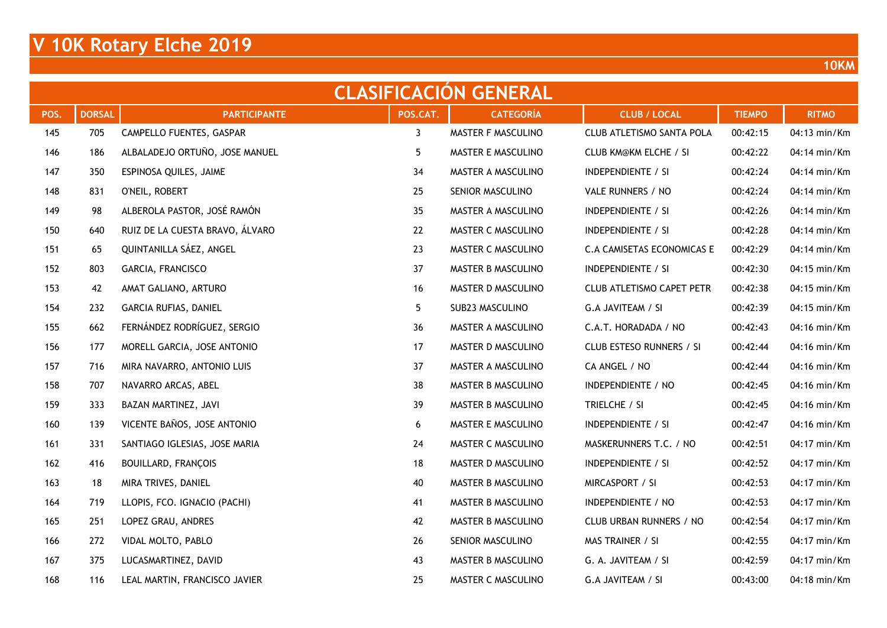# V 10K Rotary Elche 2019

**10KM**

## CLASIFICACIÓN GENERAL

| POS. | DORSAL | PARTICIPANTE | POS.CAT. | CATEGORÍA | CLUB / LOCAL | TIEMPO | RITMO |
|---|---|---|---|---|---|---|---|
| 145 | 705 | CAMPELLO FUENTES, GASPAR | 3 | MASTER F MASCULINO | CLUB ATLETISMO SANTA POLA | 00:42:15 | 04:13 min/Km |
| 146 | 186 | ALBALADEJO ORTUÑO, JOSE MANUEL | 5 | MASTER E MASCULINO | CLUB KM@KM ELCHE / SI | 00:42:22 | 04:14 min/Km |
| 147 | 350 | ESPINOSA QUILES, JAIME | 34 | MASTER A MASCULINO | INDEPENDIENTE / SI | 00:42:24 | 04:14 min/Km |
| 148 | 831 | O'NEIL, ROBERT | 25 | SENIOR MASCULINO | VALE RUNNERS / NO | 00:42:24 | 04:14 min/Km |
| 149 | 98 | ALBEROLA PASTOR, JOSÉ RAMÓN | 35 | MASTER A MASCULINO | INDEPENDIENTE / SI | 00:42:26 | 04:14 min/Km |
| 150 | 640 | RUIZ DE LA CUESTA BRAVO, ÁLVARO | 22 | MASTER C MASCULINO | INDEPENDIENTE / SI | 00:42:28 | 04:14 min/Km |
| 151 | 65 | QUINTANILLA SÁEZ, ANGEL | 23 | MASTER C MASCULINO | C.A CAMISETAS ECONOMICAS E | 00:42:29 | 04:14 min/Km |
| 152 | 803 | GARCIA, FRANCISCO | 37 | MASTER B MASCULINO | INDEPENDIENTE / SI | 00:42:30 | 04:15 min/Km |
| 153 | 42 | AMAT GALIANO, ARTURO | 16 | MASTER D MASCULINO | CLUB ATLETISMO CAPET PETR | 00:42:38 | 04:15 min/Km |
| 154 | 232 | GARCIA RUFIAS, DANIEL | 5 | SUB23 MASCULINO | G.A JAVITEAM / SI | 00:42:39 | 04:15 min/Km |
| 155 | 662 | FERNÁNDEZ RODRÍGUEZ, SERGIO | 36 | MASTER A MASCULINO | C.A.T. HORADADA / NO | 00:42:43 | 04:16 min/Km |
| 156 | 177 | MORELL GARCIA, JOSE ANTONIO | 17 | MASTER D MASCULINO | CLUB ESTESO RUNNERS / SI | 00:42:44 | 04:16 min/Km |
| 157 | 716 | MIRA NAVARRO, ANTONIO LUIS | 37 | MASTER A MASCULINO | CA ANGEL / NO | 00:42:44 | 04:16 min/Km |
| 158 | 707 | NAVARRO ARCAS, ABEL | 38 | MASTER B MASCULINO | INDEPENDIENTE / NO | 00:42:45 | 04:16 min/Km |
| 159 | 333 | BAZAN MARTINEZ, JAVI | 39 | MASTER B MASCULINO | TRIELCHE / SI | 00:42:45 | 04:16 min/Km |
| 160 | 139 | VICENTE BAÑOS, JOSE ANTONIO | 6 | MASTER E MASCULINO | INDEPENDIENTE / SI | 00:42:47 | 04:16 min/Km |
| 161 | 331 | SANTIAGO IGLESIAS, JOSE MARIA | 24 | MASTER C MASCULINO | MASKERUNNERS T.C. / NO | 00:42:51 | 04:17 min/Km |
| 162 | 416 | BOUILLARD, FRANÇOIS | 18 | MASTER D MASCULINO | INDEPENDIENTE / SI | 00:42:52 | 04:17 min/Km |
| 163 | 18 | MIRA TRIVES, DANIEL | 40 | MASTER B MASCULINO | MIRCASPORT / SI | 00:42:53 | 04:17 min/Km |
| 164 | 719 | LLOPIS, FCO. IGNACIO (PACHI) | 41 | MASTER B MASCULINO | INDEPENDIENTE / NO | 00:42:53 | 04:17 min/Km |
| 165 | 251 | LOPEZ GRAU, ANDRES | 42 | MASTER B MASCULINO | CLUB URBAN RUNNERS / NO | 00:42:54 | 04:17 min/Km |
| 166 | 272 | VIDAL MOLTO, PABLO | 26 | SENIOR MASCULINO | MAS TRAINER / SI | 00:42:55 | 04:17 min/Km |
| 167 | 375 | LUCASMARTINEZ, DAVID | 43 | MASTER B MASCULINO | G. A. JAVITEAM / SI | 00:42:59 | 04:17 min/Km |
| 168 | 116 | LEAL MARTIN, FRANCISCO JAVIER | 25 | MASTER C MASCULINO | G.A JAVITEAM / SI | 00:43:00 | 04:18 min/Km |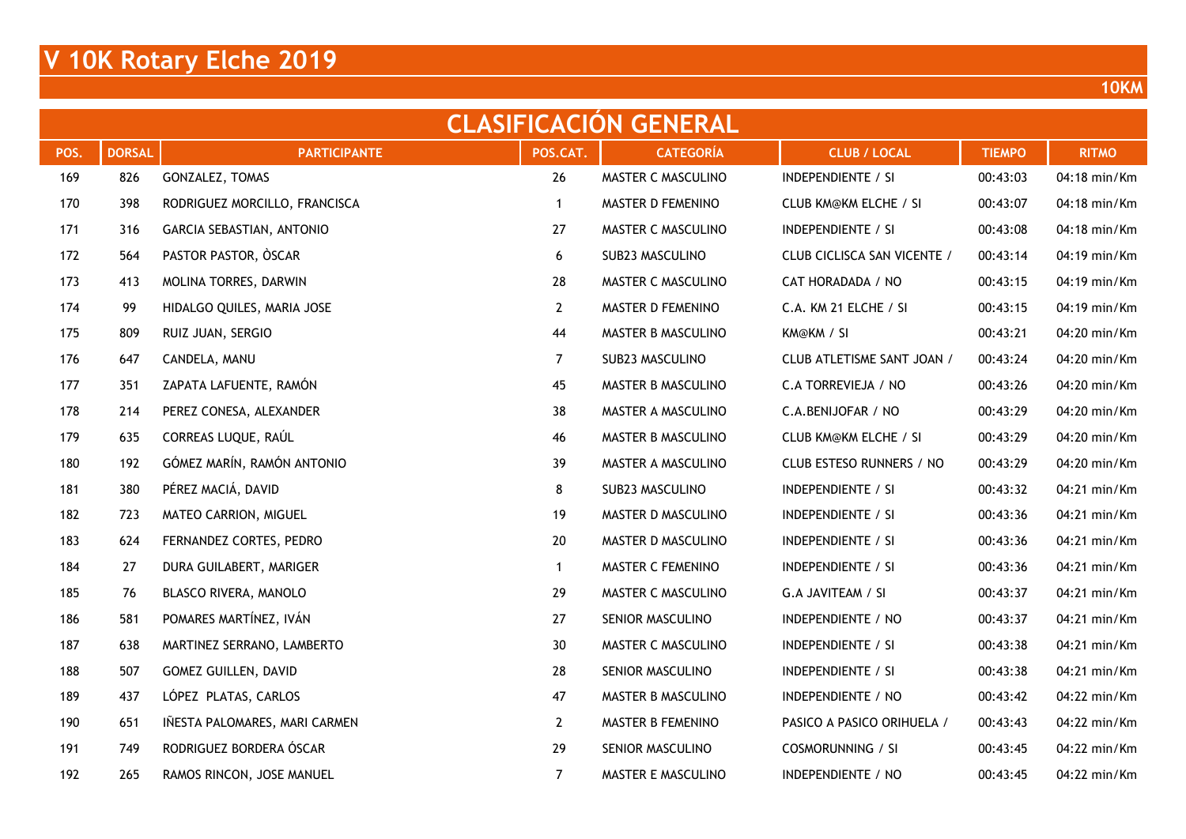# V 10K Rotary Elche 2019

10KM

## CLASIFICACIÓN GENERAL

| POS. | DORSAL | PARTICIPANTE | POS.CAT. | CATEGORÍA | CLUB / LOCAL | TIEMPO | RITMO |
|---|---|---|---|---|---|---|---|
| 169 | 826 | GONZALEZ, TOMAS | 26 | MASTER C MASCULINO | INDEPENDIENTE / SI | 00:43:03 | 04:18 min/Km |
| 170 | 398 | RODRIGUEZ MORCILLO, FRANCISCA | 1 | MASTER D FEMENINO | CLUB KM@KM ELCHE / SI | 00:43:07 | 04:18 min/Km |
| 171 | 316 | GARCIA SEBASTIAN, ANTONIO | 27 | MASTER C MASCULINO | INDEPENDIENTE / SI | 00:43:08 | 04:18 min/Km |
| 172 | 564 | PASTOR PASTOR, ÒSCAR | 6 | SUB23 MASCULINO | CLUB CICLISCA SAN VICENTE / | 00:43:14 | 04:19 min/Km |
| 173 | 413 | MOLINA TORRES, DARWIN | 28 | MASTER C MASCULINO | CAT HORADADA / NO | 00:43:15 | 04:19 min/Km |
| 174 | 99 | HIDALGO QUILES, MARIA JOSE | 2 | MASTER D FEMENINO | C.A. KM 21 ELCHE / SI | 00:43:15 | 04:19 min/Km |
| 175 | 809 | RUIZ JUAN, SERGIO | 44 | MASTER B MASCULINO | KM@KM / SI | 00:43:21 | 04:20 min/Km |
| 176 | 647 | CANDELA, MANU | 7 | SUB23 MASCULINO | CLUB ATLETISME SANT JOAN / | 00:43:24 | 04:20 min/Km |
| 177 | 351 | ZAPATA LAFUENTE, RAMÓN | 45 | MASTER B MASCULINO | C.A TORREVIEJA / NO | 00:43:26 | 04:20 min/Km |
| 178 | 214 | PEREZ CONESA, ALEXANDER | 38 | MASTER A MASCULINO | C.A.BENIJOFAR / NO | 00:43:29 | 04:20 min/Km |
| 179 | 635 | CORREAS LUQUE, RAÚL | 46 | MASTER B MASCULINO | CLUB KM@KM ELCHE / SI | 00:43:29 | 04:20 min/Km |
| 180 | 192 | GÓMEZ MARÍN, RAMÓN ANTONIO | 39 | MASTER A MASCULINO | CLUB ESTESO RUNNERS / NO | 00:43:29 | 04:20 min/Km |
| 181 | 380 | PÉREZ MACIÁ, DAVID | 8 | SUB23 MASCULINO | INDEPENDIENTE / SI | 00:43:32 | 04:21 min/Km |
| 182 | 723 | MATEO CARRION, MIGUEL | 19 | MASTER D MASCULINO | INDEPENDIENTE / SI | 00:43:36 | 04:21 min/Km |
| 183 | 624 | FERNANDEZ CORTES, PEDRO | 20 | MASTER D MASCULINO | INDEPENDIENTE / SI | 00:43:36 | 04:21 min/Km |
| 184 | 27 | DURA GUILABERT, MARIGER | 1 | MASTER C FEMENINO | INDEPENDIENTE / SI | 00:43:36 | 04:21 min/Km |
| 185 | 76 | BLASCO RIVERA, MANOLO | 29 | MASTER C MASCULINO | G.A JAVITEAM / SI | 00:43:37 | 04:21 min/Km |
| 186 | 581 | POMARES MARTÍNEZ, IVÁN | 27 | SENIOR MASCULINO | INDEPENDIENTE / NO | 00:43:37 | 04:21 min/Km |
| 187 | 638 | MARTINEZ SERRANO, LAMBERTO | 30 | MASTER C MASCULINO | INDEPENDIENTE / SI | 00:43:38 | 04:21 min/Km |
| 188 | 507 | GOMEZ GUILLEN, DAVID | 28 | SENIOR MASCULINO | INDEPENDIENTE / SI | 00:43:38 | 04:21 min/Km |
| 189 | 437 | LÓPEZ PLATAS, CARLOS | 47 | MASTER B MASCULINO | INDEPENDIENTE / NO | 00:43:42 | 04:22 min/Km |
| 190 | 651 | IÑESTA PALOMARES, MARI CARMEN | 2 | MASTER B FEMENINO | PASICO A PASICO ORIHUELA / | 00:43:43 | 04:22 min/Km |
| 191 | 749 | RODRIGUEZ BORDERA ÓSCAR | 29 | SENIOR MASCULINO | COSMORUNNING / SI | 00:43:45 | 04:22 min/Km |
| 192 | 265 | RAMOS RINCON, JOSE MANUEL | 7 | MASTER E MASCULINO | INDEPENDIENTE / NO | 00:43:45 | 04:22 min/Km |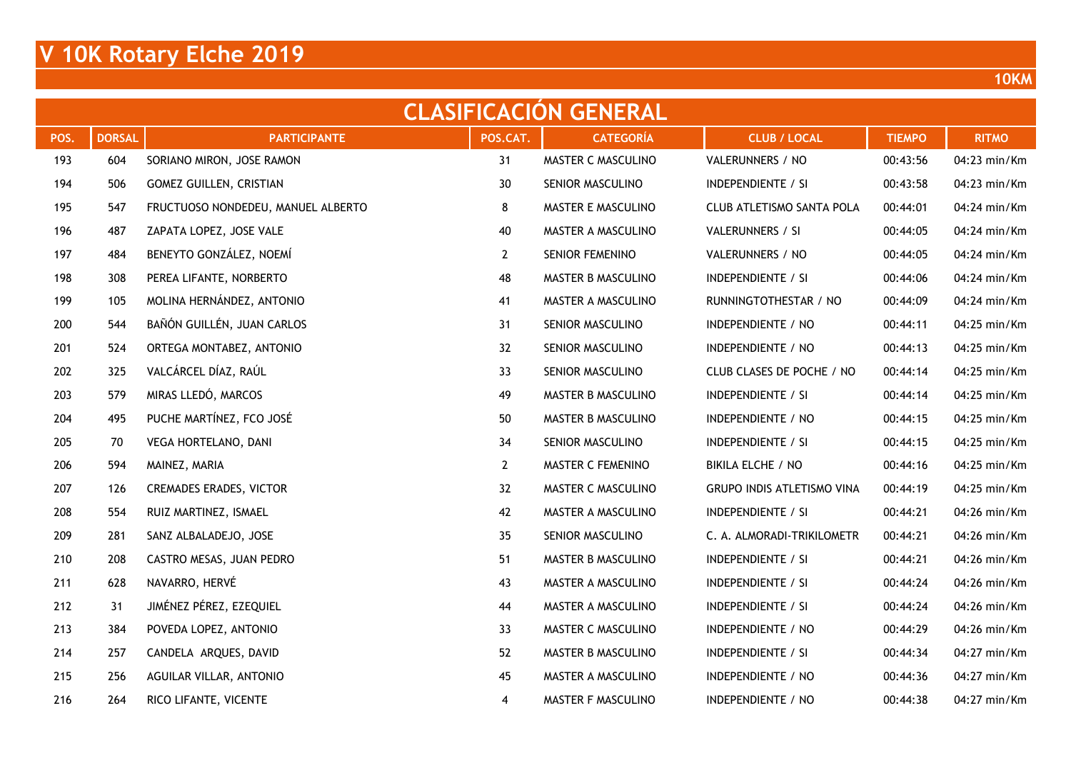# V 10K Rotary Elche 2019

10KM

## CLASIFICACIÓN GENERAL

| POS. | DORSAL | PARTICIPANTE | POS.CAT. | CATEGORÍA | CLUB / LOCAL | TIEMPO | RITMO |
|---|---|---|---|---|---|---|---|
| 193 | 604 | SORIANO MIRON, JOSE RAMON | 31 | MASTER C MASCULINO | VALERUNNERS / NO | 00:43:56 | 04:23 min/Km |
| 194 | 506 | GOMEZ GUILLEN, CRISTIAN | 30 | SENIOR MASCULINO | INDEPENDIENTE / SI | 00:43:58 | 04:23 min/Km |
| 195 | 547 | FRUCTUOSO NONDEDEU, MANUEL ALBERTO | 8 | MASTER E MASCULINO | CLUB ATLETISMO SANTA POLA | 00:44:01 | 04:24 min/Km |
| 196 | 487 | ZAPATA LOPEZ, JOSE VALE | 40 | MASTER A MASCULINO | VALERUNNERS / SI | 00:44:05 | 04:24 min/Km |
| 197 | 484 | BENEYTO GONZÁLEZ, NOEMÍ | 2 | SENIOR FEMENINO | VALERUNNERS / NO | 00:44:05 | 04:24 min/Km |
| 198 | 308 | PEREA LIFANTE, NORBERTO | 48 | MASTER B MASCULINO | INDEPENDIENTE / SI | 00:44:06 | 04:24 min/Km |
| 199 | 105 | MOLINA HERNÁNDEZ, ANTONIO | 41 | MASTER A MASCULINO | RUNNINGTOTHESTAR / NO | 00:44:09 | 04:24 min/Km |
| 200 | 544 | BAÑÓN GUILLÉN, JUAN CARLOS | 31 | SENIOR MASCULINO | INDEPENDIENTE / NO | 00:44:11 | 04:25 min/Km |
| 201 | 524 | ORTEGA MONTABEZ, ANTONIO | 32 | SENIOR MASCULINO | INDEPENDIENTE / NO | 00:44:13 | 04:25 min/Km |
| 202 | 325 | VALCÁRCEL DÍAZ, RAÚL | 33 | SENIOR MASCULINO | CLUB CLASES DE POCHE / NO | 00:44:14 | 04:25 min/Km |
| 203 | 579 | MIRAS LLEDÓ, MARCOS | 49 | MASTER B MASCULINO | INDEPENDIENTE / SI | 00:44:14 | 04:25 min/Km |
| 204 | 495 | PUCHE MARTÍNEZ, FCO JOSÉ | 50 | MASTER B MASCULINO | INDEPENDIENTE / NO | 00:44:15 | 04:25 min/Km |
| 205 | 70 | VEGA HORTELANO, DANI | 34 | SENIOR MASCULINO | INDEPENDIENTE / SI | 00:44:15 | 04:25 min/Km |
| 206 | 594 | MAINEZ, MARIA | 2 | MASTER C FEMENINO | BIKILA ELCHE / NO | 00:44:16 | 04:25 min/Km |
| 207 | 126 | CREMADES ERADES, VICTOR | 32 | MASTER C MASCULINO | GRUPO INDIS ATLETISMO VINA | 00:44:19 | 04:25 min/Km |
| 208 | 554 | RUIZ MARTINEZ, ISMAEL | 42 | MASTER A MASCULINO | INDEPENDIENTE / SI | 00:44:21 | 04:26 min/Km |
| 209 | 281 | SANZ ALBALADEJO, JOSE | 35 | SENIOR MASCULINO | C. A. ALMORADI-TRIKILOMETR | 00:44:21 | 04:26 min/Km |
| 210 | 208 | CASTRO MESAS, JUAN PEDRO | 51 | MASTER B MASCULINO | INDEPENDIENTE / SI | 00:44:21 | 04:26 min/Km |
| 211 | 628 | NAVARRO, HERVÉ | 43 | MASTER A MASCULINO | INDEPENDIENTE / SI | 00:44:24 | 04:26 min/Km |
| 212 | 31 | JIMÉNEZ PÉREZ, EZEQUIEL | 44 | MASTER A MASCULINO | INDEPENDIENTE / SI | 00:44:24 | 04:26 min/Km |
| 213 | 384 | POVEDA LOPEZ, ANTONIO | 33 | MASTER C MASCULINO | INDEPENDIENTE / NO | 00:44:29 | 04:26 min/Km |
| 214 | 257 | CANDELA ARQUES, DAVID | 52 | MASTER B MASCULINO | INDEPENDIENTE / SI | 00:44:34 | 04:27 min/Km |
| 215 | 256 | AGUILAR VILLAR, ANTONIO | 45 | MASTER A MASCULINO | INDEPENDIENTE / NO | 00:44:36 | 04:27 min/Km |
| 216 | 264 | RICO LIFANTE, VICENTE | 4 | MASTER F MASCULINO | INDEPENDIENTE / NO | 00:44:38 | 04:27 min/Km |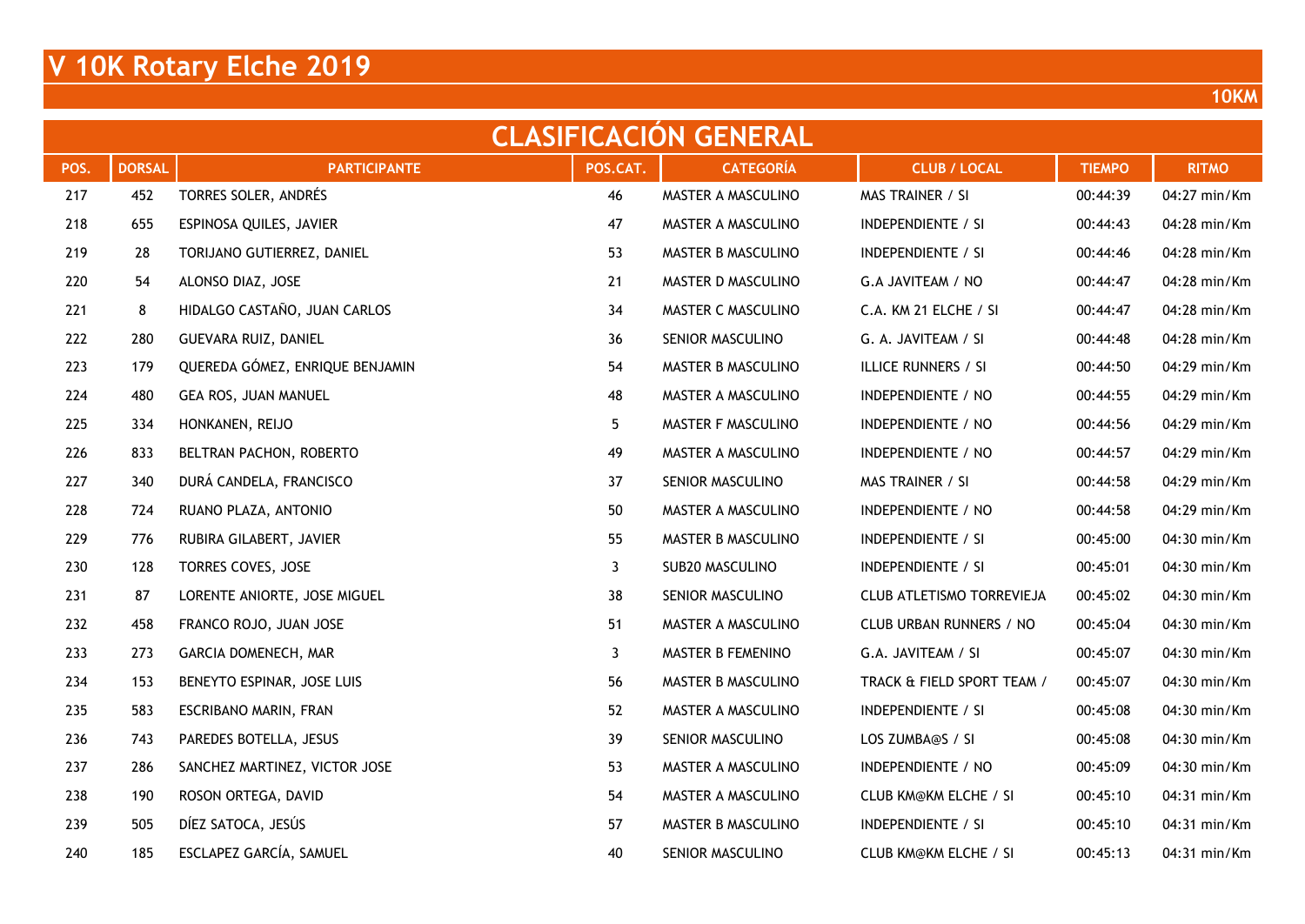# V 10K Rotary Elche 2019

10KM

## CLASIFICACIÓN GENERAL

| POS. | DORSAL | PARTICIPANTE | POS.CAT. | CATEGORÍA | CLUB / LOCAL | TIEMPO | RITMO |
|---|---|---|---|---|---|---|---|
| 217 | 452 | TORRES SOLER, ANDRÉS | 46 | MASTER A MASCULINO | MAS TRAINER / SI | 00:44:39 | 04:27 min/Km |
| 218 | 655 | ESPINOSA QUILES, JAVIER | 47 | MASTER A MASCULINO | INDEPENDIENTE / SI | 00:44:43 | 04:28 min/Km |
| 219 | 28 | TORIJANO GUTIERREZ, DANIEL | 53 | MASTER B MASCULINO | INDEPENDIENTE / SI | 00:44:46 | 04:28 min/Km |
| 220 | 54 | ALONSO DIAZ, JOSE | 21 | MASTER D MASCULINO | G.A JAVITEAM / NO | 00:44:47 | 04:28 min/Km |
| 221 | 8 | HIDALGO CASTAÑO, JUAN CARLOS | 34 | MASTER C MASCULINO | C.A. KM 21 ELCHE / SI | 00:44:47 | 04:28 min/Km |
| 222 | 280 | GUEVARA RUIZ, DANIEL | 36 | SENIOR MASCULINO | G. A. JAVITEAM / SI | 00:44:48 | 04:28 min/Km |
| 223 | 179 | QUEREDA GÓMEZ, ENRIQUE BENJAMIN | 54 | MASTER B MASCULINO | ILLICE RUNNERS / SI | 00:44:50 | 04:29 min/Km |
| 224 | 480 | GEA ROS, JUAN MANUEL | 48 | MASTER A MASCULINO | INDEPENDIENTE / NO | 00:44:55 | 04:29 min/Km |
| 225 | 334 | HONKANEN, REIJO | 5 | MASTER F MASCULINO | INDEPENDIENTE / NO | 00:44:56 | 04:29 min/Km |
| 226 | 833 | BELTRAN PACHON, ROBERTO | 49 | MASTER A MASCULINO | INDEPENDIENTE / NO | 00:44:57 | 04:29 min/Km |
| 227 | 340 | DURÁ CANDELA, FRANCISCO | 37 | SENIOR MASCULINO | MAS TRAINER / SI | 00:44:58 | 04:29 min/Km |
| 228 | 724 | RUANO PLAZA, ANTONIO | 50 | MASTER A MASCULINO | INDEPENDIENTE / NO | 00:44:58 | 04:29 min/Km |
| 229 | 776 | RUBIRA GILABERT, JAVIER | 55 | MASTER B MASCULINO | INDEPENDIENTE / SI | 00:45:00 | 04:30 min/Km |
| 230 | 128 | TORRES COVES, JOSE | 3 | SUB20 MASCULINO | INDEPENDIENTE / SI | 00:45:01 | 04:30 min/Km |
| 231 | 87 | LORENTE ANIORTE, JOSE MIGUEL | 38 | SENIOR MASCULINO | CLUB ATLETISMO TORREVIEJA | 00:45:02 | 04:30 min/Km |
| 232 | 458 | FRANCO ROJO, JUAN JOSE | 51 | MASTER A MASCULINO | CLUB URBAN RUNNERS / NO | 00:45:04 | 04:30 min/Km |
| 233 | 273 | GARCIA DOMENECH, MAR | 3 | MASTER B FEMENINO | G.A. JAVITEAM / SI | 00:45:07 | 04:30 min/Km |
| 234 | 153 | BENEYTO ESPINAR, JOSE LUIS | 56 | MASTER B MASCULINO | TRACK & FIELD SPORT TEAM / | 00:45:07 | 04:30 min/Km |
| 235 | 583 | ESCRIBANO MARIN, FRAN | 52 | MASTER A MASCULINO | INDEPENDIENTE / SI | 00:45:08 | 04:30 min/Km |
| 236 | 743 | PAREDES BOTELLA, JESUS | 39 | SENIOR MASCULINO | LOS ZUMBA@S / SI | 00:45:08 | 04:30 min/Km |
| 237 | 286 | SANCHEZ MARTINEZ, VICTOR JOSE | 53 | MASTER A MASCULINO | INDEPENDIENTE / NO | 00:45:09 | 04:30 min/Km |
| 238 | 190 | ROSON ORTEGA, DAVID | 54 | MASTER A MASCULINO | CLUB KM@KM ELCHE / SI | 00:45:10 | 04:31 min/Km |
| 239 | 505 | DÍEZ SATOCA, JESÚS | 57 | MASTER B MASCULINO | INDEPENDIENTE / SI | 00:45:10 | 04:31 min/Km |
| 240 | 185 | ESCLAPEZ GARCÍA, SAMUEL | 40 | SENIOR MASCULINO | CLUB KM@KM ELCHE / SI | 00:45:13 | 04:31 min/Km |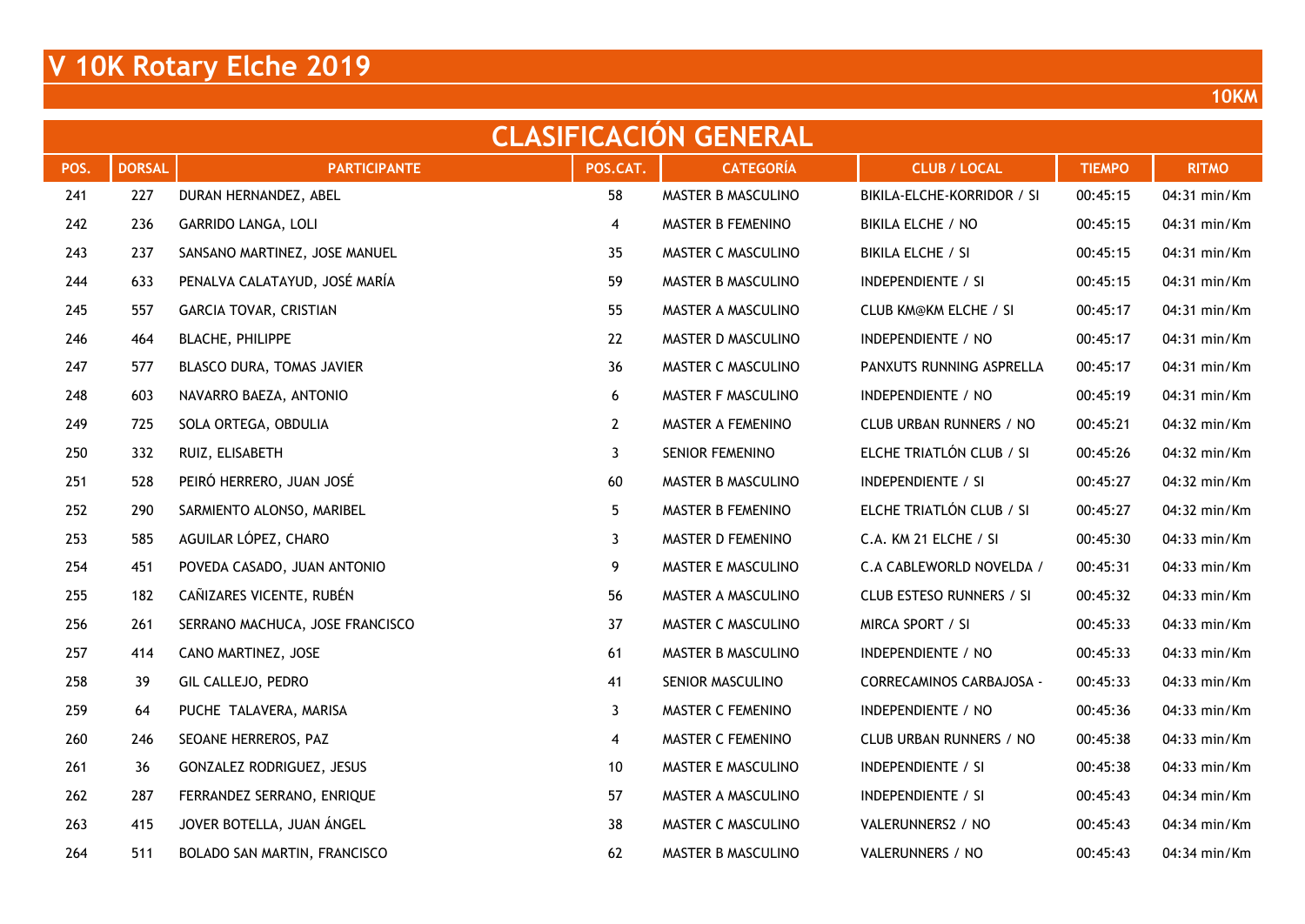# V 10K Rotary Elche 2019

**10KM**

## CLASIFICACIÓN GENERAL

| POS. | DORSAL | PARTICIPANTE | POS.CAT. | CATEGORÍA | CLUB / LOCAL | TIEMPO | RITMO |
|---|---|---|---|---|---|---|---|
| 241 | 227 | DURAN HERNANDEZ, ABEL | 58 | MASTER B MASCULINO | BIKILA-ELCHE-KORRIDOR / SI | 00:45:15 | 04:31 min/Km |
| 242 | 236 | GARRIDO LANGA, LOLI | 4 | MASTER B FEMENINO | BIKILA ELCHE / NO | 00:45:15 | 04:31 min/Km |
| 243 | 237 | SANSANO MARTINEZ, JOSE MANUEL | 35 | MASTER C MASCULINO | BIKILA ELCHE / SI | 00:45:15 | 04:31 min/Km |
| 244 | 633 | PENALVA CALATAYUD, JOSÉ MARÍA | 59 | MASTER B MASCULINO | INDEPENDIENTE / SI | 00:45:15 | 04:31 min/Km |
| 245 | 557 | GARCIA TOVAR, CRISTIAN | 55 | MASTER A MASCULINO | CLUB KM@KM ELCHE / SI | 00:45:17 | 04:31 min/Km |
| 246 | 464 | BLACHE, PHILIPPE | 22 | MASTER D MASCULINO | INDEPENDIENTE / NO | 00:45:17 | 04:31 min/Km |
| 247 | 577 | BLASCO DURA, TOMAS JAVIER | 36 | MASTER C MASCULINO | PANXUTS RUNNING ASPRELLA | 00:45:17 | 04:31 min/Km |
| 248 | 603 | NAVARRO BAEZA, ANTONIO | 6 | MASTER F MASCULINO | INDEPENDIENTE / NO | 00:45:19 | 04:31 min/Km |
| 249 | 725 | SOLA ORTEGA, OBDULIA | 2 | MASTER A FEMENINO | CLUB URBAN RUNNERS / NO | 00:45:21 | 04:32 min/Km |
| 250 | 332 | RUIZ, ELISABETH | 3 | SENIOR FEMENINO | ELCHE TRIATLÓN CLUB / SI | 00:45:26 | 04:32 min/Km |
| 251 | 528 | PEIRÓ HERRERO, JUAN JOSÉ | 60 | MASTER B MASCULINO | INDEPENDIENTE / SI | 00:45:27 | 04:32 min/Km |
| 252 | 290 | SARMIENTO ALONSO, MARIBEL | 5 | MASTER B FEMENINO | ELCHE TRIATLÓN CLUB / SI | 00:45:27 | 04:32 min/Km |
| 253 | 585 | AGUILAR LÓPEZ, CHARO | 3 | MASTER D FEMENINO | C.A. KM 21 ELCHE / SI | 00:45:30 | 04:33 min/Km |
| 254 | 451 | POVEDA CASADO, JUAN ANTONIO | 9 | MASTER E MASCULINO | C.A CABLEWORLD NOVELDA / | 00:45:31 | 04:33 min/Km |
| 255 | 182 | CAÑIZARES VICENTE, RUBÉN | 56 | MASTER A MASCULINO | CLUB ESTESO RUNNERS / SI | 00:45:32 | 04:33 min/Km |
| 256 | 261 | SERRANO MACHUCA, JOSE FRANCISCO | 37 | MASTER C MASCULINO | MIRCA SPORT / SI | 00:45:33 | 04:33 min/Km |
| 257 | 414 | CANO MARTINEZ, JOSE | 61 | MASTER B MASCULINO | INDEPENDIENTE / NO | 00:45:33 | 04:33 min/Km |
| 258 | 39 | GIL CALLEJO, PEDRO | 41 | SENIOR MASCULINO | CORRECAMINOS CARBAJOSA - | 00:45:33 | 04:33 min/Km |
| 259 | 64 | PUCHE TALAVERA, MARISA | 3 | MASTER C FEMENINO | INDEPENDIENTE / NO | 00:45:36 | 04:33 min/Km |
| 260 | 246 | SEOANE HERREROS, PAZ | 4 | MASTER C FEMENINO | CLUB URBAN RUNNERS / NO | 00:45:38 | 04:33 min/Km |
| 261 | 36 | GONZALEZ RODRIGUEZ, JESUS | 10 | MASTER E MASCULINO | INDEPENDIENTE / SI | 00:45:38 | 04:33 min/Km |
| 262 | 287 | FERRANDEZ SERRANO, ENRIQUE | 57 | MASTER A MASCULINO | INDEPENDIENTE / SI | 00:45:43 | 04:34 min/Km |
| 263 | 415 | JOVER BOTELLA, JUAN ÁNGEL | 38 | MASTER C MASCULINO | VALERUNNERS2 / NO | 00:45:43 | 04:34 min/Km |
| 264 | 511 | BOLADO SAN MARTIN, FRANCISCO | 62 | MASTER B MASCULINO | VALERUNNERS / NO | 00:45:43 | 04:34 min/Km |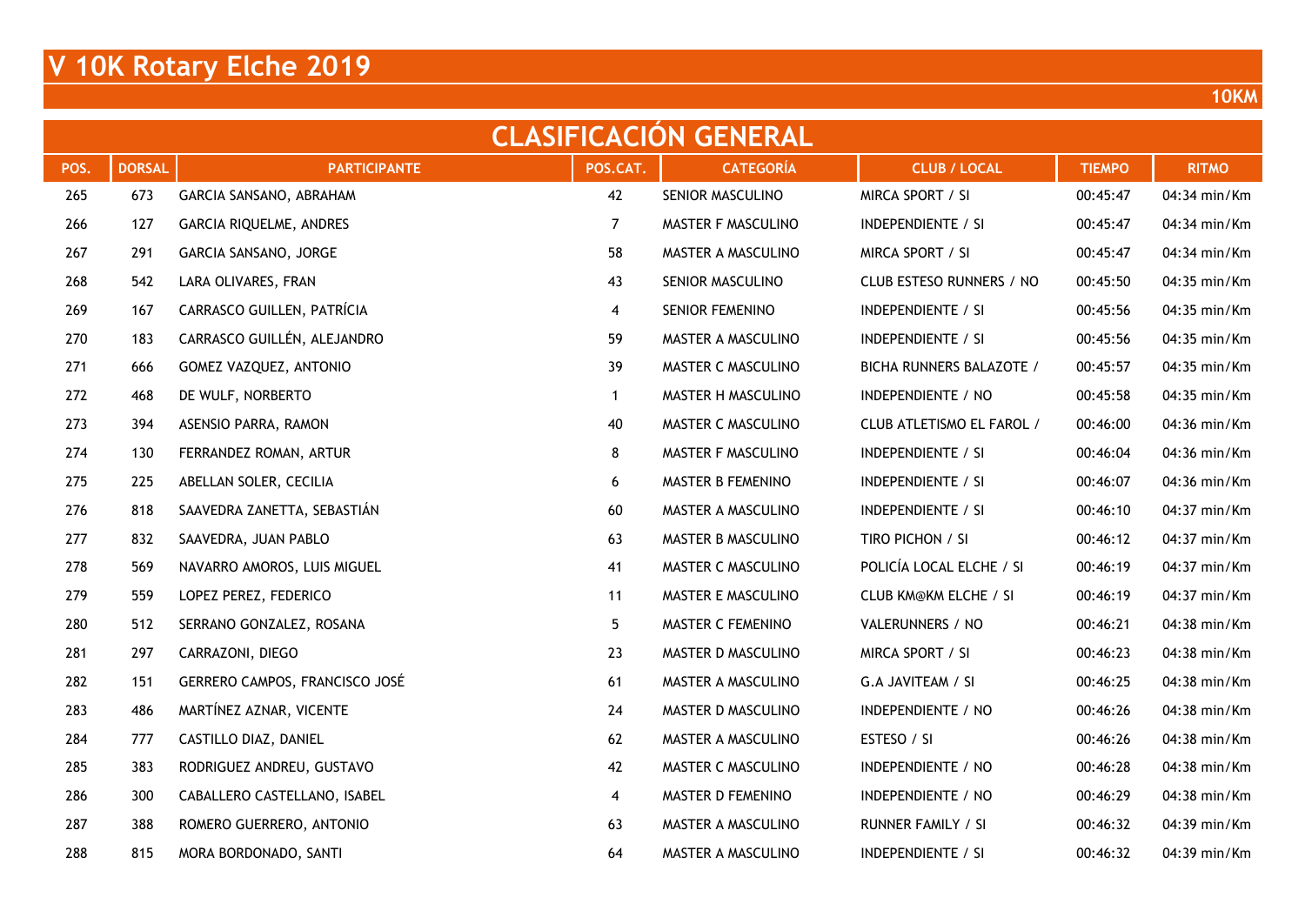# V 10K Rotary Elche 2019

10KM

## CLASIFICACIÓN GENERAL

| POS. | DORSAL | PARTICIPANTE | POS.CAT. | CATEGORÍA | CLUB / LOCAL | TIEMPO | RITMO |
|---|---|---|---|---|---|---|---|
| 265 | 673 | GARCIA SANSANO, ABRAHAM | 42 | SENIOR MASCULINO | MIRCA SPORT / SI | 00:45:47 | 04:34 min/Km |
| 266 | 127 | GARCIA RIQUELME, ANDRES | 7 | MASTER F MASCULINO | INDEPENDIENTE / SI | 00:45:47 | 04:34 min/Km |
| 267 | 291 | GARCIA SANSANO, JORGE | 58 | MASTER A MASCULINO | MIRCA SPORT / SI | 00:45:47 | 04:34 min/Km |
| 268 | 542 | LARA OLIVARES, FRAN | 43 | SENIOR MASCULINO | CLUB ESTESO RUNNERS / NO | 00:45:50 | 04:35 min/Km |
| 269 | 167 | CARRASCO GUILLEN, PATRÍCIA | 4 | SENIOR FEMENINO | INDEPENDIENTE / SI | 00:45:56 | 04:35 min/Km |
| 270 | 183 | CARRASCO GUILLÉN, ALEJANDRO | 59 | MASTER A MASCULINO | INDEPENDIENTE / SI | 00:45:56 | 04:35 min/Km |
| 271 | 666 | GOMEZ VAZQUEZ, ANTONIO | 39 | MASTER C MASCULINO | BICHA RUNNERS BALAZOTE / | 00:45:57 | 04:35 min/Km |
| 272 | 468 | DE WULF, NORBERTO | 1 | MASTER H MASCULINO | INDEPENDIENTE / NO | 00:45:58 | 04:35 min/Km |
| 273 | 394 | ASENSIO PARRA, RAMON | 40 | MASTER C MASCULINO | CLUB ATLETISMO EL FAROL / | 00:46:00 | 04:36 min/Km |
| 274 | 130 | FERRANDEZ ROMAN, ARTUR | 8 | MASTER F MASCULINO | INDEPENDIENTE / SI | 00:46:04 | 04:36 min/Km |
| 275 | 225 | ABELLAN SOLER, CECILIA | 6 | MASTER B FEMENINO | INDEPENDIENTE / SI | 00:46:07 | 04:36 min/Km |
| 276 | 818 | SAAVEDRA ZANETTA, SEBASTIÁN | 60 | MASTER A MASCULINO | INDEPENDIENTE / SI | 00:46:10 | 04:37 min/Km |
| 277 | 832 | SAAVEDRA, JUAN PABLO | 63 | MASTER B MASCULINO | TIRO PICHON / SI | 00:46:12 | 04:37 min/Km |
| 278 | 569 | NAVARRO AMOROS, LUIS MIGUEL | 41 | MASTER C MASCULINO | POLICÍA LOCAL ELCHE / SI | 00:46:19 | 04:37 min/Km |
| 279 | 559 | LOPEZ PEREZ, FEDERICO | 11 | MASTER E MASCULINO | CLUB KM@KM ELCHE / SI | 00:46:19 | 04:37 min/Km |
| 280 | 512 | SERRANO GONZALEZ, ROSANA | 5 | MASTER C FEMENINO | VALERUNNERS / NO | 00:46:21 | 04:38 min/Km |
| 281 | 297 | CARRAZONI, DIEGO | 23 | MASTER D MASCULINO | MIRCA SPORT / SI | 00:46:23 | 04:38 min/Km |
| 282 | 151 | GERRERO CAMPOS, FRANCISCO JOSÉ | 61 | MASTER A MASCULINO | G.A JAVITEAM / SI | 00:46:25 | 04:38 min/Km |
| 283 | 486 | MARTÍNEZ AZNAR, VICENTE | 24 | MASTER D MASCULINO | INDEPENDIENTE / NO | 00:46:26 | 04:38 min/Km |
| 284 | 777 | CASTILLO DIAZ, DANIEL | 62 | MASTER A MASCULINO | ESTESO / SI | 00:46:26 | 04:38 min/Km |
| 285 | 383 | RODRIGUEZ ANDREU, GUSTAVO | 42 | MASTER C MASCULINO | INDEPENDIENTE / NO | 00:46:28 | 04:38 min/Km |
| 286 | 300 | CABALLERO CASTELLANO, ISABEL | 4 | MASTER D FEMENINO | INDEPENDIENTE / NO | 00:46:29 | 04:38 min/Km |
| 287 | 388 | ROMERO GUERRERO, ANTONIO | 63 | MASTER A MASCULINO | RUNNER FAMILY / SI | 00:46:32 | 04:39 min/Km |
| 288 | 815 | MORA BORDONADO, SANTI | 64 | MASTER A MASCULINO | INDEPENDIENTE / SI | 00:46:32 | 04:39 min/Km |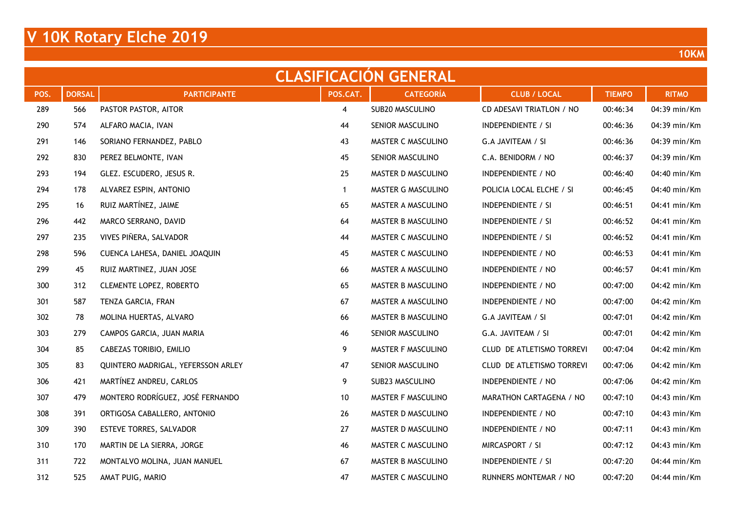# V 10K Rotary Elche 2019

**10KM**

## CLASIFICACIÓN GENERAL

| POS. | DORSAL | PARTICIPANTE | POS.CAT. | CATEGORÍA | CLUB / LOCAL | TIEMPO | RITMO |
|---|---|---|---|---|---|---|---|
| 289 | 566 | PASTOR PASTOR, AITOR | 4 | SUB20 MASCULINO | CD ADESAVI TRIATLON / NO | 00:46:34 | 04:39 min/Km |
| 290 | 574 | ALFARO MACIA, IVAN | 44 | SENIOR MASCULINO | INDEPENDIENTE / SI | 00:46:36 | 04:39 min/Km |
| 291 | 146 | SORIANO FERNANDEZ, PABLO | 43 | MASTER C MASCULINO | G.A JAVITEAM / SI | 00:46:36 | 04:39 min/Km |
| 292 | 830 | PEREZ BELMONTE, IVAN | 45 | SENIOR MASCULINO | C.A. BENIDORM / NO | 00:46:37 | 04:39 min/Km |
| 293 | 194 | GLEZ. ESCUDERO, JESUS R. | 25 | MASTER D MASCULINO | INDEPENDIENTE / NO | 00:46:40 | 04:40 min/Km |
| 294 | 178 | ALVAREZ ESPIN, ANTONIO | 1 | MASTER G MASCULINO | POLICIA LOCAL ELCHE / SI | 00:46:45 | 04:40 min/Km |
| 295 | 16 | RUIZ MARTÍNEZ, JAIME | 65 | MASTER A MASCULINO | INDEPENDIENTE / SI | 00:46:51 | 04:41 min/Km |
| 296 | 442 | MARCO SERRANO, DAVID | 64 | MASTER B MASCULINO | INDEPENDIENTE / SI | 00:46:52 | 04:41 min/Km |
| 297 | 235 | VIVES PIÑERA, SALVADOR | 44 | MASTER C MASCULINO | INDEPENDIENTE / SI | 00:46:52 | 04:41 min/Km |
| 298 | 596 | CUENCA LAHESA, DANIEL JOAQUIN | 45 | MASTER C MASCULINO | INDEPENDIENTE / NO | 00:46:53 | 04:41 min/Km |
| 299 | 45 | RUIZ MARTINEZ, JUAN JOSE | 66 | MASTER A MASCULINO | INDEPENDIENTE / NO | 00:46:57 | 04:41 min/Km |
| 300 | 312 | CLEMENTE LOPEZ, ROBERTO | 65 | MASTER B MASCULINO | INDEPENDIENTE / NO | 00:47:00 | 04:42 min/Km |
| 301 | 587 | TENZA GARCIA, FRAN | 67 | MASTER A MASCULINO | INDEPENDIENTE / NO | 00:47:00 | 04:42 min/Km |
| 302 | 78 | MOLINA HUERTAS, ALVARO | 66 | MASTER B MASCULINO | G.A JAVITEAM / SI | 00:47:01 | 04:42 min/Km |
| 303 | 279 | CAMPOS GARCIA, JUAN MARIA | 46 | SENIOR MASCULINO | G.A. JAVITEAM / SI | 00:47:01 | 04:42 min/Km |
| 304 | 85 | CABEZAS TORIBIO, EMILIO | 9 | MASTER F MASCULINO | CLUD DE ATLETISMO TORREVI | 00:47:04 | 04:42 min/Km |
| 305 | 83 | QUINTERO MADRIGAL, YEFERSSON ARLEY | 47 | SENIOR MASCULINO | CLUD DE ATLETISMO TORREVI | 00:47:06 | 04:42 min/Km |
| 306 | 421 | MARTÍNEZ ANDREU, CARLOS | 9 | SUB23 MASCULINO | INDEPENDIENTE / NO | 00:47:06 | 04:42 min/Km |
| 307 | 479 | MONTERO RODRÍGUEZ, JOSÉ FERNANDO | 10 | MASTER F MASCULINO | MARATHON CARTAGENA / NO | 00:47:10 | 04:43 min/Km |
| 308 | 391 | ORTIGOSA CABALLERO, ANTONIO | 26 | MASTER D MASCULINO | INDEPENDIENTE / NO | 00:47:10 | 04:43 min/Km |
| 309 | 390 | ESTEVE TORRES, SALVADOR | 27 | MASTER D MASCULINO | INDEPENDIENTE / NO | 00:47:11 | 04:43 min/Km |
| 310 | 170 | MARTIN DE LA SIERRA, JORGE | 46 | MASTER C MASCULINO | MIRCASPORT / SI | 00:47:12 | 04:43 min/Km |
| 311 | 722 | MONTALVO MOLINA, JUAN MANUEL | 67 | MASTER B MASCULINO | INDEPENDIENTE / SI | 00:47:20 | 04:44 min/Km |
| 312 | 525 | AMAT PUIG, MARIO | 47 | MASTER C MASCULINO | RUNNERS MONTEMAR / NO | 00:47:20 | 04:44 min/Km |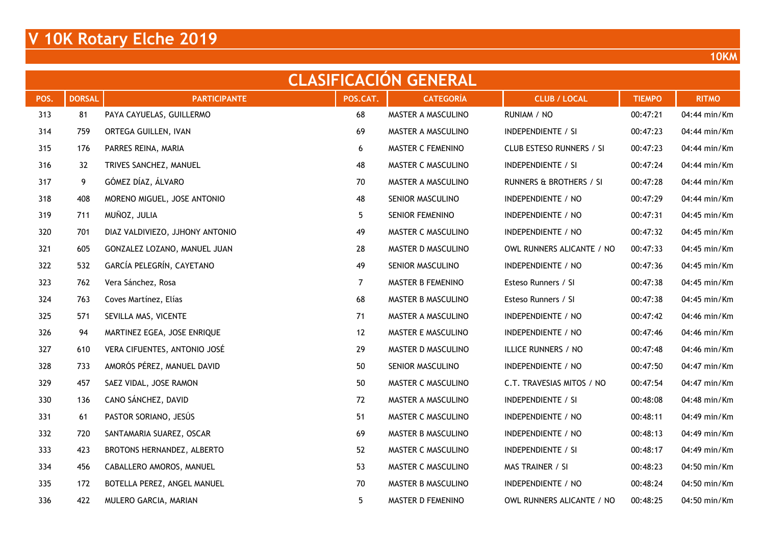# V 10K Rotary Elche 2019

**10KM**

## CLASIFICACIÓN GENERAL

| POS. | DORSAL | PARTICIPANTE | POS.CAT. | CATEGORÍA | CLUB / LOCAL | TIEMPO | RITMO |
|---|---|---|---|---|---|---|---|
| 313 | 81 | PAYA CAYUELAS, GUILLERMO | 68 | MASTER A MASCULINO | RUNIAM / NO | 00:47:21 | 04:44 min/Km |
| 314 | 759 | ORTEGA GUILLEN, IVAN | 69 | MASTER A MASCULINO | INDEPENDIENTE / SI | 00:47:23 | 04:44 min/Km |
| 315 | 176 | PARRES REINA, MARIA | 6 | MASTER C FEMENINO | CLUB ESTESO RUNNERS / SI | 00:47:23 | 04:44 min/Km |
| 316 | 32 | TRIVES SANCHEZ, MANUEL | 48 | MASTER C MASCULINO | INDEPENDIENTE / SI | 00:47:24 | 04:44 min/Km |
| 317 | 9 | GÓMEZ DÍAZ, ÁLVARO | 70 | MASTER A MASCULINO | RUNNERS & BROTHERS / SI | 00:47:28 | 04:44 min/Km |
| 318 | 408 | MORENO MIGUEL, JOSE ANTONIO | 48 | SENIOR MASCULINO | INDEPENDIENTE / NO | 00:47:29 | 04:44 min/Km |
| 319 | 711 | MUÑOZ, JULIA | 5 | SENIOR FEMENINO | INDEPENDIENTE / NO | 00:47:31 | 04:45 min/Km |
| 320 | 701 | DIAZ VALDIVIEZO, JJHONY ANTONIO | 49 | MASTER C MASCULINO | INDEPENDIENTE / NO | 00:47:32 | 04:45 min/Km |
| 321 | 605 | GONZALEZ LOZANO, MANUEL JUAN | 28 | MASTER D MASCULINO | OWL RUNNERS ALICANTE / NO | 00:47:33 | 04:45 min/Km |
| 322 | 532 | GARCÍA PELEGRÍN, CAYETANO | 49 | SENIOR MASCULINO | INDEPENDIENTE / NO | 00:47:36 | 04:45 min/Km |
| 323 | 762 | Vera Sánchez, Rosa | 7 | MASTER B FEMENINO | Esteso Runners / SI | 00:47:38 | 04:45 min/Km |
| 324 | 763 | Coves Martínez, Elías | 68 | MASTER B MASCULINO | Esteso Runners / SI | 00:47:38 | 04:45 min/Km |
| 325 | 571 | SEVILLA MAS, VICENTE | 71 | MASTER A MASCULINO | INDEPENDIENTE / NO | 00:47:42 | 04:46 min/Km |
| 326 | 94 | MARTINEZ EGEA, JOSE ENRIQUE | 12 | MASTER E MASCULINO | INDEPENDIENTE / NO | 00:47:46 | 04:46 min/Km |
| 327 | 610 | VERA CIFUENTES, ANTONIO JOSÉ | 29 | MASTER D MASCULINO | ILLICE RUNNERS / NO | 00:47:48 | 04:46 min/Km |
| 328 | 733 | AMORÓS PÉREZ, MANUEL DAVID | 50 | SENIOR MASCULINO | INDEPENDIENTE / NO | 00:47:50 | 04:47 min/Km |
| 329 | 457 | SAEZ VIDAL, JOSE RAMON | 50 | MASTER C MASCULINO | C.T. TRAVESIAS MITOS / NO | 00:47:54 | 04:47 min/Km |
| 330 | 136 | CANO SÁNCHEZ, DAVID | 72 | MASTER A MASCULINO | INDEPENDIENTE / SI | 00:48:08 | 04:48 min/Km |
| 331 | 61 | PASTOR SORIANO, JESÚS | 51 | MASTER C MASCULINO | INDEPENDIENTE / NO | 00:48:11 | 04:49 min/Km |
| 332 | 720 | SANTAMARIA SUAREZ, OSCAR | 69 | MASTER B MASCULINO | INDEPENDIENTE / NO | 00:48:13 | 04:49 min/Km |
| 333 | 423 | BROTONS HERNANDEZ, ALBERTO | 52 | MASTER C MASCULINO | INDEPENDIENTE / SI | 00:48:17 | 04:49 min/Km |
| 334 | 456 | CABALLERO AMOROS, MANUEL | 53 | MASTER C MASCULINO | MAS TRAINER / SI | 00:48:23 | 04:50 min/Km |
| 335 | 172 | BOTELLA PEREZ, ANGEL MANUEL | 70 | MASTER B MASCULINO | INDEPENDIENTE / NO | 00:48:24 | 04:50 min/Km |
| 336 | 422 | MULERO GARCIA, MARIAN | 5 | MASTER D FEMENINO | OWL RUNNERS ALICANTE / NO | 00:48:25 | 04:50 min/Km |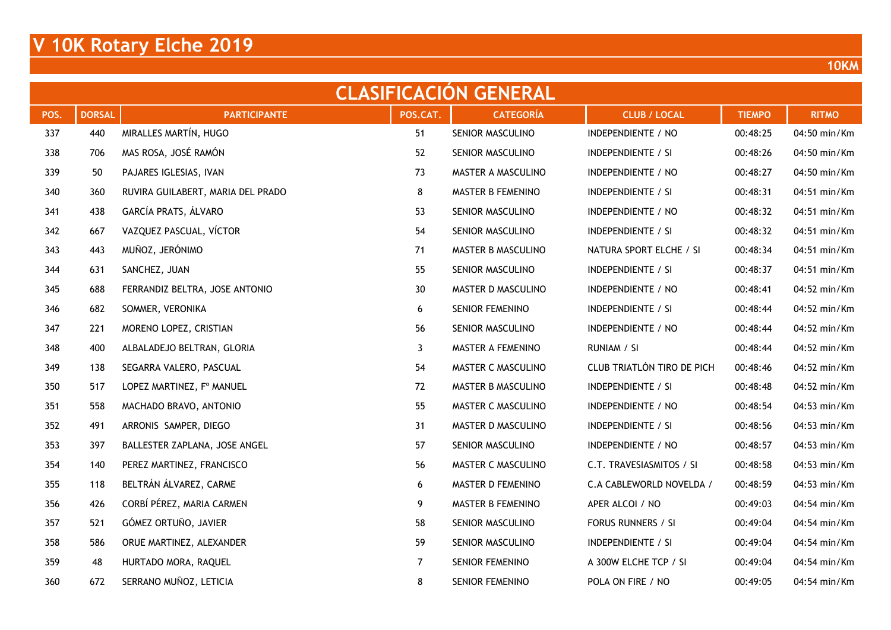# V 10K Rotary Elche 2019

**10KM**

## CLASIFICACIÓN GENERAL

| POS. | DORSAL | PARTICIPANTE | POS.CAT. | CATEGORÍA | CLUB / LOCAL | TIEMPO | RITMO |
|---|---|---|---|---|---|---|---|
| 337 | 440 | MIRALLES MARTÍN, HUGO | 51 | SENIOR MASCULINO | INDEPENDIENTE / NO | 00:48:25 | 04:50 min/Km |
| 338 | 706 | MAS ROSA, JOSÉ RAMÓN | 52 | SENIOR MASCULINO | INDEPENDIENTE / SI | 00:48:26 | 04:50 min/Km |
| 339 | 50 | PAJARES IGLESIAS, IVAN | 73 | MASTER A MASCULINO | INDEPENDIENTE / NO | 00:48:27 | 04:50 min/Km |
| 340 | 360 | RUVIRA GUILABERT, MARIA DEL PRADO | 8 | MASTER B FEMENINO | INDEPENDIENTE / SI | 00:48:31 | 04:51 min/Km |
| 341 | 438 | GARCÍA PRATS, ÁLVARO | 53 | SENIOR MASCULINO | INDEPENDIENTE / NO | 00:48:32 | 04:51 min/Km |
| 342 | 667 | VAZQUEZ PASCUAL, VÍCTOR | 54 | SENIOR MASCULINO | INDEPENDIENTE / SI | 00:48:32 | 04:51 min/Km |
| 343 | 443 | MUÑOZ, JERÓNIMO | 71 | MASTER B MASCULINO | NATURA SPORT ELCHE / SI | 00:48:34 | 04:51 min/Km |
| 344 | 631 | SANCHEZ, JUAN | 55 | SENIOR MASCULINO | INDEPENDIENTE / SI | 00:48:37 | 04:51 min/Km |
| 345 | 688 | FERRANDIZ BELTRA, JOSE ANTONIO | 30 | MASTER D MASCULINO | INDEPENDIENTE / NO | 00:48:41 | 04:52 min/Km |
| 346 | 682 | SOMMER, VERONIKA | 6 | SENIOR FEMENINO | INDEPENDIENTE / SI | 00:48:44 | 04:52 min/Km |
| 347 | 221 | MORENO LOPEZ, CRISTIAN | 56 | SENIOR MASCULINO | INDEPENDIENTE / NO | 00:48:44 | 04:52 min/Km |
| 348 | 400 | ALBALADEJO BELTRAN, GLORIA | 3 | MASTER A FEMENINO | RUNIAM / SI | 00:48:44 | 04:52 min/Km |
| 349 | 138 | SEGARRA VALERO, PASCUAL | 54 | MASTER C MASCULINO | CLUB TRIATLÓN TIRO DE PICH | 00:48:46 | 04:52 min/Km |
| 350 | 517 | LOPEZ MARTINEZ, Fº MANUEL | 72 | MASTER B MASCULINO | INDEPENDIENTE / SI | 00:48:48 | 04:52 min/Km |
| 351 | 558 | MACHADO BRAVO, ANTONIO | 55 | MASTER C MASCULINO | INDEPENDIENTE / NO | 00:48:54 | 04:53 min/Km |
| 352 | 491 | ARRONIS SAMPER, DIEGO | 31 | MASTER D MASCULINO | INDEPENDIENTE / SI | 00:48:56 | 04:53 min/Km |
| 353 | 397 | BALLESTER ZAPLANA, JOSE ANGEL | 57 | SENIOR MASCULINO | INDEPENDIENTE / NO | 00:48:57 | 04:53 min/Km |
| 354 | 140 | PEREZ MARTINEZ, FRANCISCO | 56 | MASTER C MASCULINO | C.T. TRAVESIASMITOS / SI | 00:48:58 | 04:53 min/Km |
| 355 | 118 | BELTRÁN ÁLVAREZ, CARME | 6 | MASTER D FEMENINO | C.A CABLEWORLD NOVELDA / | 00:48:59 | 04:53 min/Km |
| 356 | 426 | CORBÍ PÉREZ, MARIA CARMEN | 9 | MASTER B FEMENINO | APER ALCOI / NO | 00:49:03 | 04:54 min/Km |
| 357 | 521 | GÓMEZ ORTUÑO, JAVIER | 58 | SENIOR MASCULINO | FORUS RUNNERS / SI | 00:49:04 | 04:54 min/Km |
| 358 | 586 | ORUE MARTINEZ, ALEXANDER | 59 | SENIOR MASCULINO | INDEPENDIENTE / SI | 00:49:04 | 04:54 min/Km |
| 359 | 48 | HURTADO MORA, RAQUEL | 7 | SENIOR FEMENINO | A 300W ELCHE TCP / SI | 00:49:04 | 04:54 min/Km |
| 360 | 672 | SERRANO MUÑOZ, LETICIA | 8 | SENIOR FEMENINO | POLA ON FIRE / NO | 00:49:05 | 04:54 min/Km |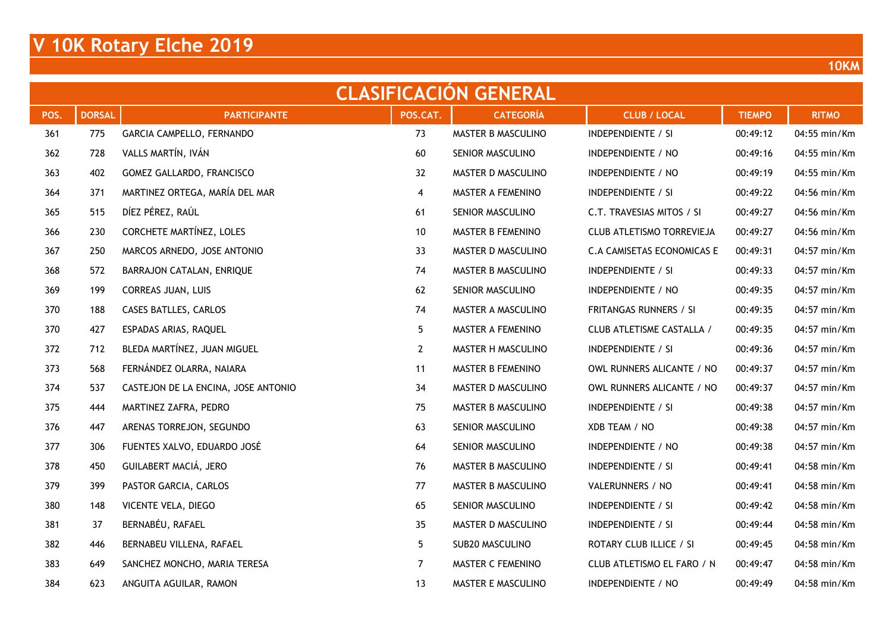# V 10K Rotary Elche 2019

**10KM**

## CLASIFICACIÓN GENERAL

| POS. | DORSAL | PARTICIPANTE | POS.CAT. | CATEGORÍA | CLUB / LOCAL | TIEMPO | RITMO |
|---|---|---|---|---|---|---|---|
| 361 | 775 | GARCIA CAMPELLO, FERNANDO | 73 | MASTER B MASCULINO | INDEPENDIENTE / SI | 00:49:12 | 04:55 min/Km |
| 362 | 728 | VALLS MARTÍN, IVÁN | 60 | SENIOR MASCULINO | INDEPENDIENTE / NO | 00:49:16 | 04:55 min/Km |
| 363 | 402 | GOMEZ GALLARDO, FRANCISCO | 32 | MASTER D MASCULINO | INDEPENDIENTE / NO | 00:49:19 | 04:55 min/Km |
| 364 | 371 | MARTINEZ ORTEGA, MARÍA DEL MAR | 4 | MASTER A FEMENINO | INDEPENDIENTE / SI | 00:49:22 | 04:56 min/Km |
| 365 | 515 | DÍEZ PÉREZ, RAÚL | 61 | SENIOR MASCULINO | C.T. TRAVESIAS MITOS / SI | 00:49:27 | 04:56 min/Km |
| 366 | 230 | CORCHETE MARTÍNEZ, LOLES | 10 | MASTER B FEMENINO | CLUB ATLETISMO TORREVIEJA | 00:49:27 | 04:56 min/Km |
| 367 | 250 | MARCOS ARNEDO, JOSE ANTONIO | 33 | MASTER D MASCULINO | C.A CAMISETAS ECONOMICAS E | 00:49:31 | 04:57 min/Km |
| 368 | 572 | BARRAJON CATALAN, ENRIQUE | 74 | MASTER B MASCULINO | INDEPENDIENTE / SI | 00:49:33 | 04:57 min/Km |
| 369 | 199 | CORREAS JUAN, LUIS | 62 | SENIOR MASCULINO | INDEPENDIENTE / NO | 00:49:35 | 04:57 min/Km |
| 370 | 188 | CASES BATLLES, CARLOS | 74 | MASTER A MASCULINO | FRITANGAS RUNNERS / SI | 00:49:35 | 04:57 min/Km |
| 370 | 427 | ESPADAS ARIAS, RAQUEL | 5 | MASTER A FEMENINO | CLUB ATLETISME CASTALLA / | 00:49:35 | 04:57 min/Km |
| 372 | 712 | BLEDA MARTÍNEZ, JUAN MIGUEL | 2 | MASTER H MASCULINO | INDEPENDIENTE / SI | 00:49:36 | 04:57 min/Km |
| 373 | 568 | FERNÁNDEZ OLARRA, NAIARA | 11 | MASTER B FEMENINO | OWL RUNNERS ALICANTE / NO | 00:49:37 | 04:57 min/Km |
| 374 | 537 | CASTEJON DE LA ENCINA, JOSE ANTONIO | 34 | MASTER D MASCULINO | OWL RUNNERS ALICANTE / NO | 00:49:37 | 04:57 min/Km |
| 375 | 444 | MARTINEZ ZAFRA, PEDRO | 75 | MASTER B MASCULINO | INDEPENDIENTE / SI | 00:49:38 | 04:57 min/Km |
| 376 | 447 | ARENAS TORREJON, SEGUNDO | 63 | SENIOR MASCULINO | XDB TEAM / NO | 00:49:38 | 04:57 min/Km |
| 377 | 306 | FUENTES XALVO, EDUARDO JOSÉ | 64 | SENIOR MASCULINO | INDEPENDIENTE / NO | 00:49:38 | 04:57 min/Km |
| 378 | 450 | GUILABERT MACIÁ, JERO | 76 | MASTER B MASCULINO | INDEPENDIENTE / SI | 00:49:41 | 04:58 min/Km |
| 379 | 399 | PASTOR GARCIA, CARLOS | 77 | MASTER B MASCULINO | VALERUNNERS / NO | 00:49:41 | 04:58 min/Km |
| 380 | 148 | VICENTE VELA, DIEGO | 65 | SENIOR MASCULINO | INDEPENDIENTE / SI | 00:49:42 | 04:58 min/Km |
| 381 | 37 | BERNABÉU, RAFAEL | 35 | MASTER D MASCULINO | INDEPENDIENTE / SI | 00:49:44 | 04:58 min/Km |
| 382 | 446 | BERNABEU VILLENA, RAFAEL | 5 | SUB20 MASCULINO | ROTARY CLUB ILLICE / SI | 00:49:45 | 04:58 min/Km |
| 383 | 649 | SANCHEZ MONCHO, MARIA TERESA | 7 | MASTER C FEMENINO | CLUB ATLETISMO EL FARO / N | 00:49:47 | 04:58 min/Km |
| 384 | 623 | ANGUITA AGUILAR, RAMON | 13 | MASTER E MASCULINO | INDEPENDIENTE / NO | 00:49:49 | 04:58 min/Km |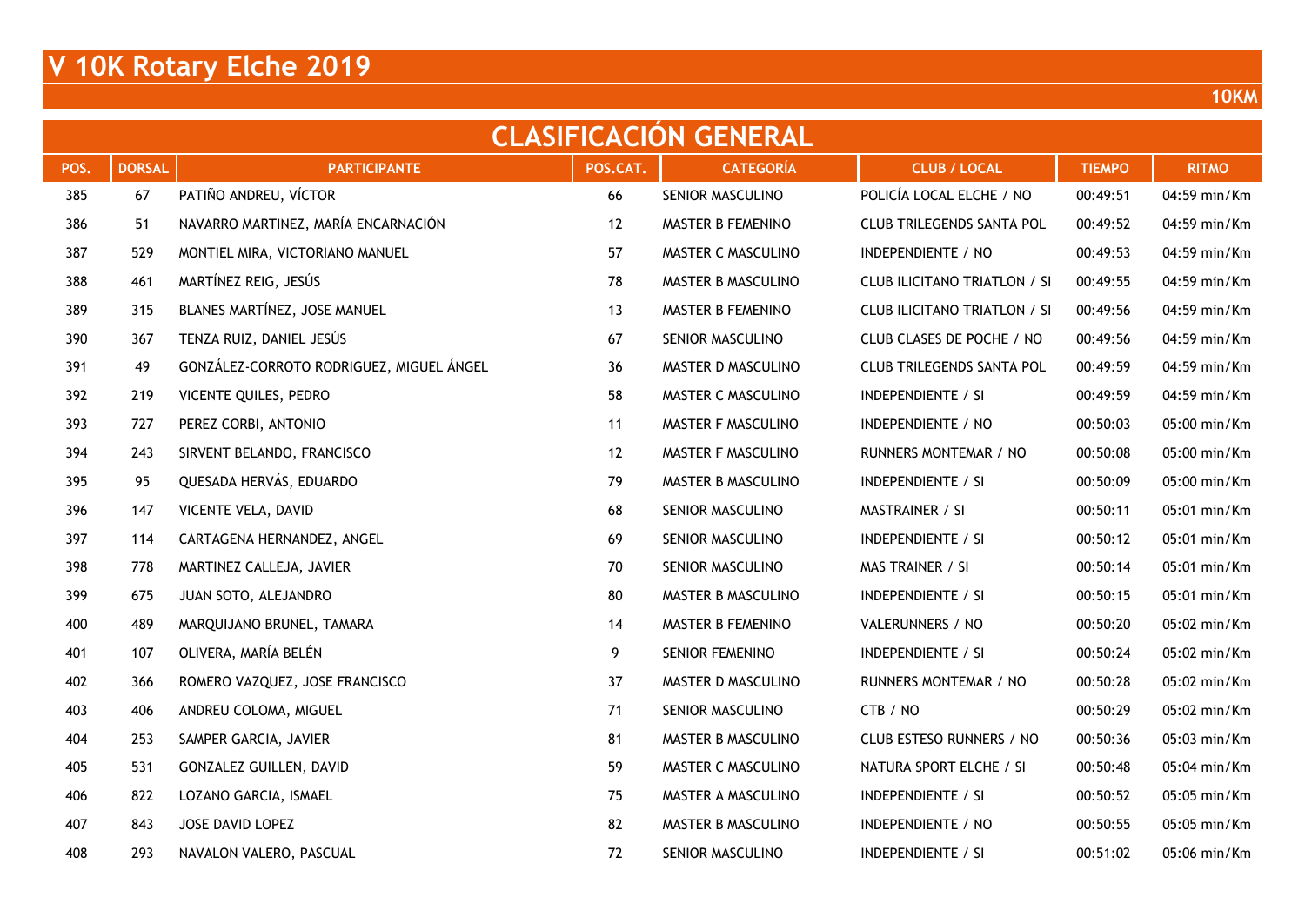# V 10K Rotary Elche 2019

**10KM**

## CLASIFICACIÓN GENERAL

| POS. | DORSAL | PARTICIPANTE | POS.CAT. | CATEGORÍA | CLUB / LOCAL | TIEMPO | RITMO |
|---|---|---|---|---|---|---|---|
| 385 | 67 | PATIÑO ANDREU, VÍCTOR | 66 | SENIOR MASCULINO | POLICÍA LOCAL ELCHE / NO | 00:49:51 | 04:59 min/Km |
| 386 | 51 | NAVARRO MARTINEZ, MARÍA ENCARNACIÓN | 12 | MASTER B FEMENINO | CLUB TRILEGENDS SANTA POL | 00:49:52 | 04:59 min/Km |
| 387 | 529 | MONTIEL MIRA, VICTORIANO MANUEL | 57 | MASTER C MASCULINO | INDEPENDIENTE / NO | 00:49:53 | 04:59 min/Km |
| 388 | 461 | MARTÍNEZ REIG, JESÚS | 78 | MASTER B MASCULINO | CLUB ILICITANO TRIATLON / SI | 00:49:55 | 04:59 min/Km |
| 389 | 315 | BLANES MARTÍNEZ, JOSE MANUEL | 13 | MASTER B FEMENINO | CLUB ILICITANO TRIATLON / SI | 00:49:56 | 04:59 min/Km |
| 390 | 367 | TENZA RUIZ, DANIEL JESÚS | 67 | SENIOR MASCULINO | CLUB CLASES DE POCHE / NO | 00:49:56 | 04:59 min/Km |
| 391 | 49 | GONZÁLEZ-CORROTO RODRIGUEZ, MIGUEL ÁNGEL | 36 | MASTER D MASCULINO | CLUB TRILEGENDS SANTA POL | 00:49:59 | 04:59 min/Km |
| 392 | 219 | VICENTE QUILES, PEDRO | 58 | MASTER C MASCULINO | INDEPENDIENTE / SI | 00:49:59 | 04:59 min/Km |
| 393 | 727 | PEREZ CORBI, ANTONIO | 11 | MASTER F MASCULINO | INDEPENDIENTE / NO | 00:50:03 | 05:00 min/Km |
| 394 | 243 | SIRVENT BELANDO, FRANCISCO | 12 | MASTER F MASCULINO | RUNNERS MONTEMAR / NO | 00:50:08 | 05:00 min/Km |
| 395 | 95 | QUESADA HERVÁS, EDUARDO | 79 | MASTER B MASCULINO | INDEPENDIENTE / SI | 00:50:09 | 05:00 min/Km |
| 396 | 147 | VICENTE VELA, DAVID | 68 | SENIOR MASCULINO | MASTRAINER / SI | 00:50:11 | 05:01 min/Km |
| 397 | 114 | CARTAGENA HERNANDEZ, ANGEL | 69 | SENIOR MASCULINO | INDEPENDIENTE / SI | 00:50:12 | 05:01 min/Km |
| 398 | 778 | MARTINEZ CALLEJA, JAVIER | 70 | SENIOR MASCULINO | MAS TRAINER / SI | 00:50:14 | 05:01 min/Km |
| 399 | 675 | JUAN SOTO, ALEJANDRO | 80 | MASTER B MASCULINO | INDEPENDIENTE / SI | 00:50:15 | 05:01 min/Km |
| 400 | 489 | MARQUIJANO BRUNEL, TAMARA | 14 | MASTER B FEMENINO | VALERUNNERS / NO | 00:50:20 | 05:02 min/Km |
| 401 | 107 | OLIVERA, MARÍA BELÉN | 9 | SENIOR FEMENINO | INDEPENDIENTE / SI | 00:50:24 | 05:02 min/Km |
| 402 | 366 | ROMERO VAZQUEZ, JOSE FRANCISCO | 37 | MASTER D MASCULINO | RUNNERS MONTEMAR / NO | 00:50:28 | 05:02 min/Km |
| 403 | 406 | ANDREU COLOMA, MIGUEL | 71 | SENIOR MASCULINO | CTB / NO | 00:50:29 | 05:02 min/Km |
| 404 | 253 | SAMPER GARCIA, JAVIER | 81 | MASTER B MASCULINO | CLUB ESTESO RUNNERS / NO | 00:50:36 | 05:03 min/Km |
| 405 | 531 | GONZALEZ GUILLEN, DAVID | 59 | MASTER C MASCULINO | NATURA SPORT ELCHE / SI | 00:50:48 | 05:04 min/Km |
| 406 | 822 | LOZANO GARCIA, ISMAEL | 75 | MASTER A MASCULINO | INDEPENDIENTE / SI | 00:50:52 | 05:05 min/Km |
| 407 | 843 | JOSE DAVID LOPEZ | 82 | MASTER B MASCULINO | INDEPENDIENTE / NO | 00:50:55 | 05:05 min/Km |
| 408 | 293 | NAVALON VALERO, PASCUAL | 72 | SENIOR MASCULINO | INDEPENDIENTE / SI | 00:51:02 | 05:06 min/Km |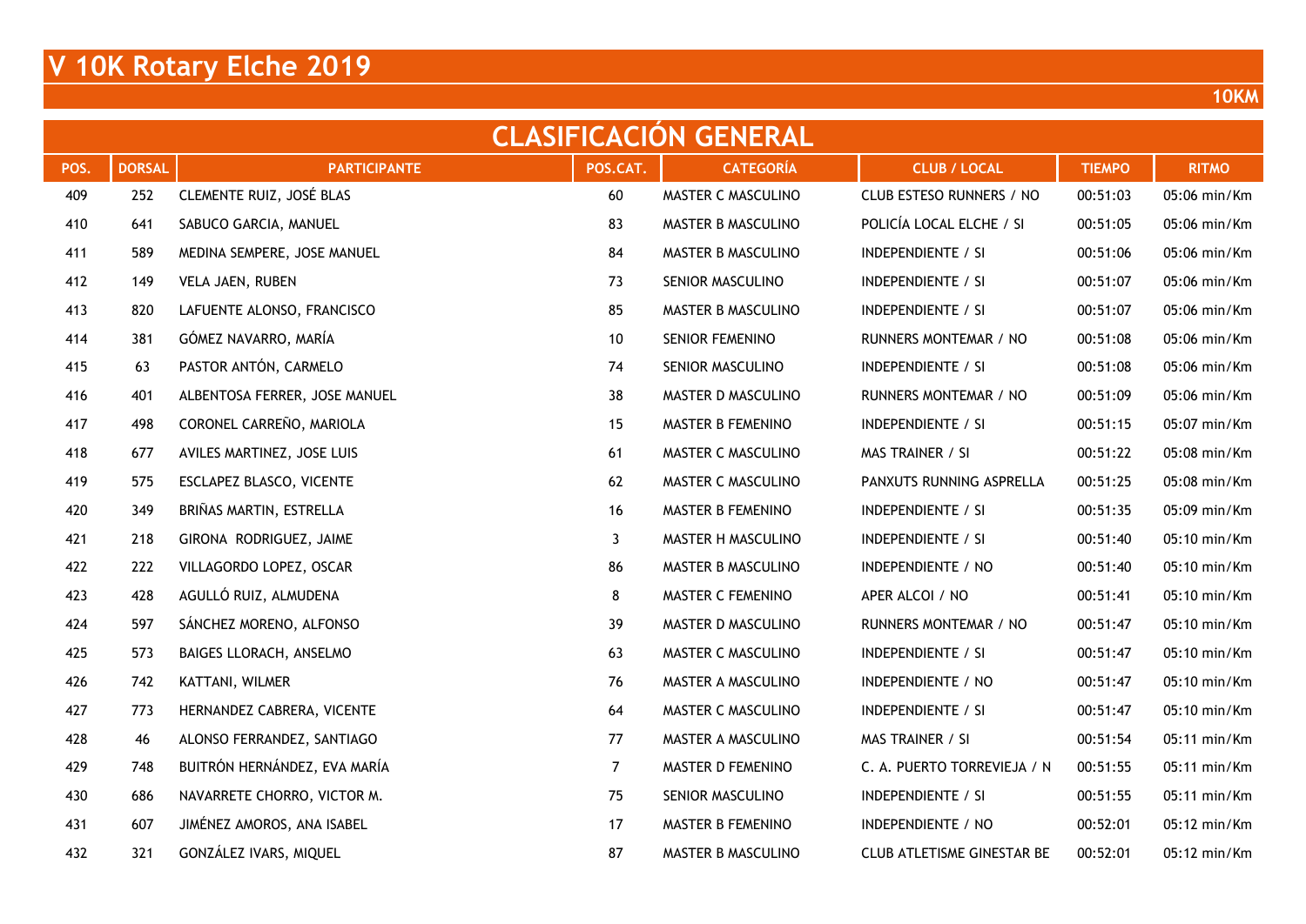# V 10K Rotary Elche 2019

**10KM**

## CLASIFICACIÓN GENERAL

| POS. | DORSAL | PARTICIPANTE | POS.CAT. | CATEGORÍA | CLUB / LOCAL | TIEMPO | RITMO |
|---|---|---|---|---|---|---|---|
| 409 | 252 | CLEMENTE RUIZ, JOSÉ BLAS | 60 | MASTER C MASCULINO | CLUB ESTESO RUNNERS / NO | 00:51:03 | 05:06 min/Km |
| 410 | 641 | SABUCO GARCIA, MANUEL | 83 | MASTER B MASCULINO | POLICÍA LOCAL ELCHE / SI | 00:51:05 | 05:06 min/Km |
| 411 | 589 | MEDINA SEMPERE, JOSE MANUEL | 84 | MASTER B MASCULINO | INDEPENDIENTE / SI | 00:51:06 | 05:06 min/Km |
| 412 | 149 | VELA JAEN, RUBEN | 73 | SENIOR MASCULINO | INDEPENDIENTE / SI | 00:51:07 | 05:06 min/Km |
| 413 | 820 | LAFUENTE ALONSO, FRANCISCO | 85 | MASTER B MASCULINO | INDEPENDIENTE / SI | 00:51:07 | 05:06 min/Km |
| 414 | 381 | GÓMEZ NAVARRO, MARÍA | 10 | SENIOR FEMENINO | RUNNERS MONTEMAR / NO | 00:51:08 | 05:06 min/Km |
| 415 | 63 | PASTOR ANTÓN, CARMELO | 74 | SENIOR MASCULINO | INDEPENDIENTE / SI | 00:51:08 | 05:06 min/Km |
| 416 | 401 | ALBENTOSA FERRER, JOSE MANUEL | 38 | MASTER D MASCULINO | RUNNERS MONTEMAR / NO | 00:51:09 | 05:06 min/Km |
| 417 | 498 | CORONEL CARREÑO, MARIOLA | 15 | MASTER B FEMENINO | INDEPENDIENTE / SI | 00:51:15 | 05:07 min/Km |
| 418 | 677 | AVILES MARTINEZ, JOSE LUIS | 61 | MASTER C MASCULINO | MAS TRAINER / SI | 00:51:22 | 05:08 min/Km |
| 419 | 575 | ESCLAPEZ BLASCO, VICENTE | 62 | MASTER C MASCULINO | PANXUTS RUNNING ASPRELLA | 00:51:25 | 05:08 min/Km |
| 420 | 349 | BRIÑAS MARTIN, ESTRELLA | 16 | MASTER B FEMENINO | INDEPENDIENTE / SI | 00:51:35 | 05:09 min/Km |
| 421 | 218 | GIRONA RODRIGUEZ, JAIME | 3 | MASTER H MASCULINO | INDEPENDIENTE / SI | 00:51:40 | 05:10 min/Km |
| 422 | 222 | VILLAGORDO LOPEZ, OSCAR | 86 | MASTER B MASCULINO | INDEPENDIENTE / NO | 00:51:40 | 05:10 min/Km |
| 423 | 428 | AGULLÓ RUIZ, ALMUDENA | 8 | MASTER C FEMENINO | APER ALCOI / NO | 00:51:41 | 05:10 min/Km |
| 424 | 597 | SÁNCHEZ MORENO, ALFONSO | 39 | MASTER D MASCULINO | RUNNERS MONTEMAR / NO | 00:51:47 | 05:10 min/Km |
| 425 | 573 | BAIGES LLORACH, ANSELMO | 63 | MASTER C MASCULINO | INDEPENDIENTE / SI | 00:51:47 | 05:10 min/Km |
| 426 | 742 | KATTANI, WILMER | 76 | MASTER A MASCULINO | INDEPENDIENTE / NO | 00:51:47 | 05:10 min/Km |
| 427 | 773 | HERNANDEZ CABRERA, VICENTE | 64 | MASTER C MASCULINO | INDEPENDIENTE / SI | 00:51:47 | 05:10 min/Km |
| 428 | 46 | ALONSO FERRANDEZ, SANTIAGO | 77 | MASTER A MASCULINO | MAS TRAINER / SI | 00:51:54 | 05:11 min/Km |
| 429 | 748 | BUITRÓN HERNÁNDEZ, EVA MARÍA | 7 | MASTER D FEMENINO | C. A. PUERTO TORREVIEJA / N | 00:51:55 | 05:11 min/Km |
| 430 | 686 | NAVARRETE CHORRO, VICTOR M. | 75 | SENIOR MASCULINO | INDEPENDIENTE / SI | 00:51:55 | 05:11 min/Km |
| 431 | 607 | JIMÉNEZ AMOROS, ANA ISABEL | 17 | MASTER B FEMENINO | INDEPENDIENTE / NO | 00:52:01 | 05:12 min/Km |
| 432 | 321 | GONZÁLEZ IVARS, MIQUEL | 87 | MASTER B MASCULINO | CLUB ATLETISME GINESTAR BE | 00:52:01 | 05:12 min/Km |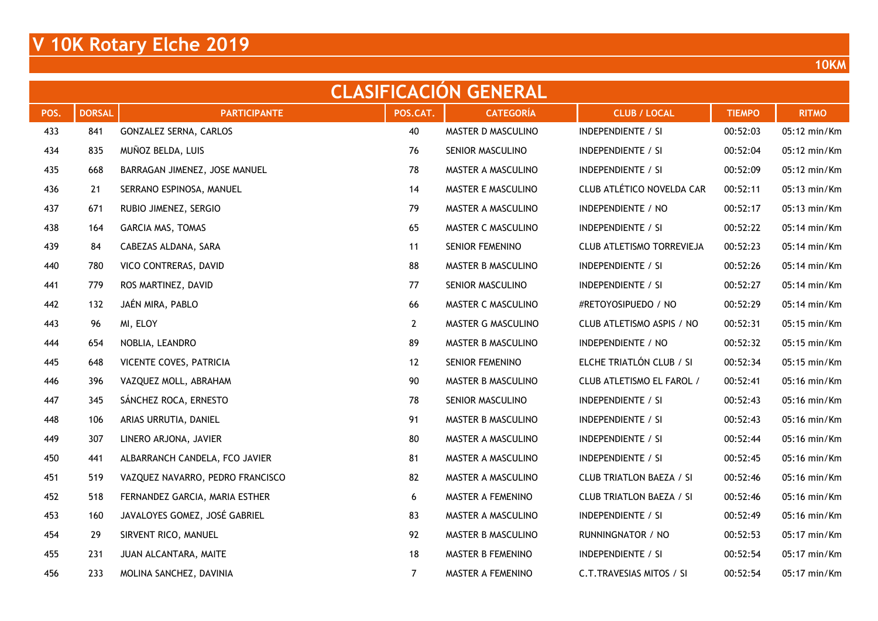# V 10K Rotary Elche 2019

**10KM**

## CLASIFICACIÓN GENERAL

| POS. | DORSAL | PARTICIPANTE | POS.CAT. | CATEGORÍA | CLUB / LOCAL | TIEMPO | RITMO |
|---|---|---|---|---|---|---|---|
| 433 | 841 | GONZALEZ SERNA, CARLOS | 40 | MASTER D MASCULINO | INDEPENDIENTE / SI | 00:52:03 | 05:12 min/Km |
| 434 | 835 | MUÑOZ BELDA, LUIS | 76 | SENIOR MASCULINO | INDEPENDIENTE / SI | 00:52:04 | 05:12 min/Km |
| 435 | 668 | BARRAGAN JIMENEZ, JOSE MANUEL | 78 | MASTER A MASCULINO | INDEPENDIENTE / SI | 00:52:09 | 05:12 min/Km |
| 436 | 21 | SERRANO ESPINOSA, MANUEL | 14 | MASTER E MASCULINO | CLUB ATLÉTICO NOVELDA CAR | 00:52:11 | 05:13 min/Km |
| 437 | 671 | RUBIO JIMENEZ, SERGIO | 79 | MASTER A MASCULINO | INDEPENDIENTE / NO | 00:52:17 | 05:13 min/Km |
| 438 | 164 | GARCIA MAS, TOMAS | 65 | MASTER C MASCULINO | INDEPENDIENTE / SI | 00:52:22 | 05:14 min/Km |
| 439 | 84 | CABEZAS ALDANA, SARA | 11 | SENIOR FEMENINO | CLUB ATLETISMO TORREVIEJA | 00:52:23 | 05:14 min/Km |
| 440 | 780 | VICO CONTRERAS, DAVID | 88 | MASTER B MASCULINO | INDEPENDIENTE / SI | 00:52:26 | 05:14 min/Km |
| 441 | 779 | ROS MARTINEZ, DAVID | 77 | SENIOR MASCULINO | INDEPENDIENTE / SI | 00:52:27 | 05:14 min/Km |
| 442 | 132 | JAÉN MIRA, PABLO | 66 | MASTER C MASCULINO | #RETOYOSIPUEDO / NO | 00:52:29 | 05:14 min/Km |
| 443 | 96 | MI, ELOY | 2 | MASTER G MASCULINO | CLUB ATLETISMO ASPIS / NO | 00:52:31 | 05:15 min/Km |
| 444 | 654 | NOBLIA, LEANDRO | 89 | MASTER B MASCULINO | INDEPENDIENTE / NO | 00:52:32 | 05:15 min/Km |
| 445 | 648 | VICENTE COVES, PATRICIA | 12 | SENIOR FEMENINO | ELCHE TRIATLÓN CLUB / SI | 00:52:34 | 05:15 min/Km |
| 446 | 396 | VAZQUEZ MOLL, ABRAHAM | 90 | MASTER B MASCULINO | CLUB ATLETISMO EL FAROL / | 00:52:41 | 05:16 min/Km |
| 447 | 345 | SÁNCHEZ ROCA, ERNESTO | 78 | SENIOR MASCULINO | INDEPENDIENTE / SI | 00:52:43 | 05:16 min/Km |
| 448 | 106 | ARIAS URRUTIA, DANIEL | 91 | MASTER B MASCULINO | INDEPENDIENTE / SI | 00:52:43 | 05:16 min/Km |
| 449 | 307 | LINERO ARJONA, JAVIER | 80 | MASTER A MASCULINO | INDEPENDIENTE / SI | 00:52:44 | 05:16 min/Km |
| 450 | 441 | ALBARRANCH CANDELA, FCO JAVIER | 81 | MASTER A MASCULINO | INDEPENDIENTE / SI | 00:52:45 | 05:16 min/Km |
| 451 | 519 | VAZQUEZ NAVARRO, PEDRO FRANCISCO | 82 | MASTER A MASCULINO | CLUB TRIATLON BAEZA / SI | 00:52:46 | 05:16 min/Km |
| 452 | 518 | FERNANDEZ GARCIA, MARIA ESTHER | 6 | MASTER A FEMENINO | CLUB TRIATLON BAEZA / SI | 00:52:46 | 05:16 min/Km |
| 453 | 160 | JAVALOYES GOMEZ, JOSÉ GABRIEL | 83 | MASTER A MASCULINO | INDEPENDIENTE / SI | 00:52:49 | 05:16 min/Km |
| 454 | 29 | SIRVENT RICO, MANUEL | 92 | MASTER B MASCULINO | RUNNINGNATOR / NO | 00:52:53 | 05:17 min/Km |
| 455 | 231 | JUAN ALCANTARA, MAITE | 18 | MASTER B FEMENINO | INDEPENDIENTE / SI | 00:52:54 | 05:17 min/Km |
| 456 | 233 | MOLINA SANCHEZ, DAVINIA | 7 | MASTER A FEMENINO | C.T.TRAVESIAS MITOS / SI | 00:52:54 | 05:17 min/Km |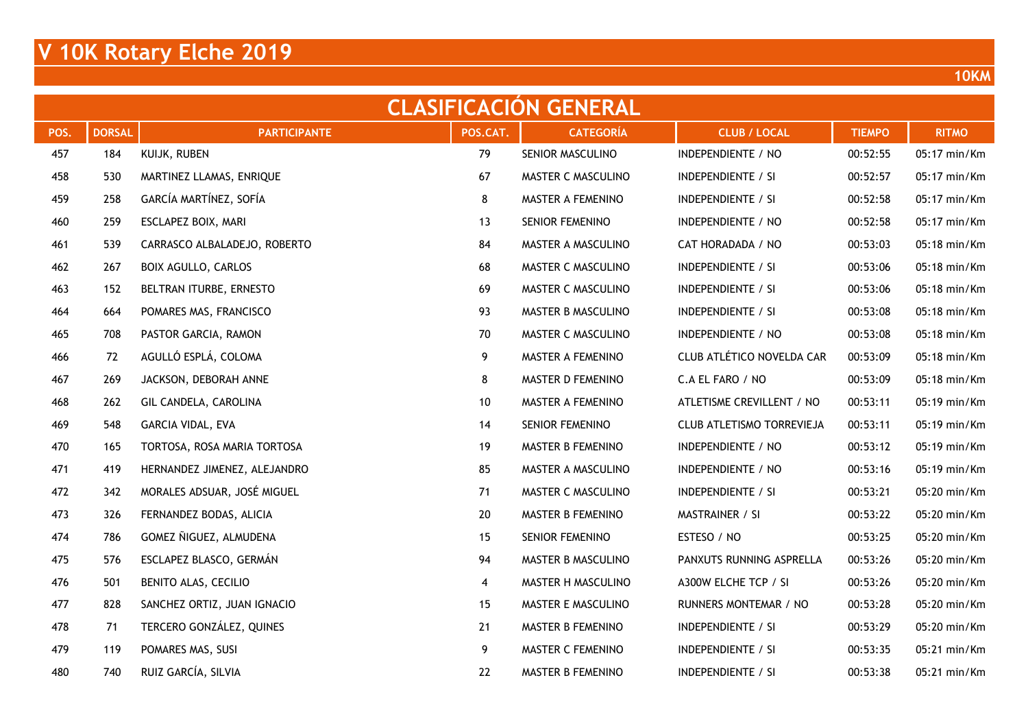# V 10K Rotary Elche 2019

10KM

## CLASIFICACIÓN GENERAL

| POS. | DORSAL | PARTICIPANTE | POS.CAT. | CATEGORÍA | CLUB / LOCAL | TIEMPO | RITMO |
|---|---|---|---|---|---|---|---|
| 457 | 184 | KUIJK, RUBEN | 79 | SENIOR MASCULINO | INDEPENDIENTE / NO | 00:52:55 | 05:17 min/Km |
| 458 | 530 | MARTINEZ LLAMAS, ENRIQUE | 67 | MASTER C MASCULINO | INDEPENDIENTE / SI | 00:52:57 | 05:17 min/Km |
| 459 | 258 | GARCÍA MARTÍNEZ, SOFÍA | 8 | MASTER A FEMENINO | INDEPENDIENTE / SI | 00:52:58 | 05:17 min/Km |
| 460 | 259 | ESCLAPEZ BOIX, MARI | 13 | SENIOR FEMENINO | INDEPENDIENTE / NO | 00:52:58 | 05:17 min/Km |
| 461 | 539 | CARRASCO ALBALADEJO, ROBERTO | 84 | MASTER A MASCULINO | CAT HORADADA / NO | 00:53:03 | 05:18 min/Km |
| 462 | 267 | BOIX AGULLO, CARLOS | 68 | MASTER C MASCULINO | INDEPENDIENTE / SI | 00:53:06 | 05:18 min/Km |
| 463 | 152 | BELTRAN ITURBE, ERNESTO | 69 | MASTER C MASCULINO | INDEPENDIENTE / SI | 00:53:06 | 05:18 min/Km |
| 464 | 664 | POMARES MAS, FRANCISCO | 93 | MASTER B MASCULINO | INDEPENDIENTE / SI | 00:53:08 | 05:18 min/Km |
| 465 | 708 | PASTOR GARCIA, RAMON | 70 | MASTER C MASCULINO | INDEPENDIENTE / NO | 00:53:08 | 05:18 min/Km |
| 466 | 72 | AGULLÓ ESPLÁ, COLOMA | 9 | MASTER A FEMENINO | CLUB ATLÉTICO NOVELDA CAR | 00:53:09 | 05:18 min/Km |
| 467 | 269 | JACKSON, DEBORAH ANNE | 8 | MASTER D FEMENINO | C.A EL FARO / NO | 00:53:09 | 05:18 min/Km |
| 468 | 262 | GIL CANDELA, CAROLINA | 10 | MASTER A FEMENINO | ATLETISME CREVILLENT / NO | 00:53:11 | 05:19 min/Km |
| 469 | 548 | GARCIA VIDAL, EVA | 14 | SENIOR FEMENINO | CLUB ATLETISMO TORREVIEJA | 00:53:11 | 05:19 min/Km |
| 470 | 165 | TORTOSA, ROSA MARIA TORTOSA | 19 | MASTER B FEMENINO | INDEPENDIENTE / NO | 00:53:12 | 05:19 min/Km |
| 471 | 419 | HERNANDEZ JIMENEZ, ALEJANDRO | 85 | MASTER A MASCULINO | INDEPENDIENTE / NO | 00:53:16 | 05:19 min/Km |
| 472 | 342 | MORALES ADSUAR, JOSÉ MIGUEL | 71 | MASTER C MASCULINO | INDEPENDIENTE / SI | 00:53:21 | 05:20 min/Km |
| 473 | 326 | FERNANDEZ BODAS, ALICIA | 20 | MASTER B FEMENINO | MASTRAINER / SI | 00:53:22 | 05:20 min/Km |
| 474 | 786 | GOMEZ ÑIGUEZ, ALMUDENA | 15 | SENIOR FEMENINO | ESTESO / NO | 00:53:25 | 05:20 min/Km |
| 475 | 576 | ESCLAPEZ BLASCO, GERMÁN | 94 | MASTER B MASCULINO | PANXUTS RUNNING ASPRELLA | 00:53:26 | 05:20 min/Km |
| 476 | 501 | BENITO ALAS, CECILIO | 4 | MASTER H MASCULINO | A300W ELCHE TCP / SI | 00:53:26 | 05:20 min/Km |
| 477 | 828 | SANCHEZ ORTIZ, JUAN IGNACIO | 15 | MASTER E MASCULINO | RUNNERS MONTEMAR / NO | 00:53:28 | 05:20 min/Km |
| 478 | 71 | TERCERO GONZÁLEZ, QUINES | 21 | MASTER B FEMENINO | INDEPENDIENTE / SI | 00:53:29 | 05:20 min/Km |
| 479 | 119 | POMARES MAS, SUSI | 9 | MASTER C FEMENINO | INDEPENDIENTE / SI | 00:53:35 | 05:21 min/Km |
| 480 | 740 | RUIZ GARCÍA, SILVIA | 22 | MASTER B FEMENINO | INDEPENDIENTE / SI | 00:53:38 | 05:21 min/Km |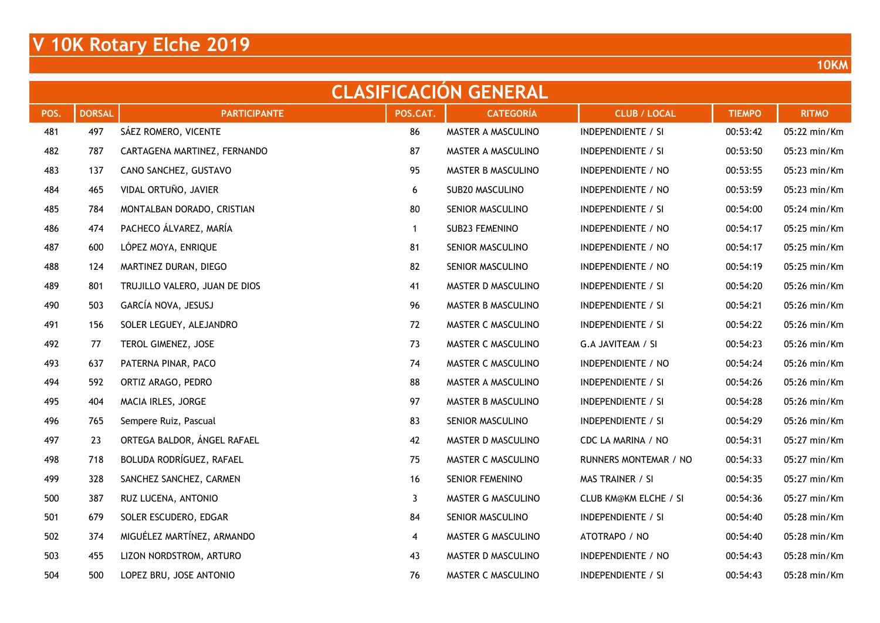# V 10K Rotary Elche 2019

**10KM**

## CLASIFICACIÓN GENERAL

| POS. | DORSAL | PARTICIPANTE | POS.CAT. | CATEGORÍA | CLUB / LOCAL | TIEMPO | RITMO |
|---|---|---|---|---|---|---|---|
| 481 | 497 | SÁEZ ROMERO, VICENTE | 86 | MASTER A MASCULINO | INDEPENDIENTE / SI | 00:53:42 | 05:22 min/Km |
| 482 | 787 | CARTAGENA MARTINEZ, FERNANDO | 87 | MASTER A MASCULINO | INDEPENDIENTE / SI | 00:53:50 | 05:23 min/Km |
| 483 | 137 | CANO SANCHEZ, GUSTAVO | 95 | MASTER B MASCULINO | INDEPENDIENTE / NO | 00:53:55 | 05:23 min/Km |
| 484 | 465 | VIDAL ORTUÑO, JAVIER | 6 | SUB20 MASCULINO | INDEPENDIENTE / NO | 00:53:59 | 05:23 min/Km |
| 485 | 784 | MONTALBAN DORADO, CRISTIAN | 80 | SENIOR MASCULINO | INDEPENDIENTE / SI | 00:54:00 | 05:24 min/Km |
| 486 | 474 | PACHECO ÁLVAREZ, MARÍA | 1 | SUB23 FEMENINO | INDEPENDIENTE / NO | 00:54:17 | 05:25 min/Km |
| 487 | 600 | LÓPEZ MOYA, ENRIQUE | 81 | SENIOR MASCULINO | INDEPENDIENTE / NO | 00:54:17 | 05:25 min/Km |
| 488 | 124 | MARTINEZ DURAN, DIEGO | 82 | SENIOR MASCULINO | INDEPENDIENTE / NO | 00:54:19 | 05:25 min/Km |
| 489 | 801 | TRUJILLO VALERO, JUAN DE DIOS | 41 | MASTER D MASCULINO | INDEPENDIENTE / SI | 00:54:20 | 05:26 min/Km |
| 490 | 503 | GARCÍA NOVA, JESUSJ | 96 | MASTER B MASCULINO | INDEPENDIENTE / SI | 00:54:21 | 05:26 min/Km |
| 491 | 156 | SOLER LEGUEY, ALEJANDRO | 72 | MASTER C MASCULINO | INDEPENDIENTE / SI | 00:54:22 | 05:26 min/Km |
| 492 | 77 | TEROL GIMENEZ, JOSE | 73 | MASTER C MASCULINO | G.A JAVITEAM / SI | 00:54:23 | 05:26 min/Km |
| 493 | 637 | PATERNA PINAR, PACO | 74 | MASTER C MASCULINO | INDEPENDIENTE / NO | 00:54:24 | 05:26 min/Km |
| 494 | 592 | ORTIZ ARAGO, PEDRO | 88 | MASTER A MASCULINO | INDEPENDIENTE / SI | 00:54:26 | 05:26 min/Km |
| 495 | 404 | MACIA IRLES, JORGE | 97 | MASTER B MASCULINO | INDEPENDIENTE / SI | 00:54:28 | 05:26 min/Km |
| 496 | 765 | Sempere Ruiz, Pascual | 83 | SENIOR MASCULINO | INDEPENDIENTE / SI | 00:54:29 | 05:26 min/Km |
| 497 | 23 | ORTEGA BALDOR, ÁNGEL RAFAEL | 42 | MASTER D MASCULINO | CDC LA MARINA / NO | 00:54:31 | 05:27 min/Km |
| 498 | 718 | BOLUDA RODRÍGUEZ, RAFAEL | 75 | MASTER C MASCULINO | RUNNERS MONTEMAR / NO | 00:54:33 | 05:27 min/Km |
| 499 | 328 | SANCHEZ SANCHEZ, CARMEN | 16 | SENIOR FEMENINO | MAS TRAINER / SI | 00:54:35 | 05:27 min/Km |
| 500 | 387 | RUZ LUCENA, ANTONIO | 3 | MASTER G MASCULINO | CLUB KM@KM ELCHE / SI | 00:54:36 | 05:27 min/Km |
| 501 | 679 | SOLER ESCUDERO, EDGAR | 84 | SENIOR MASCULINO | INDEPENDIENTE / SI | 00:54:40 | 05:28 min/Km |
| 502 | 374 | MIGUÉLEZ MARTÍNEZ, ARMANDO | 4 | MASTER G MASCULINO | ATOTRAPO / NO | 00:54:40 | 05:28 min/Km |
| 503 | 455 | LIZON NORDSTROM, ARTURO | 43 | MASTER D MASCULINO | INDEPENDIENTE / NO | 00:54:43 | 05:28 min/Km |
| 504 | 500 | LOPEZ BRU, JOSE ANTONIO | 76 | MASTER C MASCULINO | INDEPENDIENTE / SI | 00:54:43 | 05:28 min/Km |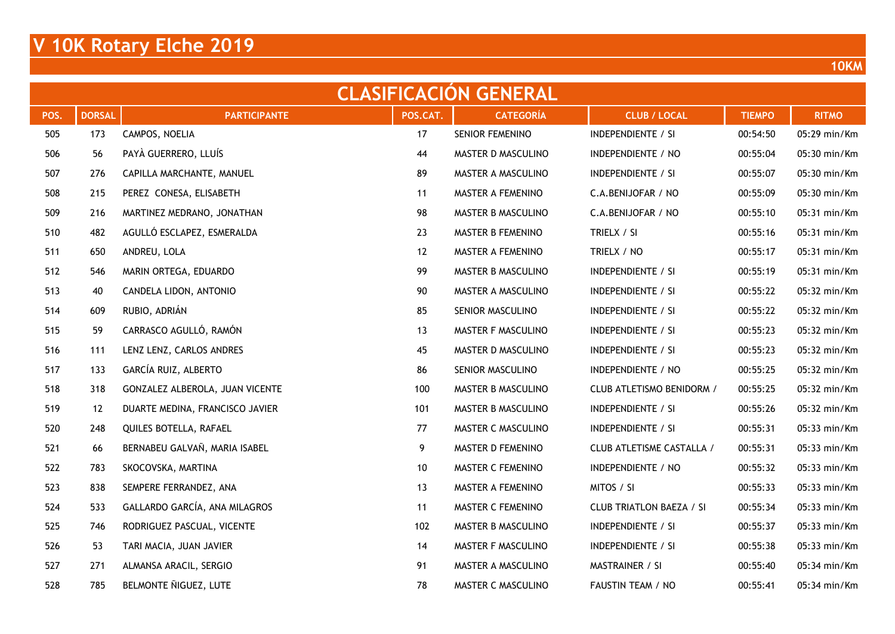# V 10K Rotary Elche 2019

**10KM**

## CLASIFICACIÓN GENERAL

| POS. | DORSAL | PARTICIPANTE | POS.CAT. | CATEGORÍA | CLUB / LOCAL | TIEMPO | RITMO |
|---|---|---|---|---|---|---|---|
| 505 | 173 | CAMPOS, NOELIA | 17 | SENIOR FEMENINO | INDEPENDIENTE / SI | 00:54:50 | 05:29 min/Km |
| 506 | 56 | PAYÀ GUERRERO, LLUÍS | 44 | MASTER D MASCULINO | INDEPENDIENTE / NO | 00:55:04 | 05:30 min/Km |
| 507 | 276 | CAPILLA MARCHANTE, MANUEL | 89 | MASTER A MASCULINO | INDEPENDIENTE / SI | 00:55:07 | 05:30 min/Km |
| 508 | 215 | PEREZ CONESA, ELISABETH | 11 | MASTER A FEMENINO | C.A.BENIJOFAR / NO | 00:55:09 | 05:30 min/Km |
| 509 | 216 | MARTINEZ MEDRANO, JONATHAN | 98 | MASTER B MASCULINO | C.A.BENIJOFAR / NO | 00:55:10 | 05:31 min/Km |
| 510 | 482 | AGULLÓ ESCLAPEZ, ESMERALDA | 23 | MASTER B FEMENINO | TRIELX / SI | 00:55:16 | 05:31 min/Km |
| 511 | 650 | ANDREU, LOLA | 12 | MASTER A FEMENINO | TRIELX / NO | 00:55:17 | 05:31 min/Km |
| 512 | 546 | MARIN ORTEGA, EDUARDO | 99 | MASTER B MASCULINO | INDEPENDIENTE / SI | 00:55:19 | 05:31 min/Km |
| 513 | 40 | CANDELA LIDON, ANTONIO | 90 | MASTER A MASCULINO | INDEPENDIENTE / SI | 00:55:22 | 05:32 min/Km |
| 514 | 609 | RUBIO, ADRIÁN | 85 | SENIOR MASCULINO | INDEPENDIENTE / SI | 00:55:22 | 05:32 min/Km |
| 515 | 59 | CARRASCO AGULLÓ, RAMÓN | 13 | MASTER F MASCULINO | INDEPENDIENTE / SI | 00:55:23 | 05:32 min/Km |
| 516 | 111 | LENZ LENZ, CARLOS ANDRES | 45 | MASTER D MASCULINO | INDEPENDIENTE / SI | 00:55:23 | 05:32 min/Km |
| 517 | 133 | GARCÍA RUIZ, ALBERTO | 86 | SENIOR MASCULINO | INDEPENDIENTE / NO | 00:55:25 | 05:32 min/Km |
| 518 | 318 | GONZALEZ ALBEROLA, JUAN VICENTE | 100 | MASTER B MASCULINO | CLUB ATLETISMO BENIDORM / | 00:55:25 | 05:32 min/Km |
| 519 | 12 | DUARTE MEDINA, FRANCISCO JAVIER | 101 | MASTER B MASCULINO | INDEPENDIENTE / SI | 00:55:26 | 05:32 min/Km |
| 520 | 248 | QUILES BOTELLA, RAFAEL | 77 | MASTER C MASCULINO | INDEPENDIENTE / SI | 00:55:31 | 05:33 min/Km |
| 521 | 66 | BERNABEU GALVAÑ, MARIA ISABEL | 9 | MASTER D FEMENINO | CLUB ATLETISME CASTALLA / | 00:55:31 | 05:33 min/Km |
| 522 | 783 | SKOCOVSKA, MARTINA | 10 | MASTER C FEMENINO | INDEPENDIENTE / NO | 00:55:32 | 05:33 min/Km |
| 523 | 838 | SEMPERE FERRANDEZ, ANA | 13 | MASTER A FEMENINO | MITOS / SI | 00:55:33 | 05:33 min/Km |
| 524 | 533 | GALLARDO GARCÍA, ANA MILAGROS | 11 | MASTER C FEMENINO | CLUB TRIATLON BAEZA / SI | 00:55:34 | 05:33 min/Km |
| 525 | 746 | RODRIGUEZ PASCUAL, VICENTE | 102 | MASTER B MASCULINO | INDEPENDIENTE / SI | 00:55:37 | 05:33 min/Km |
| 526 | 53 | TARI MACIA, JUAN JAVIER | 14 | MASTER F MASCULINO | INDEPENDIENTE / SI | 00:55:38 | 05:33 min/Km |
| 527 | 271 | ALMANSA ARACIL, SERGIO | 91 | MASTER A MASCULINO | MASTRAINER / SI | 00:55:40 | 05:34 min/Km |
| 528 | 785 | BELMONTE ÑIGUEZ, LUTE | 78 | MASTER C MASCULINO | FAUSTIN TEAM / NO | 00:55:41 | 05:34 min/Km |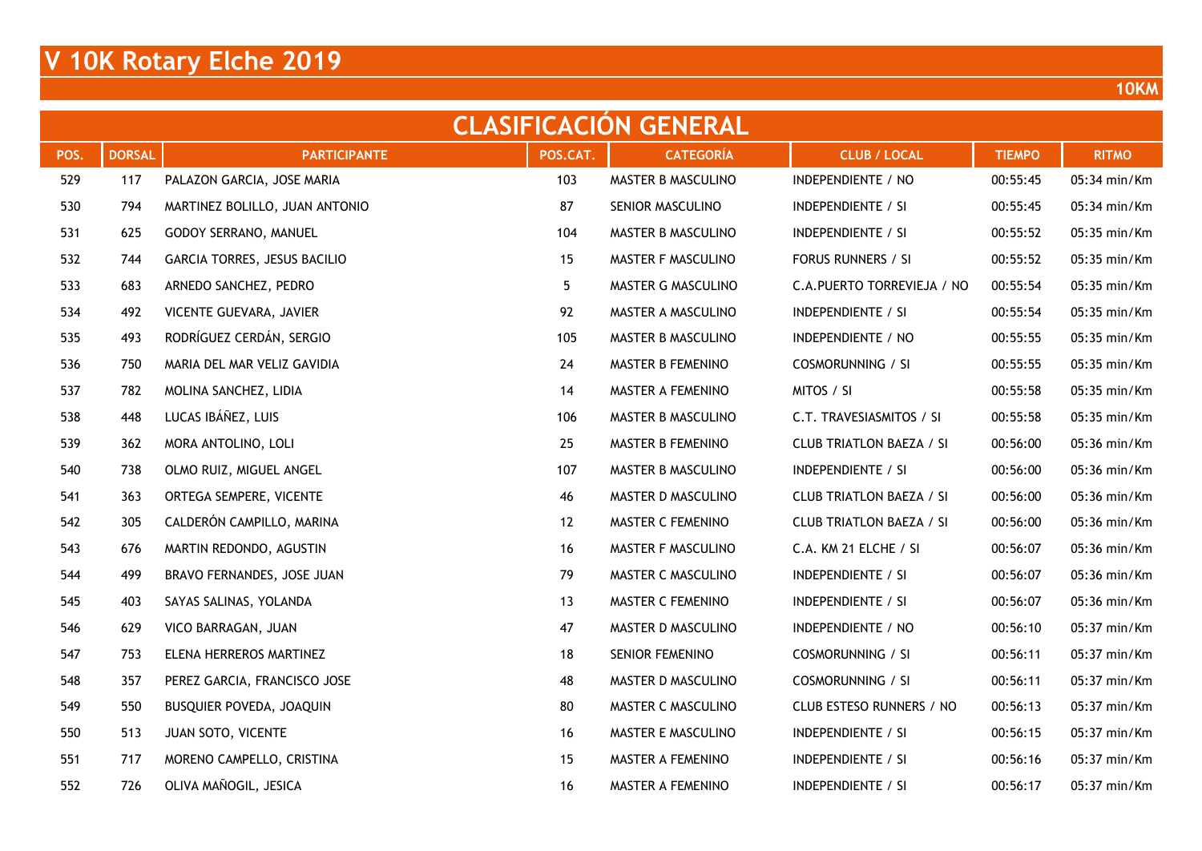# V 10K Rotary Elche 2019

**10KM**

## CLASIFICACIÓN GENERAL

| POS. | DORSAL | PARTICIPANTE | POS.CAT. | CATEGORÍA | CLUB / LOCAL | TIEMPO | RITMO |
|---|---|---|---|---|---|---|---|
| 529 | 117 | PALAZON GARCIA, JOSE MARIA | 103 | MASTER B MASCULINO | INDEPENDIENTE / NO | 00:55:45 | 05:34 min/Km |
| 530 | 794 | MARTINEZ BOLILLO, JUAN ANTONIO | 87 | SENIOR MASCULINO | INDEPENDIENTE / SI | 00:55:45 | 05:34 min/Km |
| 531 | 625 | GODOY SERRANO, MANUEL | 104 | MASTER B MASCULINO | INDEPENDIENTE / SI | 00:55:52 | 05:35 min/Km |
| 532 | 744 | GARCIA TORRES, JESUS BACILIO | 15 | MASTER F MASCULINO | FORUS RUNNERS / SI | 00:55:52 | 05:35 min/Km |
| 533 | 683 | ARNEDO SANCHEZ, PEDRO | 5 | MASTER G MASCULINO | C.A.PUERTO TORREVIEJA / NO | 00:55:54 | 05:35 min/Km |
| 534 | 492 | VICENTE GUEVARA, JAVIER | 92 | MASTER A MASCULINO | INDEPENDIENTE / SI | 00:55:54 | 05:35 min/Km |
| 535 | 493 | RODRÍGUEZ CERDÁN, SERGIO | 105 | MASTER B MASCULINO | INDEPENDIENTE / NO | 00:55:55 | 05:35 min/Km |
| 536 | 750 | MARIA DEL MAR VELIZ GAVIDIA | 24 | MASTER B FEMENINO | COSMORUNNING / SI | 00:55:55 | 05:35 min/Km |
| 537 | 782 | MOLINA SANCHEZ, LIDIA | 14 | MASTER A FEMENINO | MITOS / SI | 00:55:58 | 05:35 min/Km |
| 538 | 448 | LUCAS IBÁÑEZ, LUIS | 106 | MASTER B MASCULINO | C.T. TRAVESIASMITOS / SI | 00:55:58 | 05:35 min/Km |
| 539 | 362 | MORA ANTOLINO, LOLI | 25 | MASTER B FEMENINO | CLUB TRIATLON BAEZA / SI | 00:56:00 | 05:36 min/Km |
| 540 | 738 | OLMO RUIZ, MIGUEL ANGEL | 107 | MASTER B MASCULINO | INDEPENDIENTE / SI | 00:56:00 | 05:36 min/Km |
| 541 | 363 | ORTEGA SEMPERE, VICENTE | 46 | MASTER D MASCULINO | CLUB TRIATLON BAEZA / SI | 00:56:00 | 05:36 min/Km |
| 542 | 305 | CALDERÓN CAMPILLO, MARINA | 12 | MASTER C FEMENINO | CLUB TRIATLON BAEZA / SI | 00:56:00 | 05:36 min/Km |
| 543 | 676 | MARTIN REDONDO, AGUSTIN | 16 | MASTER F MASCULINO | C.A. KM 21 ELCHE / SI | 00:56:07 | 05:36 min/Km |
| 544 | 499 | BRAVO FERNANDES, JOSE JUAN | 79 | MASTER C MASCULINO | INDEPENDIENTE / SI | 00:56:07 | 05:36 min/Km |
| 545 | 403 | SAYAS SALINAS, YOLANDA | 13 | MASTER C FEMENINO | INDEPENDIENTE / SI | 00:56:07 | 05:36 min/Km |
| 546 | 629 | VICO BARRAGAN, JUAN | 47 | MASTER D MASCULINO | INDEPENDIENTE / NO | 00:56:10 | 05:37 min/Km |
| 547 | 753 | ELENA HERREROS MARTINEZ | 18 | SENIOR FEMENINO | COSMORUNNING / SI | 00:56:11 | 05:37 min/Km |
| 548 | 357 | PEREZ GARCIA, FRANCISCO JOSE | 48 | MASTER D MASCULINO | COSMORUNNING / SI | 00:56:11 | 05:37 min/Km |
| 549 | 550 | BUSQUIER POVEDA, JOAQUIN | 80 | MASTER C MASCULINO | CLUB ESTESO RUNNERS / NO | 00:56:13 | 05:37 min/Km |
| 550 | 513 | JUAN SOTO, VICENTE | 16 | MASTER E MASCULINO | INDEPENDIENTE / SI | 00:56:15 | 05:37 min/Km |
| 551 | 717 | MORENO CAMPELLO, CRISTINA | 15 | MASTER A FEMENINO | INDEPENDIENTE / SI | 00:56:16 | 05:37 min/Km |
| 552 | 726 | OLIVA MAÑOGIL, JESICA | 16 | MASTER A FEMENINO | INDEPENDIENTE / SI | 00:56:17 | 05:37 min/Km |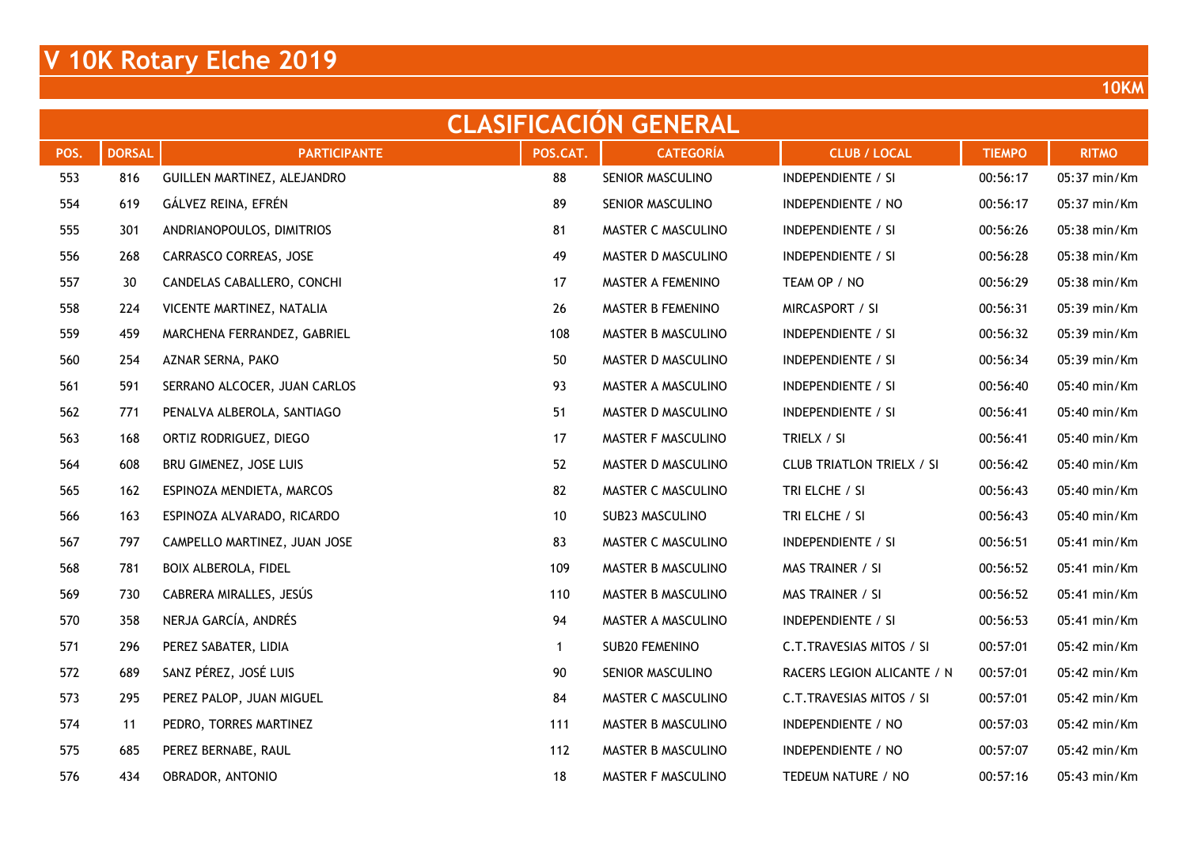# V 10K Rotary Elche 2019

**10KM**

## CLASIFICACIÓN GENERAL

| POS. | DORSAL | PARTICIPANTE | POS.CAT. | CATEGORÍA | CLUB / LOCAL | TIEMPO | RITMO |
|---|---|---|---|---|---|---|---|
| 553 | 816 | GUILLEN MARTINEZ, ALEJANDRO | 88 | SENIOR MASCULINO | INDEPENDIENTE / SI | 00:56:17 | 05:37 min/Km |
| 554 | 619 | GÁLVEZ REINA, EFRÉN | 89 | SENIOR MASCULINO | INDEPENDIENTE / NO | 00:56:17 | 05:37 min/Km |
| 555 | 301 | ANDRIANOPOULOS, DIMITRIOS | 81 | MASTER C MASCULINO | INDEPENDIENTE / SI | 00:56:26 | 05:38 min/Km |
| 556 | 268 | CARRASCO CORREAS, JOSE | 49 | MASTER D MASCULINO | INDEPENDIENTE / SI | 00:56:28 | 05:38 min/Km |
| 557 | 30 | CANDELAS CABALLERO, CONCHI | 17 | MASTER A FEMENINO | TEAM OP / NO | 00:56:29 | 05:38 min/Km |
| 558 | 224 | VICENTE MARTINEZ, NATALIA | 26 | MASTER B FEMENINO | MIRCASPORT / SI | 00:56:31 | 05:39 min/Km |
| 559 | 459 | MARCHENA FERRANDEZ, GABRIEL | 108 | MASTER B MASCULINO | INDEPENDIENTE / SI | 00:56:32 | 05:39 min/Km |
| 560 | 254 | AZNAR SERNA, PAKO | 50 | MASTER D MASCULINO | INDEPENDIENTE / SI | 00:56:34 | 05:39 min/Km |
| 561 | 591 | SERRANO ALCOCER, JUAN CARLOS | 93 | MASTER A MASCULINO | INDEPENDIENTE / SI | 00:56:40 | 05:40 min/Km |
| 562 | 771 | PENALVA ALBEROLA, SANTIAGO | 51 | MASTER D MASCULINO | INDEPENDIENTE / SI | 00:56:41 | 05:40 min/Km |
| 563 | 168 | ORTIZ RODRIGUEZ, DIEGO | 17 | MASTER F MASCULINO | TRIELX / SI | 00:56:41 | 05:40 min/Km |
| 564 | 608 | BRU GIMENEZ, JOSE LUIS | 52 | MASTER D MASCULINO | CLUB TRIATLON TRIELX / SI | 00:56:42 | 05:40 min/Km |
| 565 | 162 | ESPINOZA MENDIETA, MARCOS | 82 | MASTER C MASCULINO | TRI ELCHE / SI | 00:56:43 | 05:40 min/Km |
| 566 | 163 | ESPINOZA ALVARADO, RICARDO | 10 | SUB23 MASCULINO | TRI ELCHE / SI | 00:56:43 | 05:40 min/Km |
| 567 | 797 | CAMPELLO MARTINEZ, JUAN JOSE | 83 | MASTER C MASCULINO | INDEPENDIENTE / SI | 00:56:51 | 05:41 min/Km |
| 568 | 781 | BOIX ALBEROLA, FIDEL | 109 | MASTER B MASCULINO | MAS TRAINER / SI | 00:56:52 | 05:41 min/Km |
| 569 | 730 | CABRERA MIRALLES, JESÚS | 110 | MASTER B MASCULINO | MAS TRAINER / SI | 00:56:52 | 05:41 min/Km |
| 570 | 358 | NERJA GARCÍA, ANDRÉS | 94 | MASTER A MASCULINO | INDEPENDIENTE / SI | 00:56:53 | 05:41 min/Km |
| 571 | 296 | PEREZ SABATER, LIDIA | 1 | SUB20 FEMENINO | C.T.TRAVESIAS MITOS / SI | 00:57:01 | 05:42 min/Km |
| 572 | 689 | SANZ PÉREZ, JOSÉ LUIS | 90 | SENIOR MASCULINO | RACERS LEGION ALICANTE / N | 00:57:01 | 05:42 min/Km |
| 573 | 295 | PEREZ PALOP, JUAN MIGUEL | 84 | MASTER C MASCULINO | C.T.TRAVESIAS MITOS / SI | 00:57:01 | 05:42 min/Km |
| 574 | 11 | PEDRO, TORRES MARTINEZ | 111 | MASTER B MASCULINO | INDEPENDIENTE / NO | 00:57:03 | 05:42 min/Km |
| 575 | 685 | PEREZ BERNABE, RAUL | 112 | MASTER B MASCULINO | INDEPENDIENTE / NO | 00:57:07 | 05:42 min/Km |
| 576 | 434 | OBRADOR, ANTONIO | 18 | MASTER F MASCULINO | TEDEUM NATURE / NO | 00:57:16 | 05:43 min/Km |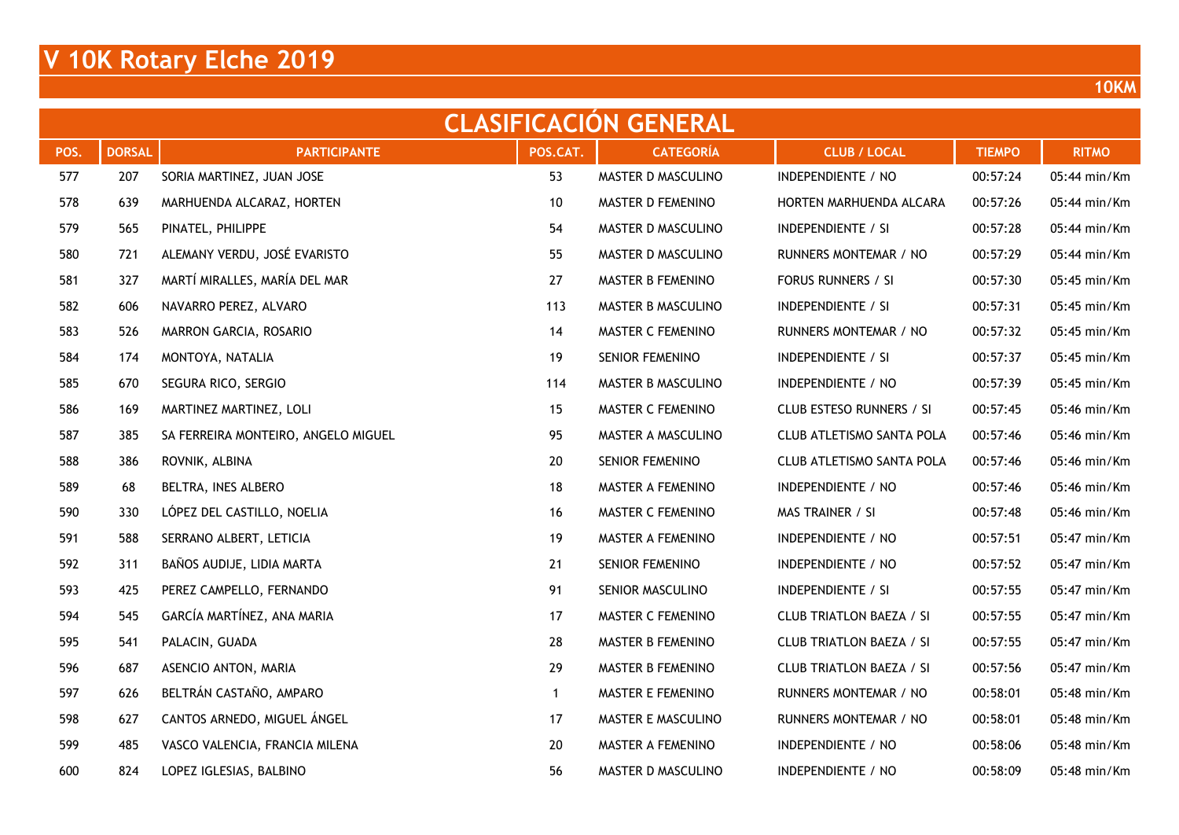# V 10K Rotary Elche 2019

**10KM**

## CLASIFICACIÓN GENERAL

| POS. | DORSAL | PARTICIPANTE | POS.CAT. | CATEGORÍA | CLUB / LOCAL | TIEMPO | RITMO |
|---|---|---|---|---|---|---|---|
| 577 | 207 | SORIA MARTINEZ, JUAN JOSE | 53 | MASTER D MASCULINO | INDEPENDIENTE / NO | 00:57:24 | 05:44 min/Km |
| 578 | 639 | MARHUENDA ALCARAZ, HORTEN | 10 | MASTER D FEMENINO | HORTEN MARHUENDA ALCARA | 00:57:26 | 05:44 min/Km |
| 579 | 565 | PINATEL, PHILIPPE | 54 | MASTER D MASCULINO | INDEPENDIENTE / SI | 00:57:28 | 05:44 min/Km |
| 580 | 721 | ALEMANY VERDU, JOSÉ EVARISTO | 55 | MASTER D MASCULINO | RUNNERS MONTEMAR / NO | 00:57:29 | 05:44 min/Km |
| 581 | 327 | MARTÍ MIRALLES, MARÍA DEL MAR | 27 | MASTER B FEMENINO | FORUS RUNNERS / SI | 00:57:30 | 05:45 min/Km |
| 582 | 606 | NAVARRO PEREZ, ALVARO | 113 | MASTER B MASCULINO | INDEPENDIENTE / SI | 00:57:31 | 05:45 min/Km |
| 583 | 526 | MARRON GARCIA, ROSARIO | 14 | MASTER C FEMENINO | RUNNERS MONTEMAR / NO | 00:57:32 | 05:45 min/Km |
| 584 | 174 | MONTOYA, NATALIA | 19 | SENIOR FEMENINO | INDEPENDIENTE / SI | 00:57:37 | 05:45 min/Km |
| 585 | 670 | SEGURA RICO, SERGIO | 114 | MASTER B MASCULINO | INDEPENDIENTE / NO | 00:57:39 | 05:45 min/Km |
| 586 | 169 | MARTINEZ MARTINEZ, LOLI | 15 | MASTER C FEMENINO | CLUB ESTESO RUNNERS / SI | 00:57:45 | 05:46 min/Km |
| 587 | 385 | SA FERREIRA MONTEIRO, ANGELO MIGUEL | 95 | MASTER A MASCULINO | CLUB ATLETISMO SANTA POLA | 00:57:46 | 05:46 min/Km |
| 588 | 386 | ROVNIK, ALBINA | 20 | SENIOR FEMENINO | CLUB ATLETISMO SANTA POLA | 00:57:46 | 05:46 min/Km |
| 589 | 68 | BELTRA, INES ALBERO | 18 | MASTER A FEMENINO | INDEPENDIENTE / NO | 00:57:46 | 05:46 min/Km |
| 590 | 330 | LÓPEZ DEL CASTILLO, NOELIA | 16 | MASTER C FEMENINO | MAS TRAINER / SI | 00:57:48 | 05:46 min/Km |
| 591 | 588 | SERRANO ALBERT, LETICIA | 19 | MASTER A FEMENINO | INDEPENDIENTE / NO | 00:57:51 | 05:47 min/Km |
| 592 | 311 | BAÑOS AUDIJE, LIDIA MARTA | 21 | SENIOR FEMENINO | INDEPENDIENTE / NO | 00:57:52 | 05:47 min/Km |
| 593 | 425 | PEREZ CAMPELLO, FERNANDO | 91 | SENIOR MASCULINO | INDEPENDIENTE / SI | 00:57:55 | 05:47 min/Km |
| 594 | 545 | GARCÍA MARTÍNEZ, ANA MARIA | 17 | MASTER C FEMENINO | CLUB TRIATLON BAEZA / SI | 00:57:55 | 05:47 min/Km |
| 595 | 541 | PALACIN, GUADA | 28 | MASTER B FEMENINO | CLUB TRIATLON BAEZA / SI | 00:57:55 | 05:47 min/Km |
| 596 | 687 | ASENCIO ANTON, MARIA | 29 | MASTER B FEMENINO | CLUB TRIATLON BAEZA / SI | 00:57:56 | 05:47 min/Km |
| 597 | 626 | BELTRÁN CASTAÑO, AMPARO | 1 | MASTER E FEMENINO | RUNNERS MONTEMAR / NO | 00:58:01 | 05:48 min/Km |
| 598 | 627 | CANTOS ARNEDO, MIGUEL ÁNGEL | 17 | MASTER E MASCULINO | RUNNERS MONTEMAR / NO | 00:58:01 | 05:48 min/Km |
| 599 | 485 | VASCO VALENCIA, FRANCIA MILENA | 20 | MASTER A FEMENINO | INDEPENDIENTE / NO | 00:58:06 | 05:48 min/Km |
| 600 | 824 | LOPEZ IGLESIAS, BALBINO | 56 | MASTER D MASCULINO | INDEPENDIENTE / NO | 00:58:09 | 05:48 min/Km |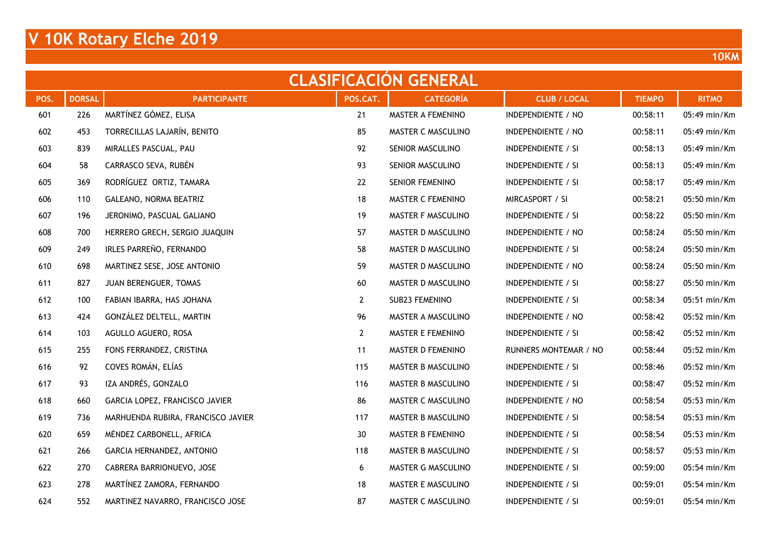# V 10K Rotary Elche 2019

**10KM**

## CLASIFICACIÓN GENERAL

| POS. | DORSAL | PARTICIPANTE | POS.CAT. | CATEGORÍA | CLUB / LOCAL | TIEMPO | RITMO |
|---|---|---|---|---|---|---|---|
| 601 | 226 | MARTÍNEZ GÓMEZ, ELISA | 21 | MASTER A FEMENINO | INDEPENDIENTE / NO | 00:58:11 | 05:49 min/Km |
| 602 | 453 | TORRECILLAS LAJARÍN, BENITO | 85 | MASTER C MASCULINO | INDEPENDIENTE / NO | 00:58:11 | 05:49 min/Km |
| 603 | 839 | MIRALLES PASCUAL, PAU | 92 | SENIOR MASCULINO | INDEPENDIENTE / SI | 00:58:13 | 05:49 min/Km |
| 604 | 58 | CARRASCO SEVA, RUBÉN | 93 | SENIOR MASCULINO | INDEPENDIENTE / SI | 00:58:13 | 05:49 min/Km |
| 605 | 369 | RODRÍGUEZ ORTIZ, TAMARA | 22 | SENIOR FEMENINO | INDEPENDIENTE / SI | 00:58:17 | 05:49 min/Km |
| 606 | 110 | GALEANO, NORMA BEATRIZ | 18 | MASTER C FEMENINO | MIRCASPORT / SI | 00:58:21 | 05:50 min/Km |
| 607 | 196 | JERONIMO, PASCUAL GALIANO | 19 | MASTER F MASCULINO | INDEPENDIENTE / SI | 00:58:22 | 05:50 min/Km |
| 608 | 700 | HERRERO GRECH, SERGIO JUAQUIN | 57 | MASTER D MASCULINO | INDEPENDIENTE / NO | 00:58:24 | 05:50 min/Km |
| 609 | 249 | IRLES PARREÑO, FERNANDO | 58 | MASTER D MASCULINO | INDEPENDIENTE / SI | 00:58:24 | 05:50 min/Km |
| 610 | 698 | MARTINEZ SESE, JOSE ANTONIO | 59 | MASTER D MASCULINO | INDEPENDIENTE / NO | 00:58:24 | 05:50 min/Km |
| 611 | 827 | JUAN BERENGUER, TOMAS | 60 | MASTER D MASCULINO | INDEPENDIENTE / SI | 00:58:27 | 05:50 min/Km |
| 612 | 100 | FABIAN IBARRA, HAS JOHANA | 2 | SUB23 FEMENINO | INDEPENDIENTE / SI | 00:58:34 | 05:51 min/Km |
| 613 | 424 | GONZÁLEZ DELTELL, MARTIN | 96 | MASTER A MASCULINO | INDEPENDIENTE / NO | 00:58:42 | 05:52 min/Km |
| 614 | 103 | AGULLO AGUERO, ROSA | 2 | MASTER E FEMENINO | INDEPENDIENTE / SI | 00:58:42 | 05:52 min/Km |
| 615 | 255 | FONS FERRANDEZ, CRISTINA | 11 | MASTER D FEMENINO | RUNNERS MONTEMAR / NO | 00:58:44 | 05:52 min/Km |
| 616 | 92 | COVES ROMÁN, ELÍAS | 115 | MASTER B MASCULINO | INDEPENDIENTE / SI | 00:58:46 | 05:52 min/Km |
| 617 | 93 | IZA ANDRÉS, GONZALO | 116 | MASTER B MASCULINO | INDEPENDIENTE / SI | 00:58:47 | 05:52 min/Km |
| 618 | 660 | GARCIA LOPEZ, FRANCISCO JAVIER | 86 | MASTER C MASCULINO | INDEPENDIENTE / NO | 00:58:54 | 05:53 min/Km |
| 619 | 736 | MARHUENDA RUBIRA, FRANCISCO JAVIER | 117 | MASTER B MASCULINO | INDEPENDIENTE / SI | 00:58:54 | 05:53 min/Km |
| 620 | 659 | MÉNDEZ CARBONELL, AFRICA | 30 | MASTER B FEMENINO | INDEPENDIENTE / SI | 00:58:54 | 05:53 min/Km |
| 621 | 266 | GARCIA HERNANDEZ, ANTONIO | 118 | MASTER B MASCULINO | INDEPENDIENTE / SI | 00:58:57 | 05:53 min/Km |
| 622 | 270 | CABRERA BARRIONUEVO, JOSE | 6 | MASTER G MASCULINO | INDEPENDIENTE / SI | 00:59:00 | 05:54 min/Km |
| 623 | 278 | MARTÍNEZ ZAMORA, FERNANDO | 18 | MASTER E MASCULINO | INDEPENDIENTE / SI | 00:59:01 | 05:54 min/Km |
| 624 | 552 | MARTINEZ NAVARRO, FRANCISCO JOSE | 87 | MASTER C MASCULINO | INDEPENDIENTE / SI | 00:59:01 | 05:54 min/Km |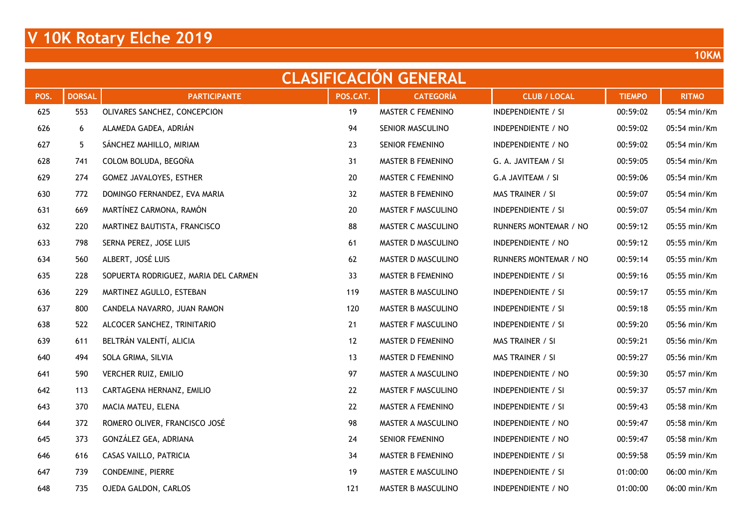# V 10K Rotary Elche 2019

**10KM**

## CLASIFICACIÓN GENERAL

| POS. | DORSAL | PARTICIPANTE | POS.CAT. | CATEGORÍA | CLUB / LOCAL | TIEMPO | RITMO |
|---|---|---|---|---|---|---|---|
| 625 | 553 | OLIVARES SANCHEZ, CONCEPCION | 19 | MASTER C FEMENINO | INDEPENDIENTE / SI | 00:59:02 | 05:54 min/Km |
| 626 | 6 | ALAMEDA GADEA, ADRIÁN | 94 | SENIOR MASCULINO | INDEPENDIENTE / NO | 00:59:02 | 05:54 min/Km |
| 627 | 5 | SÁNCHEZ MAHILLO, MIRIAM | 23 | SENIOR FEMENINO | INDEPENDIENTE / NO | 00:59:02 | 05:54 min/Km |
| 628 | 741 | COLOM BOLUDA, BEGOÑA | 31 | MASTER B FEMENINO | G. A. JAVITEAM / SI | 00:59:05 | 05:54 min/Km |
| 629 | 274 | GOMEZ JAVALOYES, ESTHER | 20 | MASTER C FEMENINO | G.A JAVITEAM / SI | 00:59:06 | 05:54 min/Km |
| 630 | 772 | DOMINGO FERNANDEZ, EVA MARIA | 32 | MASTER B FEMENINO | MAS TRAINER / SI | 00:59:07 | 05:54 min/Km |
| 631 | 669 | MARTÍNEZ CARMONA, RAMÓN | 20 | MASTER F MASCULINO | INDEPENDIENTE / SI | 00:59:07 | 05:54 min/Km |
| 632 | 220 | MARTINEZ BAUTISTA, FRANCISCO | 88 | MASTER C MASCULINO | RUNNERS MONTEMAR / NO | 00:59:12 | 05:55 min/Km |
| 633 | 798 | SERNA PEREZ, JOSE LUIS | 61 | MASTER D MASCULINO | INDEPENDIENTE / NO | 00:59:12 | 05:55 min/Km |
| 634 | 560 | ALBERT, JOSÉ LUIS | 62 | MASTER D MASCULINO | RUNNERS MONTEMAR / NO | 00:59:14 | 05:55 min/Km |
| 635 | 228 | SOPUERTA RODRIGUEZ, MARIA DEL CARMEN | 33 | MASTER B FEMENINO | INDEPENDIENTE / SI | 00:59:16 | 05:55 min/Km |
| 636 | 229 | MARTINEZ AGULLO, ESTEBAN | 119 | MASTER B MASCULINO | INDEPENDIENTE / SI | 00:59:17 | 05:55 min/Km |
| 637 | 800 | CANDELA NAVARRO, JUAN RAMON | 120 | MASTER B MASCULINO | INDEPENDIENTE / SI | 00:59:18 | 05:55 min/Km |
| 638 | 522 | ALCOCER SANCHEZ, TRINITARIO | 21 | MASTER F MASCULINO | INDEPENDIENTE / SI | 00:59:20 | 05:56 min/Km |
| 639 | 611 | BELTRÁN VALENTÍ, ALICIA | 12 | MASTER D FEMENINO | MAS TRAINER / SI | 00:59:21 | 05:56 min/Km |
| 640 | 494 | SOLA GRIMA, SILVIA | 13 | MASTER D FEMENINO | MAS TRAINER / SI | 00:59:27 | 05:56 min/Km |
| 641 | 590 | VERCHER RUIZ, EMILIO | 97 | MASTER A MASCULINO | INDEPENDIENTE / NO | 00:59:30 | 05:57 min/Km |
| 642 | 113 | CARTAGENA HERNANZ, EMILIO | 22 | MASTER F MASCULINO | INDEPENDIENTE / SI | 00:59:37 | 05:57 min/Km |
| 643 | 370 | MACIA MATEU, ELENA | 22 | MASTER A FEMENINO | INDEPENDIENTE / SI | 00:59:43 | 05:58 min/Km |
| 644 | 372 | ROMERO OLIVER, FRANCISCO JOSÉ | 98 | MASTER A MASCULINO | INDEPENDIENTE / NO | 00:59:47 | 05:58 min/Km |
| 645 | 373 | GONZÁLEZ GEA, ADRIANA | 24 | SENIOR FEMENINO | INDEPENDIENTE / NO | 00:59:47 | 05:58 min/Km |
| 646 | 616 | CASAS VAILLO, PATRICIA | 34 | MASTER B FEMENINO | INDEPENDIENTE / SI | 00:59:58 | 05:59 min/Km |
| 647 | 739 | CONDEMINE, PIERRE | 19 | MASTER E MASCULINO | INDEPENDIENTE / SI | 01:00:00 | 06:00 min/Km |
| 648 | 735 | OJEDA GALDON, CARLOS | 121 | MASTER B MASCULINO | INDEPENDIENTE / NO | 01:00:00 | 06:00 min/Km |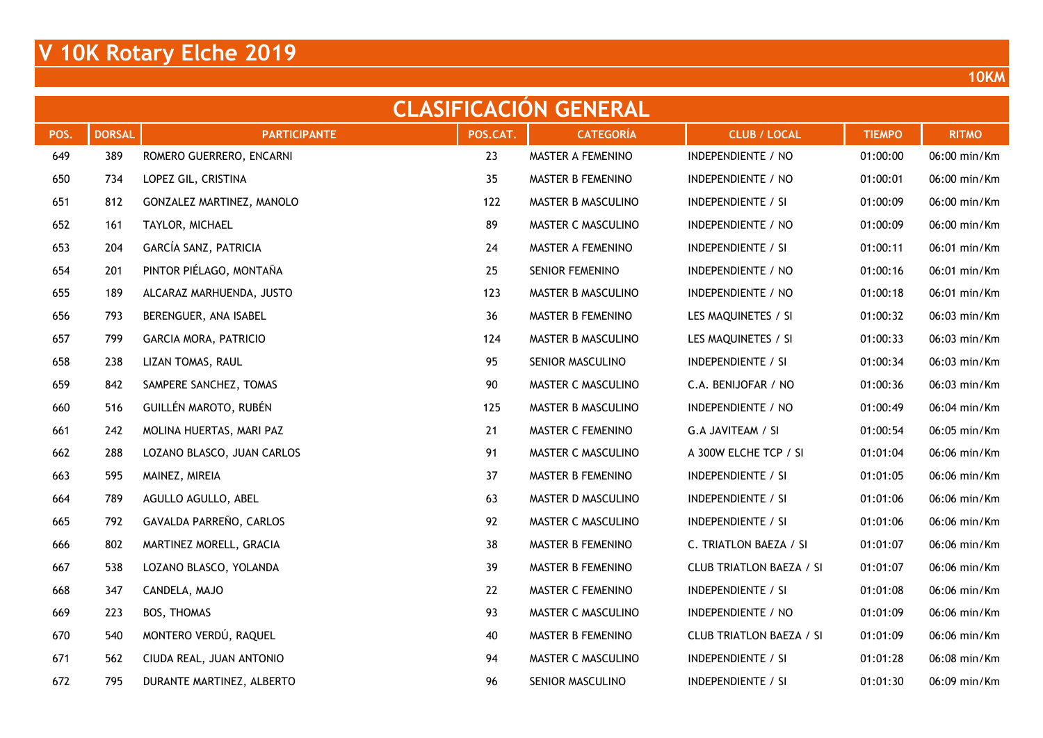# V 10K Rotary Elche 2019

**10KM**

## CLASIFICACIÓN GENERAL

| POS. | DORSAL | PARTICIPANTE | POS.CAT. | CATEGORÍA | CLUB / LOCAL | TIEMPO | RITMO |
|---|---|---|---|---|---|---|---|
| 649 | 389 | ROMERO GUERRERO, ENCARNI | 23 | MASTER A FEMENINO | INDEPENDIENTE / NO | 01:00:00 | 06:00 min/Km |
| 650 | 734 | LOPEZ GIL, CRISTINA | 35 | MASTER B FEMENINO | INDEPENDIENTE / NO | 01:00:01 | 06:00 min/Km |
| 651 | 812 | GONZALEZ MARTINEZ, MANOLO | 122 | MASTER B MASCULINO | INDEPENDIENTE / SI | 01:00:09 | 06:00 min/Km |
| 652 | 161 | TAYLOR, MICHAEL | 89 | MASTER C MASCULINO | INDEPENDIENTE / NO | 01:00:09 | 06:00 min/Km |
| 653 | 204 | GARCÍA SANZ, PATRICIA | 24 | MASTER A FEMENINO | INDEPENDIENTE / SI | 01:00:11 | 06:01 min/Km |
| 654 | 201 | PINTOR PIÉLAGO, MONTAÑA | 25 | SENIOR FEMENINO | INDEPENDIENTE / NO | 01:00:16 | 06:01 min/Km |
| 655 | 189 | ALCARAZ MARHUENDA, JUSTO | 123 | MASTER B MASCULINO | INDEPENDIENTE / NO | 01:00:18 | 06:01 min/Km |
| 656 | 793 | BERENGUER, ANA ISABEL | 36 | MASTER B FEMENINO | LES MAQUINETES / SI | 01:00:32 | 06:03 min/Km |
| 657 | 799 | GARCIA MORA, PATRICIO | 124 | MASTER B MASCULINO | LES MAQUINETES / SI | 01:00:33 | 06:03 min/Km |
| 658 | 238 | LIZAN TOMAS, RAUL | 95 | SENIOR MASCULINO | INDEPENDIENTE / SI | 01:00:34 | 06:03 min/Km |
| 659 | 842 | SAMPERE SANCHEZ, TOMAS | 90 | MASTER C MASCULINO | C.A. BENIJOFAR / NO | 01:00:36 | 06:03 min/Km |
| 660 | 516 | GUILLÉN MAROTO, RUBÉN | 125 | MASTER B MASCULINO | INDEPENDIENTE / NO | 01:00:49 | 06:04 min/Km |
| 661 | 242 | MOLINA HUERTAS, MARI PAZ | 21 | MASTER C FEMENINO | G.A JAVITEAM / SI | 01:00:54 | 06:05 min/Km |
| 662 | 288 | LOZANO BLASCO, JUAN CARLOS | 91 | MASTER C MASCULINO | A 300W ELCHE TCP / SI | 01:01:04 | 06:06 min/Km |
| 663 | 595 | MAINEZ, MIREIA | 37 | MASTER B FEMENINO | INDEPENDIENTE / SI | 01:01:05 | 06:06 min/Km |
| 664 | 789 | AGULLO AGULLO, ABEL | 63 | MASTER D MASCULINO | INDEPENDIENTE / SI | 01:01:06 | 06:06 min/Km |
| 665 | 792 | GAVALDA PARREÑO, CARLOS | 92 | MASTER C MASCULINO | INDEPENDIENTE / SI | 01:01:06 | 06:06 min/Km |
| 666 | 802 | MARTINEZ MORELL, GRACIA | 38 | MASTER B FEMENINO | C. TRIATLON BAEZA / SI | 01:01:07 | 06:06 min/Km |
| 667 | 538 | LOZANO BLASCO, YOLANDA | 39 | MASTER B FEMENINO | CLUB TRIATLON BAEZA / SI | 01:01:07 | 06:06 min/Km |
| 668 | 347 | CANDELA, MAJO | 22 | MASTER C FEMENINO | INDEPENDIENTE / SI | 01:01:08 | 06:06 min/Km |
| 669 | 223 | BOS, THOMAS | 93 | MASTER C MASCULINO | INDEPENDIENTE / NO | 01:01:09 | 06:06 min/Km |
| 670 | 540 | MONTERO VERDÚ, RAQUEL | 40 | MASTER B FEMENINO | CLUB TRIATLON BAEZA / SI | 01:01:09 | 06:06 min/Km |
| 671 | 562 | CIUDA REAL, JUAN ANTONIO | 94 | MASTER C MASCULINO | INDEPENDIENTE / SI | 01:01:28 | 06:08 min/Km |
| 672 | 795 | DURANTE MARTINEZ, ALBERTO | 96 | SENIOR MASCULINO | INDEPENDIENTE / SI | 01:01:30 | 06:09 min/Km |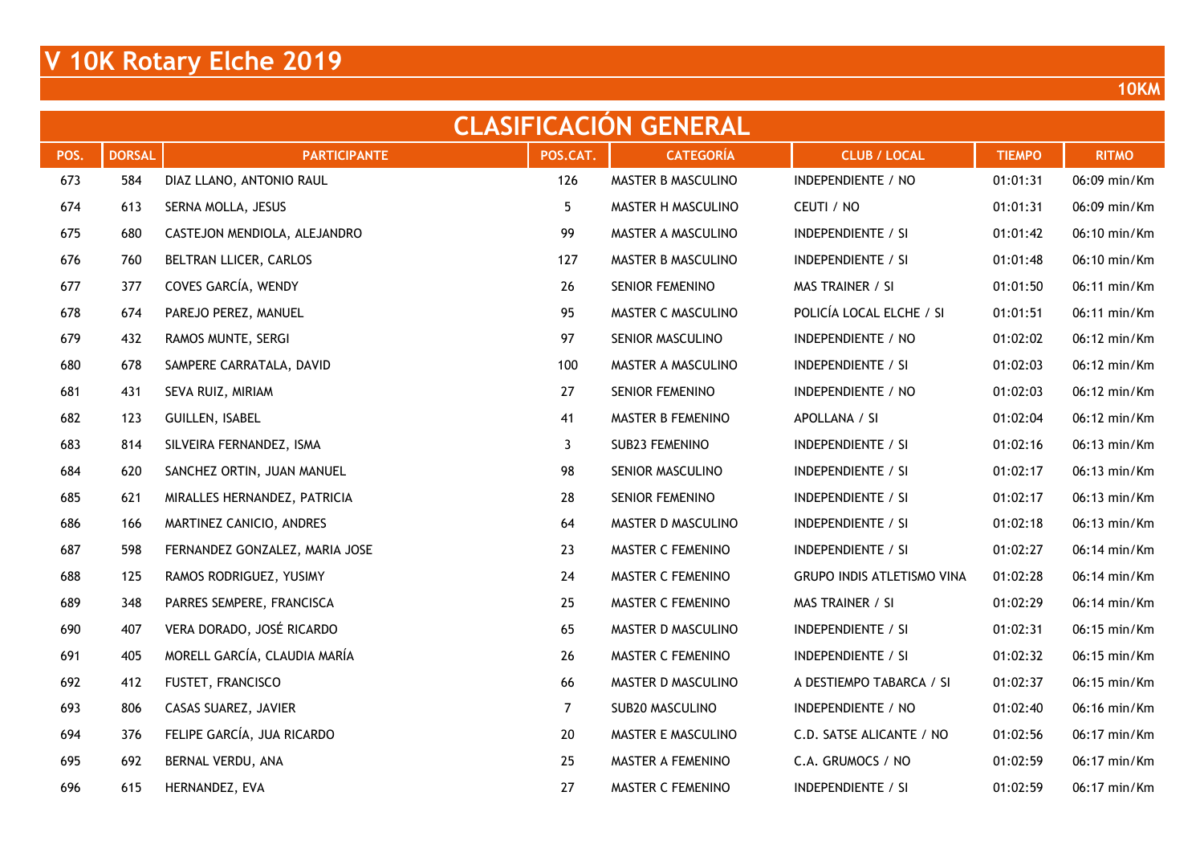# V 10K Rotary Elche 2019

**10KM**

## CLASIFICACIÓN GENERAL

| POS. | DORSAL | PARTICIPANTE | POS.CAT. | CATEGORÍA | CLUB / LOCAL | TIEMPO | RITMO |
|---|---|---|---|---|---|---|---|
| 673 | 584 | DIAZ LLANO, ANTONIO RAUL | 126 | MASTER B MASCULINO | INDEPENDIENTE / NO | 01:01:31 | 06:09 min/Km |
| 674 | 613 | SERNA MOLLA, JESUS | 5 | MASTER H MASCULINO | CEUTI / NO | 01:01:31 | 06:09 min/Km |
| 675 | 680 | CASTEJON MENDIOLA, ALEJANDRO | 99 | MASTER A MASCULINO | INDEPENDIENTE / SI | 01:01:42 | 06:10 min/Km |
| 676 | 760 | BELTRAN LLICER, CARLOS | 127 | MASTER B MASCULINO | INDEPENDIENTE / SI | 01:01:48 | 06:10 min/Km |
| 677 | 377 | COVES GARCÍA, WENDY | 26 | SENIOR FEMENINO | MAS TRAINER / SI | 01:01:50 | 06:11 min/Km |
| 678 | 674 | PAREJO PEREZ, MANUEL | 95 | MASTER C MASCULINO | POLICÍA LOCAL ELCHE / SI | 01:01:51 | 06:11 min/Km |
| 679 | 432 | RAMOS MUNTE, SERGI | 97 | SENIOR MASCULINO | INDEPENDIENTE / NO | 01:02:02 | 06:12 min/Km |
| 680 | 678 | SAMPERE CARRATALA, DAVID | 100 | MASTER A MASCULINO | INDEPENDIENTE / SI | 01:02:03 | 06:12 min/Km |
| 681 | 431 | SEVA RUIZ, MIRIAM | 27 | SENIOR FEMENINO | INDEPENDIENTE / NO | 01:02:03 | 06:12 min/Km |
| 682 | 123 | GUILLEN, ISABEL | 41 | MASTER B FEMENINO | APOLLANA / SI | 01:02:04 | 06:12 min/Km |
| 683 | 814 | SILVEIRA FERNANDEZ, ISMA | 3 | SUB23 FEMENINO | INDEPENDIENTE / SI | 01:02:16 | 06:13 min/Km |
| 684 | 620 | SANCHEZ ORTIN, JUAN MANUEL | 98 | SENIOR MASCULINO | INDEPENDIENTE / SI | 01:02:17 | 06:13 min/Km |
| 685 | 621 | MIRALLES HERNANDEZ, PATRICIA | 28 | SENIOR FEMENINO | INDEPENDIENTE / SI | 01:02:17 | 06:13 min/Km |
| 686 | 166 | MARTINEZ CANICIO, ANDRES | 64 | MASTER D MASCULINO | INDEPENDIENTE / SI | 01:02:18 | 06:13 min/Km |
| 687 | 598 | FERNANDEZ GONZALEZ, MARIA JOSE | 23 | MASTER C FEMENINO | INDEPENDIENTE / SI | 01:02:27 | 06:14 min/Km |
| 688 | 125 | RAMOS RODRIGUEZ, YUSIMY | 24 | MASTER C FEMENINO | GRUPO INDIS ATLETISMO VINA | 01:02:28 | 06:14 min/Km |
| 689 | 348 | PARRES SEMPERE, FRANCISCA | 25 | MASTER C FEMENINO | MAS TRAINER / SI | 01:02:29 | 06:14 min/Km |
| 690 | 407 | VERA DORADO, JOSÉ RICARDO | 65 | MASTER D MASCULINO | INDEPENDIENTE / SI | 01:02:31 | 06:15 min/Km |
| 691 | 405 | MORELL GARCÍA, CLAUDIA MARÍA | 26 | MASTER C FEMENINO | INDEPENDIENTE / SI | 01:02:32 | 06:15 min/Km |
| 692 | 412 | FUSTET, FRANCISCO | 66 | MASTER D MASCULINO | A DESTIEMPO TABARCA / SI | 01:02:37 | 06:15 min/Km |
| 693 | 806 | CASAS SUAREZ, JAVIER | 7 | SUB20 MASCULINO | INDEPENDIENTE / NO | 01:02:40 | 06:16 min/Km |
| 694 | 376 | FELIPE GARCÍA, JUA RICARDO | 20 | MASTER E MASCULINO | C.D. SATSE ALICANTE / NO | 01:02:56 | 06:17 min/Km |
| 695 | 692 | BERNAL VERDU, ANA | 25 | MASTER A FEMENINO | C.A. GRUMOCS / NO | 01:02:59 | 06:17 min/Km |
| 696 | 615 | HERNANDEZ, EVA | 27 | MASTER C FEMENINO | INDEPENDIENTE / SI | 01:02:59 | 06:17 min/Km |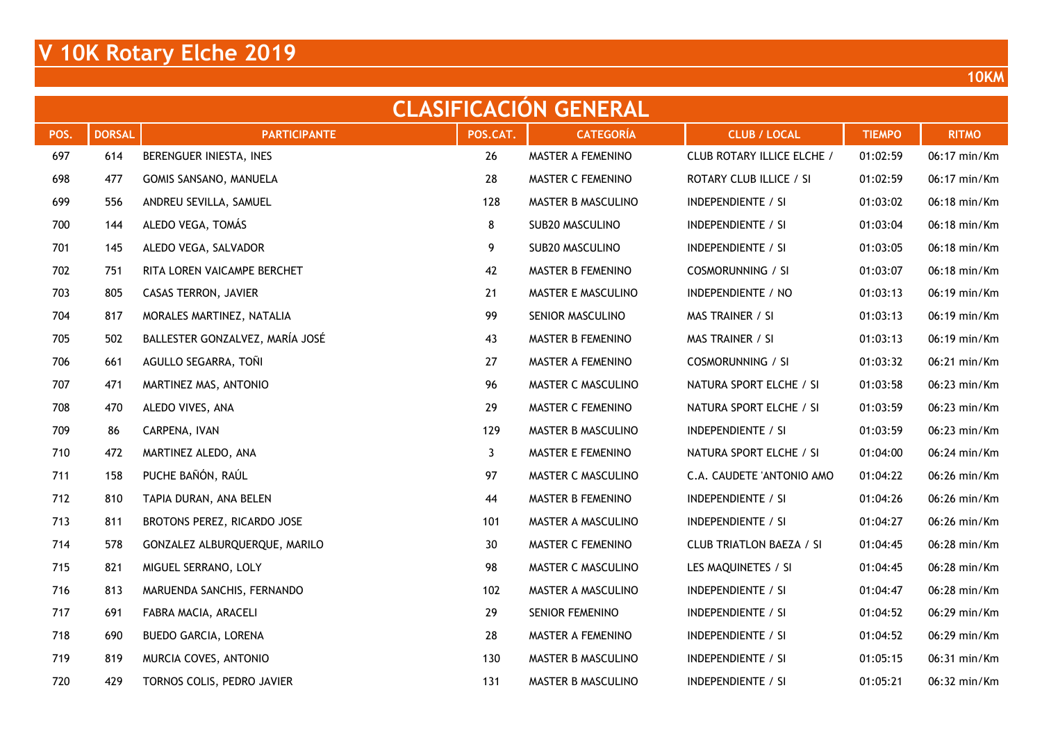# V 10K Rotary Elche 2019

**10KM**

## CLASIFICACIÓN GENERAL

| POS. | DORSAL | PARTICIPANTE | POS.CAT. | CATEGORÍA | CLUB / LOCAL | TIEMPO | RITMO |
|---|---|---|---|---|---|---|---|
| 697 | 614 | BERENGUER INIESTA, INES | 26 | MASTER A FEMENINO | CLUB ROTARY ILLICE ELCHE / | 01:02:59 | 06:17 min/Km |
| 698 | 477 | GOMIS SANSANO, MANUELA | 28 | MASTER C FEMENINO | ROTARY CLUB ILLICE / SI | 01:02:59 | 06:17 min/Km |
| 699 | 556 | ANDREU SEVILLA, SAMUEL | 128 | MASTER B MASCULINO | INDEPENDIENTE / SI | 01:03:02 | 06:18 min/Km |
| 700 | 144 | ALEDO VEGA, TOMÁS | 8 | SUB20 MASCULINO | INDEPENDIENTE / SI | 01:03:04 | 06:18 min/Km |
| 701 | 145 | ALEDO VEGA, SALVADOR | 9 | SUB20 MASCULINO | INDEPENDIENTE / SI | 01:03:05 | 06:18 min/Km |
| 702 | 751 | RITA LOREN VAICAMPE BERCHET | 42 | MASTER B FEMENINO | COSMORUNNING / SI | 01:03:07 | 06:18 min/Km |
| 703 | 805 | CASAS TERRON, JAVIER | 21 | MASTER E MASCULINO | INDEPENDIENTE / NO | 01:03:13 | 06:19 min/Km |
| 704 | 817 | MORALES MARTINEZ, NATALIA | 99 | SENIOR MASCULINO | MAS TRAINER / SI | 01:03:13 | 06:19 min/Km |
| 705 | 502 | BALLESTER GONZALVEZ, MARÍA JOSÉ | 43 | MASTER B FEMENINO | MAS TRAINER / SI | 01:03:13 | 06:19 min/Km |
| 706 | 661 | AGULLO SEGARRA, TOÑI | 27 | MASTER A FEMENINO | COSMORUNNING / SI | 01:03:32 | 06:21 min/Km |
| 707 | 471 | MARTINEZ MAS, ANTONIO | 96 | MASTER C MASCULINO | NATURA SPORT ELCHE / SI | 01:03:58 | 06:23 min/Km |
| 708 | 470 | ALEDO VIVES, ANA | 29 | MASTER C FEMENINO | NATURA SPORT ELCHE / SI | 01:03:59 | 06:23 min/Km |
| 709 | 86 | CARPENA, IVAN | 129 | MASTER B MASCULINO | INDEPENDIENTE / SI | 01:03:59 | 06:23 min/Km |
| 710 | 472 | MARTINEZ ALEDO, ANA | 3 | MASTER E FEMENINO | NATURA SPORT ELCHE / SI | 01:04:00 | 06:24 min/Km |
| 711 | 158 | PUCHE BAÑÓN, RAÚL | 97 | MASTER C MASCULINO | C.A. CAUDETE 'ANTONIO AMO | 01:04:22 | 06:26 min/Km |
| 712 | 810 | TAPIA DURAN, ANA BELEN | 44 | MASTER B FEMENINO | INDEPENDIENTE / SI | 01:04:26 | 06:26 min/Km |
| 713 | 811 | BROTONS PEREZ, RICARDO JOSE | 101 | MASTER A MASCULINO | INDEPENDIENTE / SI | 01:04:27 | 06:26 min/Km |
| 714 | 578 | GONZALEZ ALBURQUERQUE, MARILO | 30 | MASTER C FEMENINO | CLUB TRIATLON BAEZA / SI | 01:04:45 | 06:28 min/Km |
| 715 | 821 | MIGUEL SERRANO, LOLY | 98 | MASTER C MASCULINO | LES MAQUINETES / SI | 01:04:45 | 06:28 min/Km |
| 716 | 813 | MARUENDA SANCHIS, FERNANDO | 102 | MASTER A MASCULINO | INDEPENDIENTE / SI | 01:04:47 | 06:28 min/Km |
| 717 | 691 | FABRA MACIA, ARACELI | 29 | SENIOR FEMENINO | INDEPENDIENTE / SI | 01:04:52 | 06:29 min/Km |
| 718 | 690 | BUEDO GARCIA, LORENA | 28 | MASTER A FEMENINO | INDEPENDIENTE / SI | 01:04:52 | 06:29 min/Km |
| 719 | 819 | MURCIA COVES, ANTONIO | 130 | MASTER B MASCULINO | INDEPENDIENTE / SI | 01:05:15 | 06:31 min/Km |
| 720 | 429 | TORNOS COLIS, PEDRO JAVIER | 131 | MASTER B MASCULINO | INDEPENDIENTE / SI | 01:05:21 | 06:32 min/Km |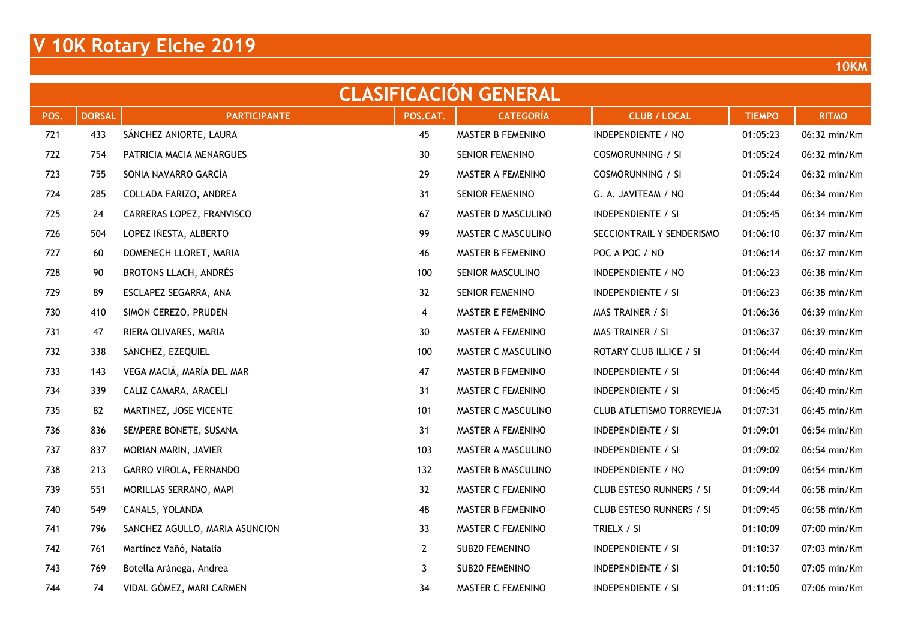# V 10K Rotary Elche 2019

**10KM**

## CLASIFICACIÓN GENERAL

| POS. | DORSAL | PARTICIPANTE | POS.CAT. | CATEGORÍA | CLUB / LOCAL | TIEMPO | RITMO |
|---|---|---|---|---|---|---|---|
| 721 | 433 | SÁNCHEZ ANIORTE, LAURA | 45 | MASTER B FEMENINO | INDEPENDIENTE / NO | 01:05:23 | 06:32 min/Km |
| 722 | 754 | PATRICIA MACIA MENARGUES | 30 | SENIOR FEMENINO | COSMORUNNING / SI | 01:05:24 | 06:32 min/Km |
| 723 | 755 | SONIA NAVARRO GARCÍA | 29 | MASTER A FEMENINO | COSMORUNNING / SI | 01:05:24 | 06:32 min/Km |
| 724 | 285 | COLLADA FARIZO, ANDREA | 31 | SENIOR FEMENINO | G. A. JAVITEAM / NO | 01:05:44 | 06:34 min/Km |
| 725 | 24 | CARRERAS LOPEZ, FRANVISCO | 67 | MASTER D MASCULINO | INDEPENDIENTE / SI | 01:05:45 | 06:34 min/Km |
| 726 | 504 | LOPEZ IÑESTA, ALBERTO | 99 | MASTER C MASCULINO | SECCIONTRAIL Y SENDERISMO | 01:06:10 | 06:37 min/Km |
| 727 | 60 | DOMENECH LLORET, MARIA | 46 | MASTER B FEMENINO | POC A POC / NO | 01:06:14 | 06:37 min/Km |
| 728 | 90 | BROTONS LLACH, ANDRÉS | 100 | SENIOR MASCULINO | INDEPENDIENTE / NO | 01:06:23 | 06:38 min/Km |
| 729 | 89 | ESCLAPEZ SEGARRA, ANA | 32 | SENIOR FEMENINO | INDEPENDIENTE / SI | 01:06:23 | 06:38 min/Km |
| 730 | 410 | SIMON CEREZO, PRUDEN | 4 | MASTER E FEMENINO | MAS TRAINER / SI | 01:06:36 | 06:39 min/Km |
| 731 | 47 | RIERA OLIVARES, MARIA | 30 | MASTER A FEMENINO | MAS TRAINER / SI | 01:06:37 | 06:39 min/Km |
| 732 | 338 | SANCHEZ, EZEQUIEL | 100 | MASTER C MASCULINO | ROTARY CLUB ILLICE / SI | 01:06:44 | 06:40 min/Km |
| 733 | 143 | VEGA MACIÁ, MARÍA DEL MAR | 47 | MASTER B FEMENINO | INDEPENDIENTE / SI | 01:06:44 | 06:40 min/Km |
| 734 | 339 | CALIZ CAMARA, ARACELI | 31 | MASTER C FEMENINO | INDEPENDIENTE / SI | 01:06:45 | 06:40 min/Km |
| 735 | 82 | MARTINEZ, JOSE VICENTE | 101 | MASTER C MASCULINO | CLUB ATLETISMO TORREVIEJA | 01:07:31 | 06:45 min/Km |
| 736 | 836 | SEMPERE BONETE, SUSANA | 31 | MASTER A FEMENINO | INDEPENDIENTE / SI | 01:09:01 | 06:54 min/Km |
| 737 | 837 | MORIAN MARIN, JAVIER | 103 | MASTER A MASCULINO | INDEPENDIENTE / SI | 01:09:02 | 06:54 min/Km |
| 738 | 213 | GARRO VIROLA, FERNANDO | 132 | MASTER B MASCULINO | INDEPENDIENTE / NO | 01:09:09 | 06:54 min/Km |
| 739 | 551 | MORILLAS SERRANO, MAPI | 32 | MASTER C FEMENINO | CLUB ESTESO RUNNERS / SI | 01:09:44 | 06:58 min/Km |
| 740 | 549 | CANALS, YOLANDA | 48 | MASTER B FEMENINO | CLUB ESTESO RUNNERS / SI | 01:09:45 | 06:58 min/Km |
| 741 | 796 | SANCHEZ AGULLO, MARIA ASUNCION | 33 | MASTER C FEMENINO | TRIELX / SI | 01:10:09 | 07:00 min/Km |
| 742 | 761 | Martínez Vañó, Natalia | 2 | SUB20 FEMENINO | INDEPENDIENTE / SI | 01:10:37 | 07:03 min/Km |
| 743 | 769 | Botella Aránega, Andrea | 3 | SUB20 FEMENINO | INDEPENDIENTE / SI | 01:10:50 | 07:05 min/Km |
| 744 | 74 | VIDAL GÓMEZ, MARI CARMEN | 34 | MASTER C FEMENINO | INDEPENDIENTE / SI | 01:11:05 | 07:06 min/Km |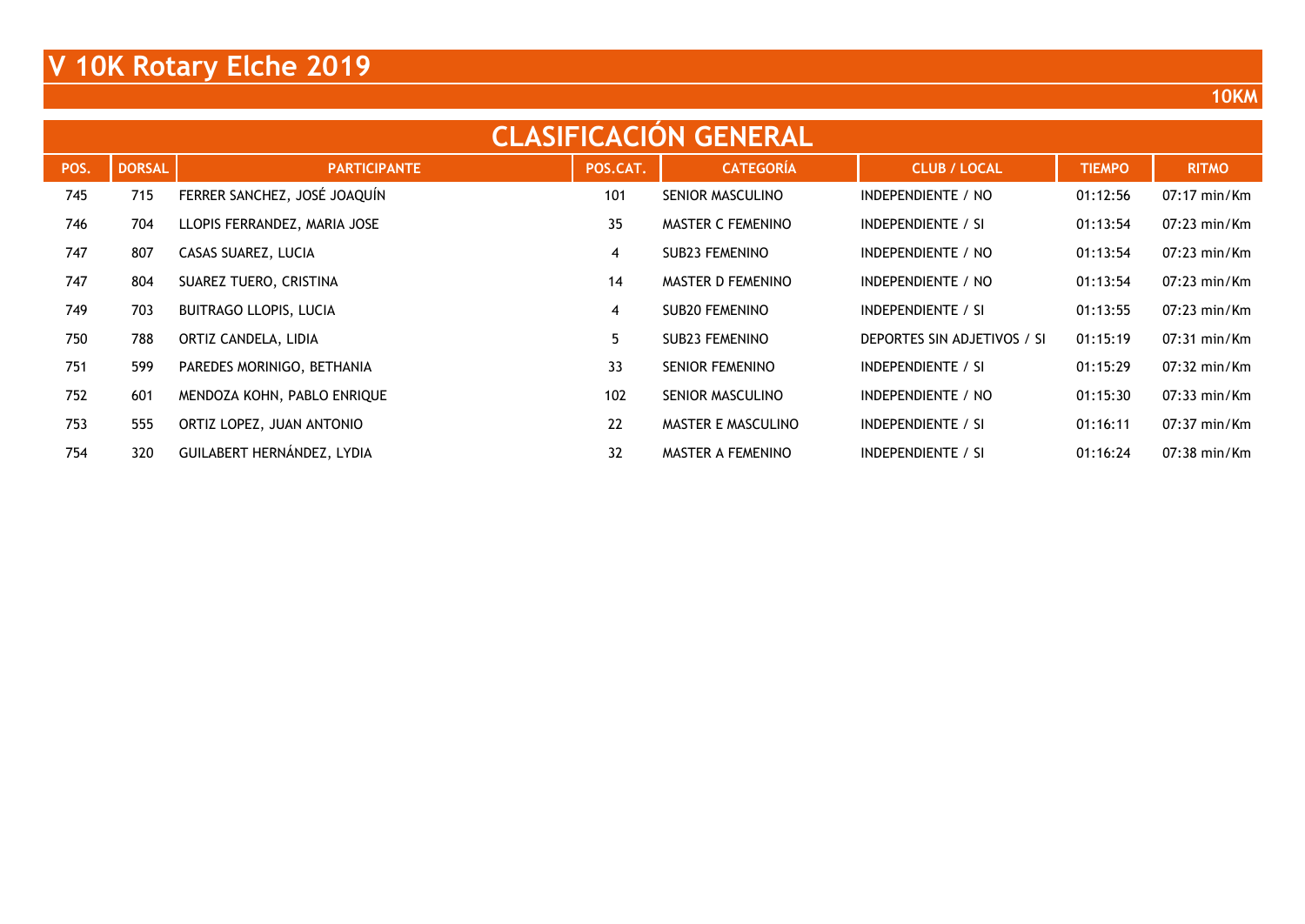# V 10K Rotary Elche 2019

10KM

## CLASIFICACIÓN GENERAL

| POS. | DORSAL | PARTICIPANTE | POS.CAT. | CATEGORÍA | CLUB / LOCAL | TIEMPO | RITMO |
|---|---|---|---|---|---|---|---|
| 745 | 715 | FERRER SANCHEZ, JOSÉ JOAQUÍN | 101 | SENIOR MASCULINO | INDEPENDIENTE / NO | 01:12:56 | 07:17 min/Km |
| 746 | 704 | LLOPIS FERRANDEZ, MARIA JOSE | 35 | MASTER C FEMENINO | INDEPENDIENTE / SI | 01:13:54 | 07:23 min/Km |
| 747 | 807 | CASAS SUAREZ, LUCIA | 4 | SUB23 FEMENINO | INDEPENDIENTE / NO | 01:13:54 | 07:23 min/Km |
| 747 | 804 | SUAREZ TUERO, CRISTINA | 14 | MASTER D FEMENINO | INDEPENDIENTE / NO | 01:13:54 | 07:23 min/Km |
| 749 | 703 | BUITRAGO LLOPIS, LUCIA | 4 | SUB20 FEMENINO | INDEPENDIENTE / SI | 01:13:55 | 07:23 min/Km |
| 750 | 788 | ORTIZ CANDELA, LIDIA | 5 | SUB23 FEMENINO | DEPORTES SIN ADJETIVOS / SI | 01:15:19 | 07:31 min/Km |
| 751 | 599 | PAREDES MORINIGO, BETHANIA | 33 | SENIOR FEMENINO | INDEPENDIENTE / SI | 01:15:29 | 07:32 min/Km |
| 752 | 601 | MENDOZA KOHN, PABLO ENRIQUE | 102 | SENIOR MASCULINO | INDEPENDIENTE / NO | 01:15:30 | 07:33 min/Km |
| 753 | 555 | ORTIZ LOPEZ, JUAN ANTONIO | 22 | MASTER E MASCULINO | INDEPENDIENTE / SI | 01:16:11 | 07:37 min/Km |
| 754 | 320 | GUILABERT HERNÁNDEZ, LYDIA | 32 | MASTER A FEMENINO | INDEPENDIENTE / SI | 01:16:24 | 07:38 min/Km |